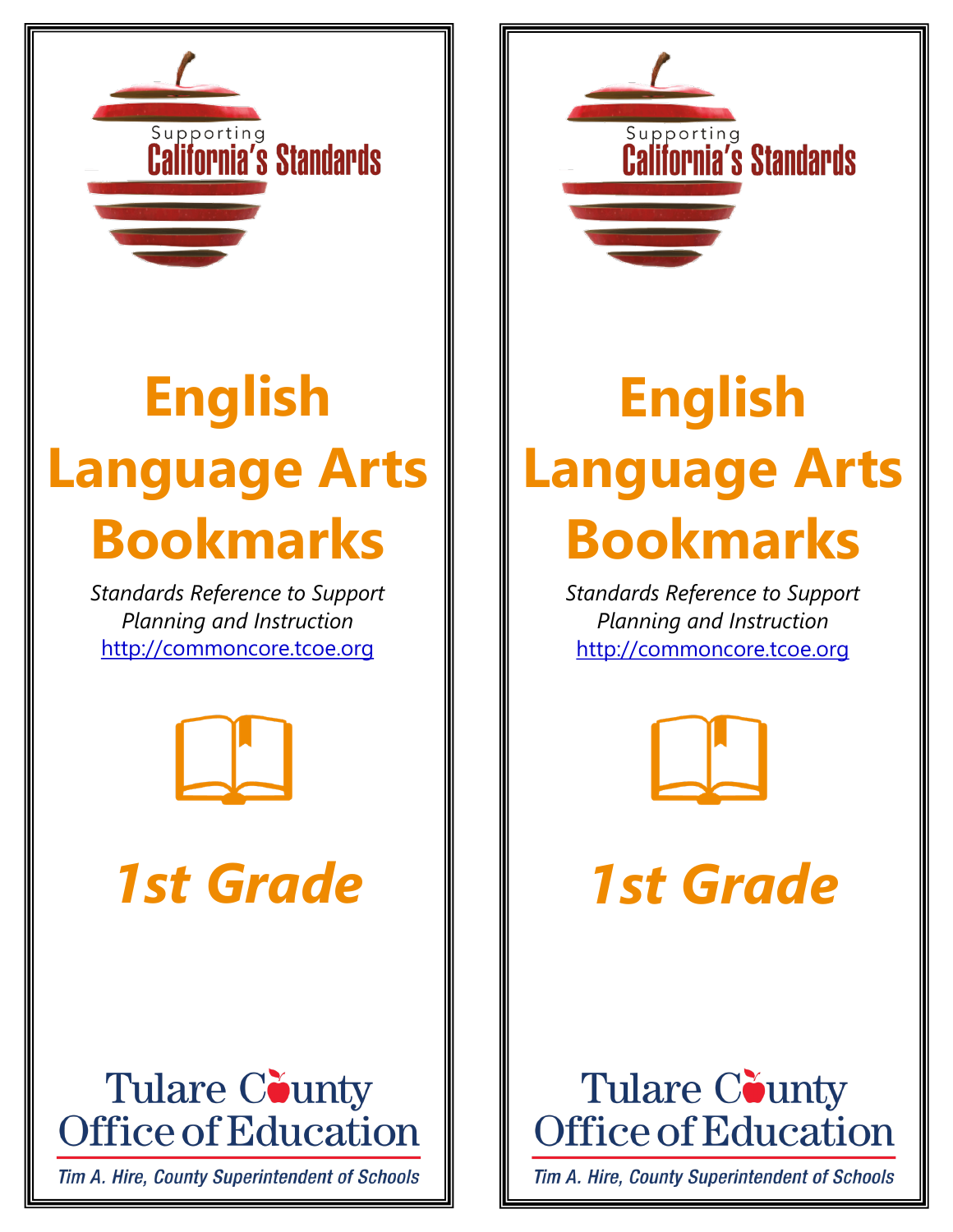Supporting California's Standards

# English Language Arts Bookmarks

*Standards Reference to Support Planning and Instruction*
http://commoncore.tcoe.org

## *1st Grade*

Tulare County Office of Education

*Tim A. Hire, County Superintendent of Schools*

Supporting California's Standards

# English Language Arts Bookmarks

*Standards Reference to Support Planning and Instruction*
http://commoncore.tcoe.org

## *1st Grade*

Tulare County Office of Education

*Tim A. Hire, County Superintendent of Schools*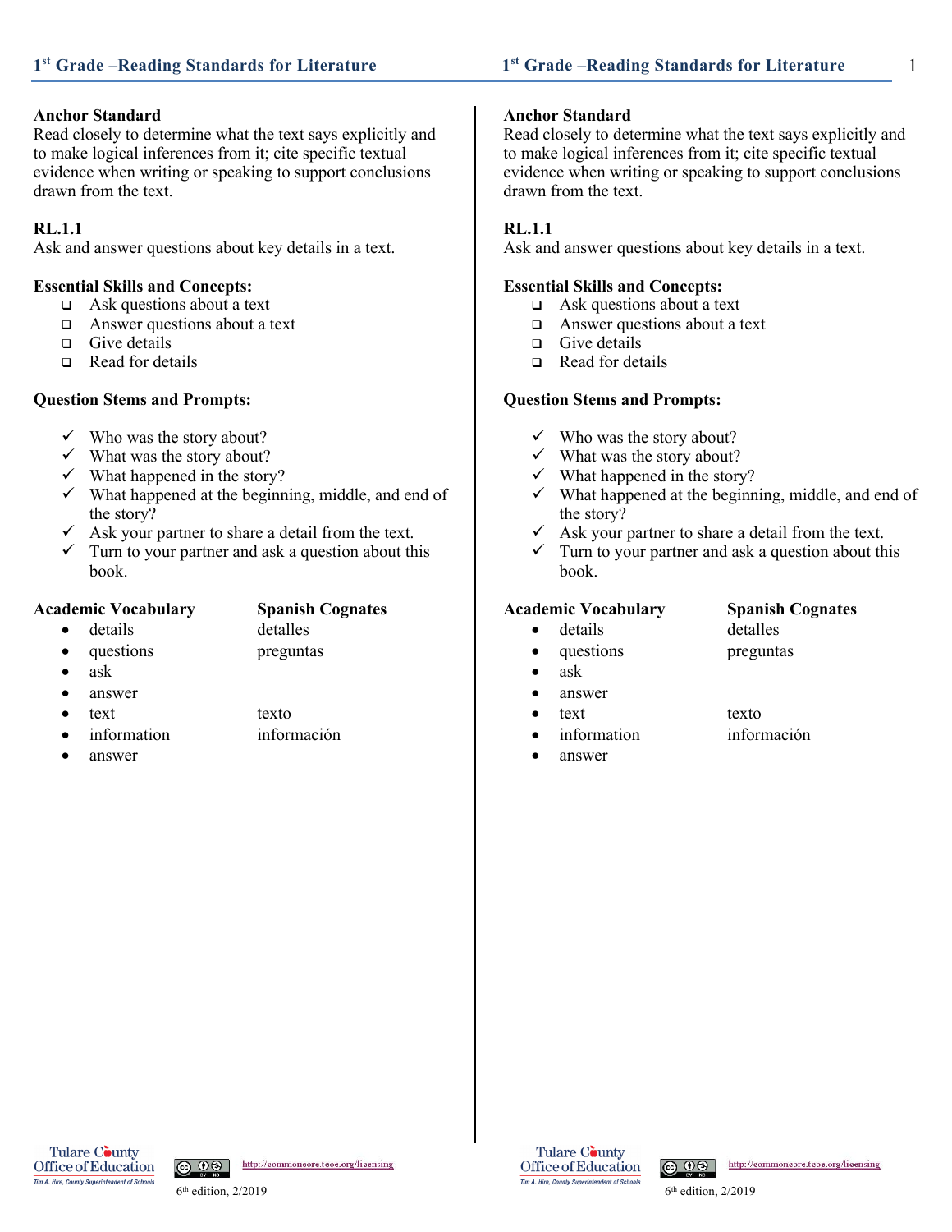**Anchor Standard**
Read closely to determine what the text says explicitly and to make logical inferences from it; cite specific textual evidence when writing or speaking to support conclusions drawn from the text.

**RL.1.1**
Ask and answer questions about key details in a text.

**Essential Skills and Concepts:**

- ❑ Ask questions about a text
- ❑ Answer questions about a text
- ❑ Give details
- ❑ Read for details

**Question Stems and Prompts:**

- ✓ Who was the story about?
- ✓ What was the story about?
- ✓ What happened in the story?
- ✓ What happened at the beginning, middle, and end of the story?
- ✓ Ask your partner to share a detail from the text.
- ✓ Turn to your partner and ask a question about this book.

| Academic Vocabulary | Spanish Cognates |
| --- | --- |
| • details | detalles |
| • questions | preguntas |
| • ask | |
| • answer | |
| • text | texto |
| • information | información |
| • answer | |

**Anchor Standard**
Read closely to determine what the text says explicitly and to make logical inferences from it; cite specific textual evidence when writing or speaking to support conclusions drawn from the text.

**RL.1.1**
Ask and answer questions about key details in a text.

**Essential Skills and Concepts:**

- ❑ Ask questions about a text
- ❑ Answer questions about a text
- ❑ Give details
- ❑ Read for details

**Question Stems and Prompts:**

- ✓ Who was the story about?
- ✓ What was the story about?
- ✓ What happened in the story?
- ✓ What happened at the beginning, middle, and end of the story?
- ✓ Ask your partner to share a detail from the text.
- ✓ Turn to your partner and ask a question about this book.

| Academic Vocabulary | Spanish Cognates |
| --- | --- |
| • details | detalles |
| • questions | preguntas |
| • ask | |
| • answer | |
| • text | texto |
| • information | información |
| • answer | |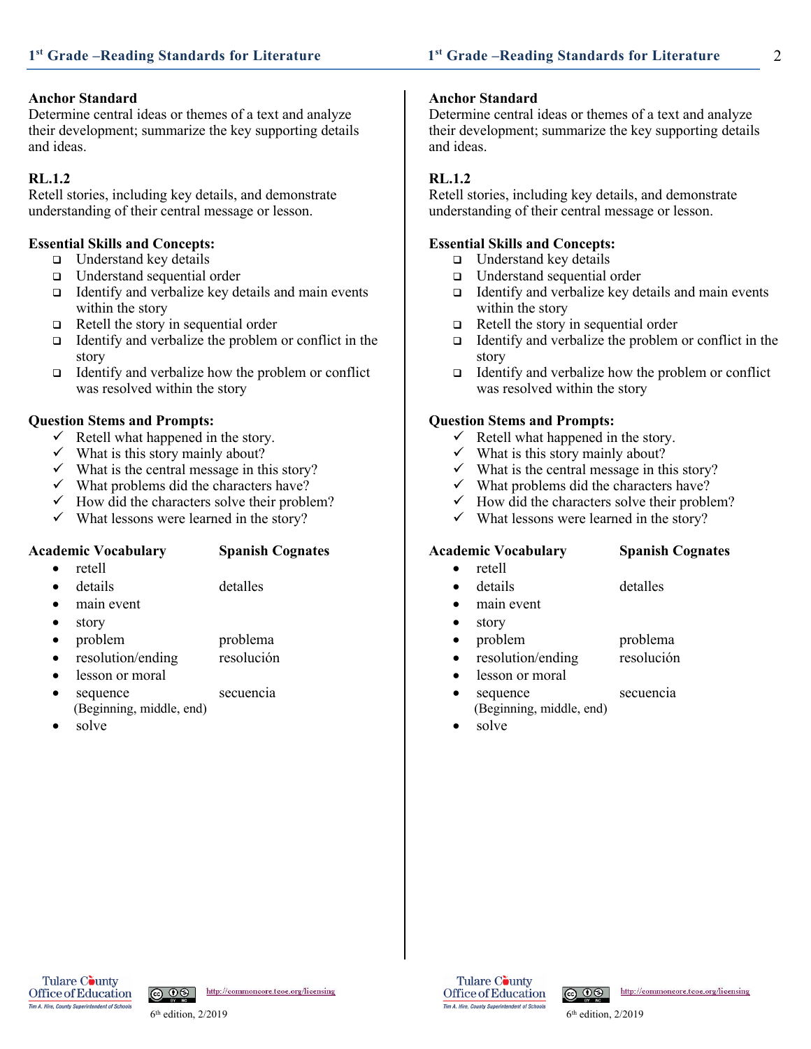**Anchor Standard**
Determine central ideas or themes of a text and analyze their development; summarize the key supporting details and ideas.

**RL.1.2**
Retell stories, including key details, and demonstrate understanding of their central message or lesson.

**Essential Skills and Concepts:**

- ❑ Understand key details
- ❑ Understand sequential order
- ❑ Identify and verbalize key details and main events within the story
- ❑ Retell the story in sequential order
- ❑ Identify and verbalize the problem or conflict in the story
- ❑ Identify and verbalize how the problem or conflict was resolved within the story

**Question Stems and Prompts:**

- ✓ Retell what happened in the story.
- ✓ What is this story mainly about?
- ✓ What is the central message in this story?
- ✓ What problems did the characters have?
- ✓ How did the characters solve their problem?
- ✓ What lessons were learned in the story?

| Academic Vocabulary | Spanish Cognates |
| --- | --- |
| • retell | |
| • details | detalles |
| • main event | |
| • story | |
| • problem | problema |
| • resolution/ending | resolución |
| • lesson or moral | |
| • sequence (Beginning, middle, end) | secuencia |
| • solve | |

**Anchor Standard**
Determine central ideas or themes of a text and analyze their development; summarize the key supporting details and ideas.

**RL.1.2**
Retell stories, including key details, and demonstrate understanding of their central message or lesson.

**Essential Skills and Concepts:**

- ❑ Understand key details
- ❑ Understand sequential order
- ❑ Identify and verbalize key details and main events within the story
- ❑ Retell the story in sequential order
- ❑ Identify and verbalize the problem or conflict in the story
- ❑ Identify and verbalize how the problem or conflict was resolved within the story

**Question Stems and Prompts:**

- ✓ Retell what happened in the story.
- ✓ What is this story mainly about?
- ✓ What is the central message in this story?
- ✓ What problems did the characters have?
- ✓ How did the characters solve their problem?
- ✓ What lessons were learned in the story?

| Academic Vocabulary | Spanish Cognates |
| --- | --- |
| • retell | |
| • details | detalles |
| • main event | |
| • story | |
| • problem | problema |
| • resolution/ending | resolución |
| • lesson or moral | |
| • sequence (Beginning, middle, end) | secuencia |
| • solve | |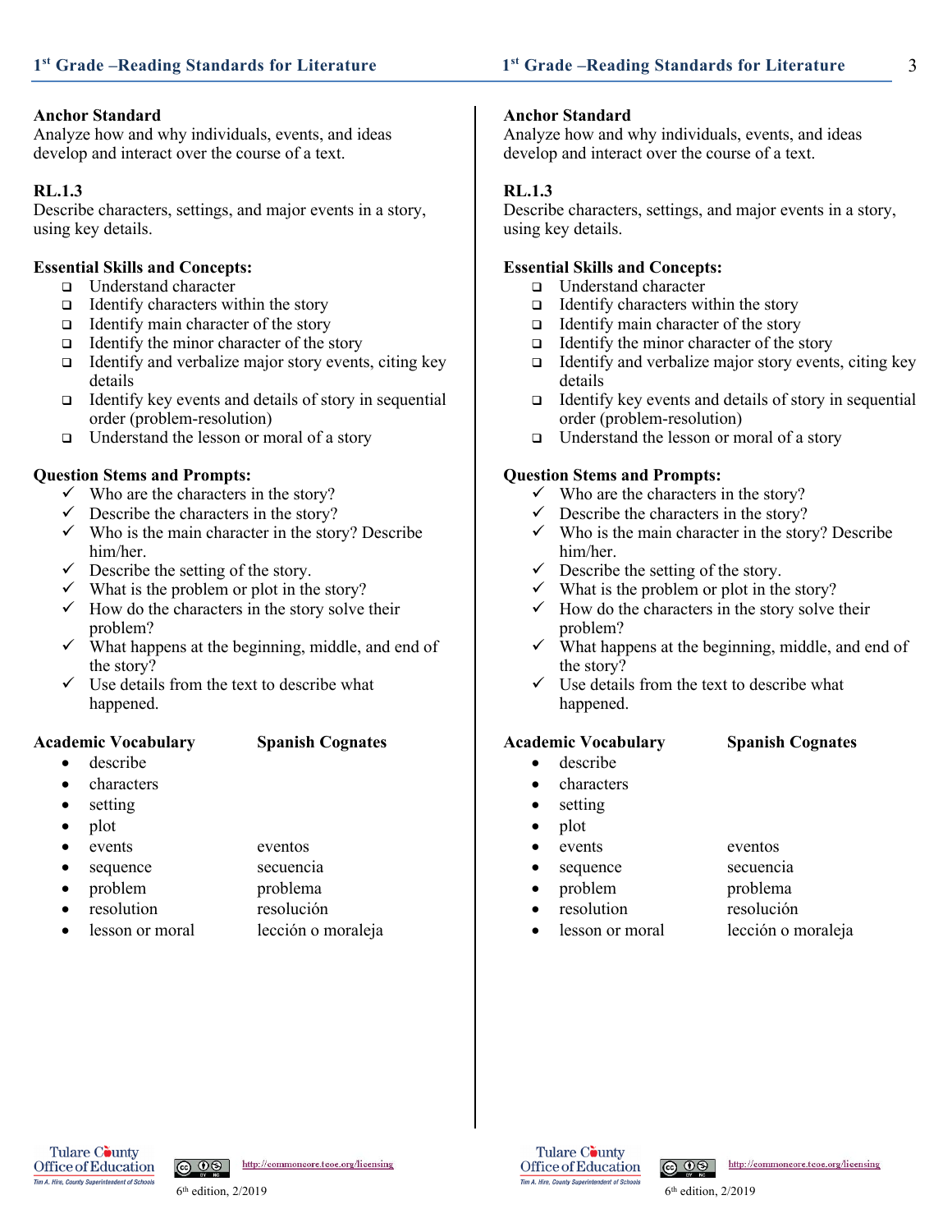### Anchor Standard

Analyze how and why individuals, events, and ideas develop and interact over the course of a text.

### RL.1.3

Describe characters, settings, and major events in a story, using key details.

**Essential Skills and Concepts:**

- ❑ Understand character
- ❑ Identify characters within the story
- ❑ Identify main character of the story
- ❑ Identify the minor character of the story
- ❑ Identify and verbalize major story events, citing key details
- ❑ Identify key events and details of story in sequential order (problem-resolution)
- ❑ Understand the lesson or moral of a story

**Question Stems and Prompts:**

- ✓ Who are the characters in the story?
- ✓ Describe the characters in the story?
- ✓ Who is the main character in the story? Describe him/her.
- ✓ Describe the setting of the story.
- ✓ What is the problem or plot in the story?
- ✓ How do the characters in the story solve their problem?
- ✓ What happens at the beginning, middle, and end of the story?
- ✓ Use details from the text to describe what happened.

| Academic Vocabulary | Spanish Cognates |
|---|---|
| • describe | |
| • characters | |
| • setting | |
| • plot | |
| • events | eventos |
| • sequence | secuencia |
| • problem | problema |
| • resolution | resolución |
| • lesson or moral | lección o moraleja |

### Anchor Standard

Analyze how and why individuals, events, and ideas develop and interact over the course of a text.

### RL.1.3

Describe characters, settings, and major events in a story, using key details.

**Essential Skills and Concepts:**

- ❑ Understand character
- ❑ Identify characters within the story
- ❑ Identify main character of the story
- ❑ Identify the minor character of the story
- ❑ Identify and verbalize major story events, citing key details
- ❑ Identify key events and details of story in sequential order (problem-resolution)
- ❑ Understand the lesson or moral of a story

**Question Stems and Prompts:**

- ✓ Who are the characters in the story?
- ✓ Describe the characters in the story?
- ✓ Who is the main character in the story? Describe him/her.
- ✓ Describe the setting of the story.
- ✓ What is the problem or plot in the story?
- ✓ How do the characters in the story solve their problem?
- ✓ What happens at the beginning, middle, and end of the story?
- ✓ Use details from the text to describe what happened.

| Academic Vocabulary | Spanish Cognates |
|---|---|
| • describe | |
| • characters | |
| • setting | |
| • plot | |
| • events | eventos |
| • sequence | secuencia |
| • problem | problema |
| • resolution | resolución |
| • lesson or moral | lección o moraleja |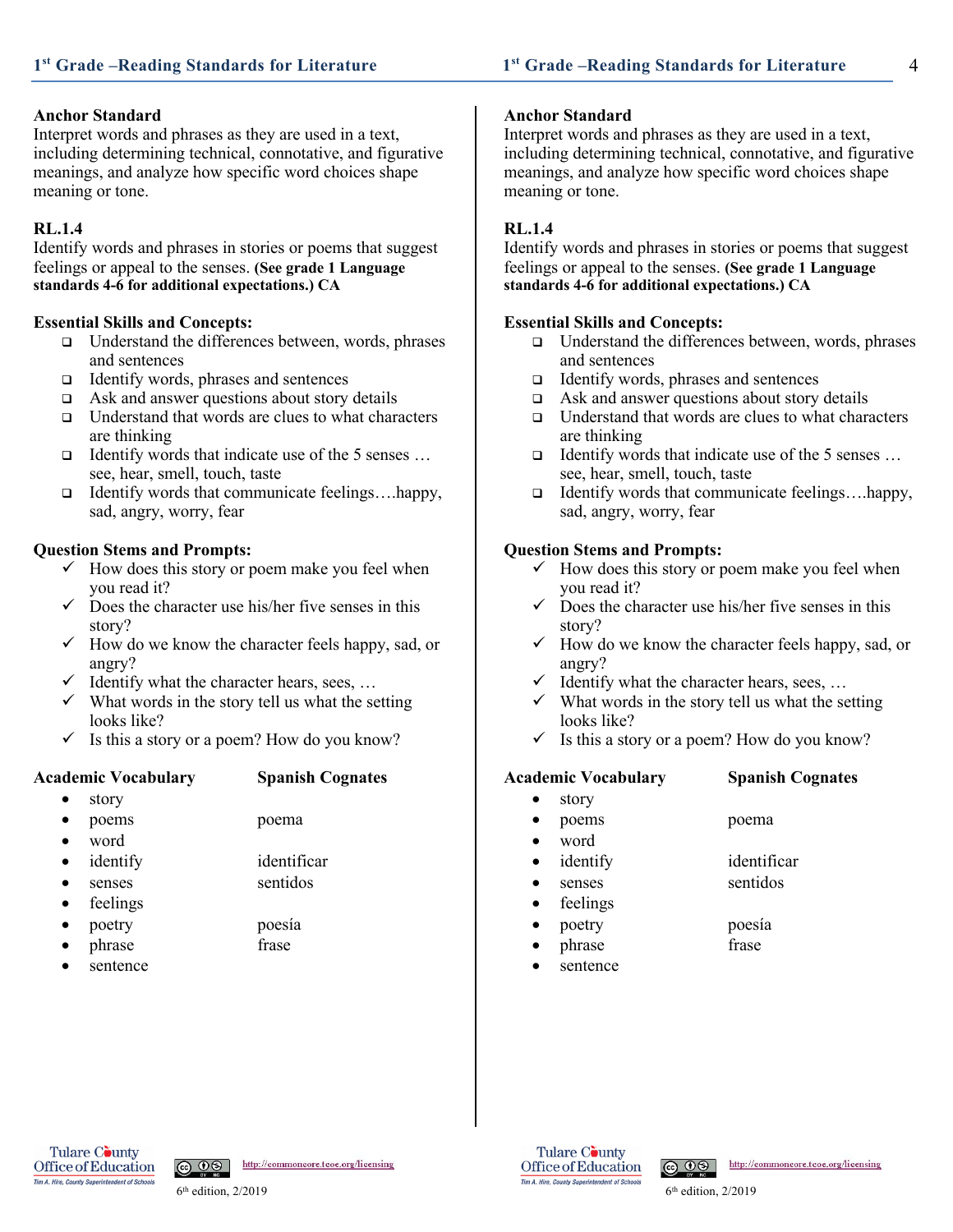### Anchor Standard

Interpret words and phrases as they are used in a text, including determining technical, connotative, and figurative meanings, and analyze how specific word choices shape meaning or tone.

### RL.1.4

Identify words and phrases in stories or poems that suggest feelings or appeal to the senses. **(See grade 1 Language standards 4-6 for additional expectations.) CA**

### Essential Skills and Concepts:

- ❑ Understand the differences between, words, phrases and sentences
- ❑ Identify words, phrases and sentences
- ❑ Ask and answer questions about story details
- ❑ Understand that words are clues to what characters are thinking
- ❑ Identify words that indicate use of the 5 senses … see, hear, smell, touch, taste
- ❑ Identify words that communicate feelings….happy, sad, angry, worry, fear

### Question Stems and Prompts:

- ✓ How does this story or poem make you feel when you read it?
- ✓ Does the character use his/her five senses in this story?
- ✓ How do we know the character feels happy, sad, or angry?
- ✓ Identify what the character hears, sees, …
- ✓ What words in the story tell us what the setting looks like?
- ✓ Is this a story or a poem? How do you know?

| Academic Vocabulary | Spanish Cognates |
|---|---|
| • story | |
| • poems | poema |
| • word | |
| • identify | identificar |
| • senses | sentidos |
| • feelings | |
| • poetry | poesía |
| • phrase | frase |
| • sentence | |

### Anchor Standard

Interpret words and phrases as they are used in a text, including determining technical, connotative, and figurative meanings, and analyze how specific word choices shape meaning or tone.

### RL.1.4

Identify words and phrases in stories or poems that suggest feelings or appeal to the senses. **(See grade 1 Language standards 4-6 for additional expectations.) CA**

### Essential Skills and Concepts:

- ❑ Understand the differences between, words, phrases and sentences
- ❑ Identify words, phrases and sentences
- ❑ Ask and answer questions about story details
- ❑ Understand that words are clues to what characters are thinking
- ❑ Identify words that indicate use of the 5 senses … see, hear, smell, touch, taste
- ❑ Identify words that communicate feelings….happy, sad, angry, worry, fear

### Question Stems and Prompts:

- ✓ How does this story or poem make you feel when you read it?
- ✓ Does the character use his/her five senses in this story?
- ✓ How do we know the character feels happy, sad, or angry?
- ✓ Identify what the character hears, sees, …
- ✓ What words in the story tell us what the setting looks like?
- ✓ Is this a story or a poem? How do you know?

| Academic Vocabulary | Spanish Cognates |
|---|---|
| • story | |
| • poems | poema |
| • word | |
| • identify | identificar |
| • senses | sentidos |
| • feelings | |
| • poetry | poesía |
| • phrase | frase |
| • sentence | |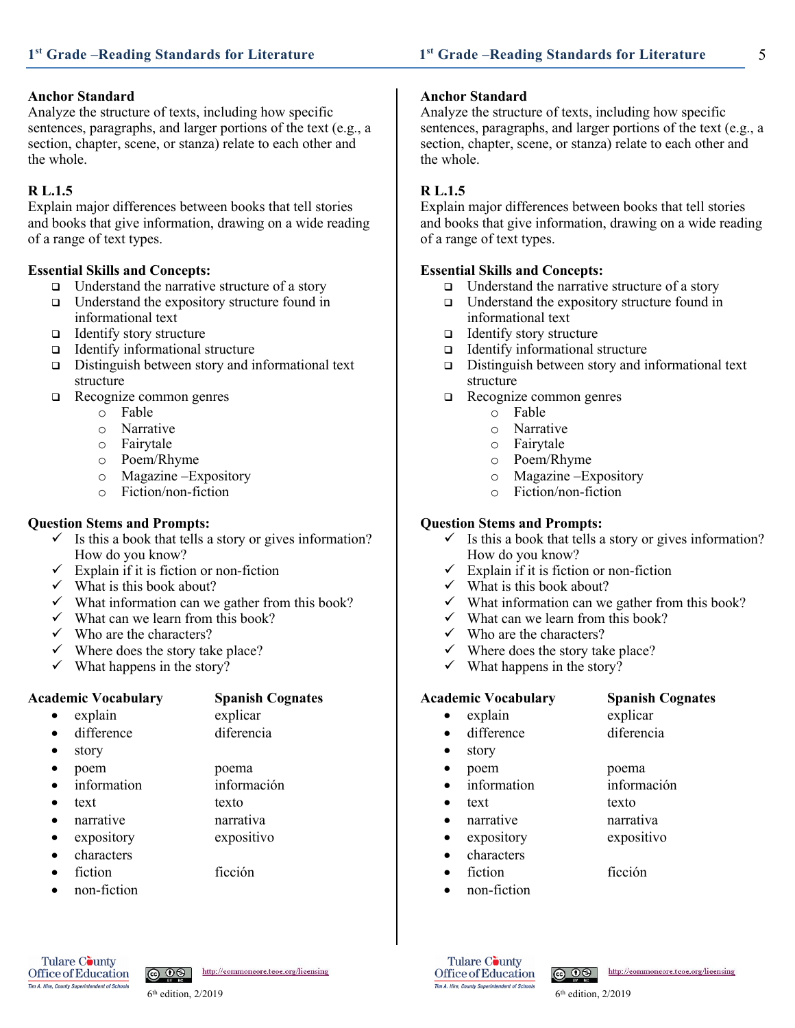**Anchor Standard**
Analyze the structure of texts, including how specific sentences, paragraphs, and larger portions of the text (e.g., a section, chapter, scene, or stanza) relate to each other and the whole.

**R L.1.5**
Explain major differences between books that tell stories and books that give information, drawing on a wide reading of a range of text types.

**Essential Skills and Concepts:**

- ❑ Understand the narrative structure of a story
- ❑ Understand the expository structure found in informational text
- ❑ Identify story structure
- ❑ Identify informational structure
- ❑ Distinguish between story and informational text structure
- ❑ Recognize common genres
  - Fable
  - Narrative
  - Fairytale
  - Poem/Rhyme
  - Magazine –Expository
  - Fiction/non-fiction

**Question Stems and Prompts:**

- ✓ Is this a book that tells a story or gives information? How do you know?
- ✓ Explain if it is fiction or non-fiction
- ✓ What is this book about?
- ✓ What information can we gather from this book?
- ✓ What can we learn from this book?
- ✓ Who are the characters?
- ✓ Where does the story take place?
- ✓ What happens in the story?

| Academic Vocabulary | Spanish Cognates |
|---|---|
| • explain | explicar |
| • difference | diferencia |
| • story | |
| • poem | poema |
| • information | información |
| • text | texto |
| • narrative | narrativa |
| • expository | expositivo |
| • characters | |
| • fiction | ficción |
| • non-fiction | |

**Anchor Standard**
Analyze the structure of texts, including how specific sentences, paragraphs, and larger portions of the text (e.g., a section, chapter, scene, or stanza) relate to each other and the whole.

**R L.1.5**
Explain major differences between books that tell stories and books that give information, drawing on a wide reading of a range of text types.

**Essential Skills and Concepts:**

- ❑ Understand the narrative structure of a story
- ❑ Understand the expository structure found in informational text
- ❑ Identify story structure
- ❑ Identify informational structure
- ❑ Distinguish between story and informational text structure
- ❑ Recognize common genres
  - Fable
  - Narrative
  - Fairytale
  - Poem/Rhyme
  - Magazine –Expository
  - Fiction/non-fiction

**Question Stems and Prompts:**

- ✓ Is this a book that tells a story or gives information? How do you know?
- ✓ Explain if it is fiction or non-fiction
- ✓ What is this book about?
- ✓ What information can we gather from this book?
- ✓ What can we learn from this book?
- ✓ Who are the characters?
- ✓ Where does the story take place?
- ✓ What happens in the story?

| Academic Vocabulary | Spanish Cognates |
|---|---|
| • explain | explicar |
| • difference | diferencia |
| • story | |
| • poem | poema |
| • information | información |
| • text | texto |
| • narrative | narrativa |
| • expository | expositivo |
| • characters | |
| • fiction | ficción |
| • non-fiction | |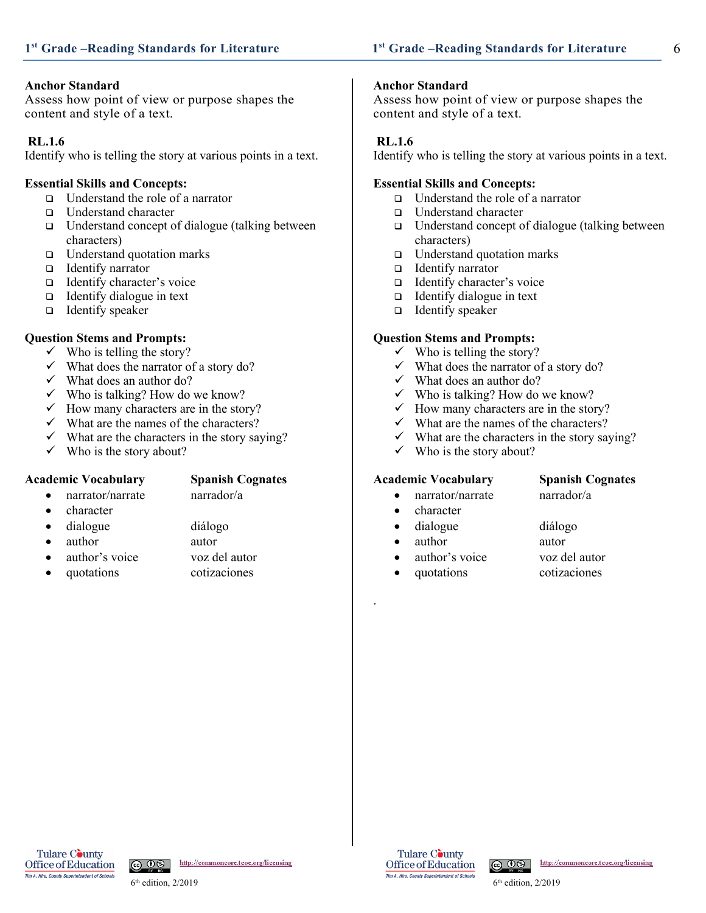**Anchor Standard**
Assess how point of view or purpose shapes the content and style of a text.

**RL.1.6**
Identify who is telling the story at various points in a text.

**Essential Skills and Concepts:**

- ❑ Understand the role of a narrator
- ❑ Understand character
- ❑ Understand concept of dialogue (talking between characters)
- ❑ Understand quotation marks
- ❑ Identify narrator
- ❑ Identify character's voice
- ❑ Identify dialogue in text
- ❑ Identify speaker

**Question Stems and Prompts:**

- ✓ Who is telling the story?
- ✓ What does the narrator of a story do?
- ✓ What does an author do?
- ✓ Who is talking? How do we know?
- ✓ How many characters are in the story?
- ✓ What are the names of the characters?
- ✓ What are the characters in the story saying?
- ✓ Who is the story about?

| Academic Vocabulary | Spanish Cognates |
|---|---|
| • narrator/narrate | narrador/a |
| • character | |
| • dialogue | diálogo |
| • author | autor |
| • author's voice | voz del autor |
| • quotations | cotizaciones |

**Anchor Standard**
Assess how point of view or purpose shapes the content and style of a text.

**RL.1.6**
Identify who is telling the story at various points in a text.

**Essential Skills and Concepts:**

- ❑ Understand the role of a narrator
- ❑ Understand character
- ❑ Understand concept of dialogue (talking between characters)
- ❑ Understand quotation marks
- ❑ Identify narrator
- ❑ Identify character's voice
- ❑ Identify dialogue in text
- ❑ Identify speaker

**Question Stems and Prompts:**

- ✓ Who is telling the story?
- ✓ What does the narrator of a story do?
- ✓ What does an author do?
- ✓ Who is talking? How do we know?
- ✓ How many characters are in the story?
- ✓ What are the names of the characters?
- ✓ What are the characters in the story saying?
- ✓ Who is the story about?

| Academic Vocabulary | Spanish Cognates |
|---|---|
| • narrator/narrate | narrador/a |
| • character | |
| • dialogue | diálogo |
| • author | autor |
| • author's voice | voz del autor |
| • quotations | cotizaciones |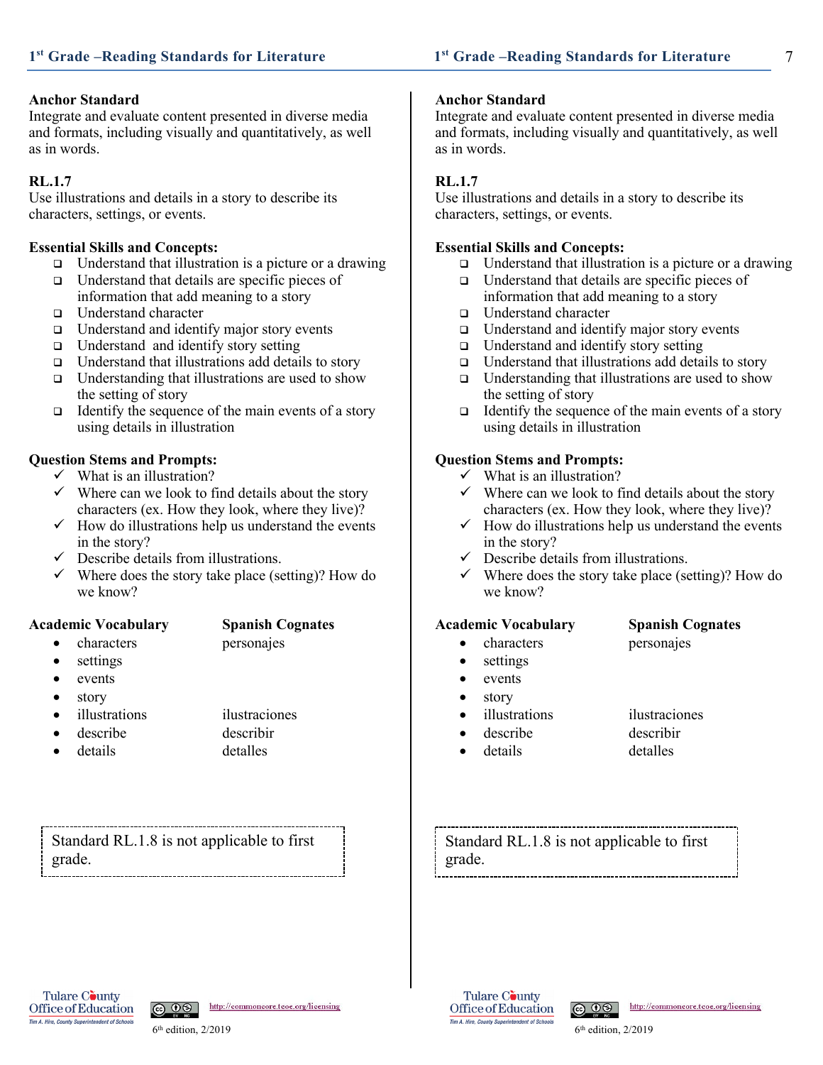## Anchor Standard

Integrate and evaluate content presented in diverse media and formats, including visually and quantitatively, as well as in words.

## RL.1.7

Use illustrations and details in a story to describe its characters, settings, or events.

**Essential Skills and Concepts:**

- ❑ Understand that illustration is a picture or a drawing
- ❑ Understand that details are specific pieces of information that add meaning to a story
- ❑ Understand character
- ❑ Understand and identify major story events
- ❑ Understand and identify story setting
- ❑ Understand that illustrations add details to story
- ❑ Understanding that illustrations are used to show the setting of story
- ❑ Identify the sequence of the main events of a story using details in illustration

**Question Stems and Prompts:**

- ✓ What is an illustration?
- ✓ Where can we look to find details about the story characters (ex. How they look, where they live)?
- ✓ How do illustrations help us understand the events in the story?
- ✓ Describe details from illustrations.
- ✓ Where does the story take place (setting)? How do we know?

| Academic Vocabulary | Spanish Cognates |
|---|---|
| characters | personajes |
| settings | |
| events | |
| story | |
| illustrations | ilustraciones |
| describe | describir |
| details | detalles |

Standard RL.1.8 is not applicable to first grade.

## Anchor Standard

Integrate and evaluate content presented in diverse media and formats, including visually and quantitatively, as well as in words.

## RL.1.7

Use illustrations and details in a story to describe its characters, settings, or events.

**Essential Skills and Concepts:**

- ❑ Understand that illustration is a picture or a drawing
- ❑ Understand that details are specific pieces of information that add meaning to a story
- ❑ Understand character
- ❑ Understand and identify major story events
- ❑ Understand and identify story setting
- ❑ Understand that illustrations add details to story
- ❑ Understanding that illustrations are used to show the setting of story
- ❑ Identify the sequence of the main events of a story using details in illustration

**Question Stems and Prompts:**

- ✓ What is an illustration?
- ✓ Where can we look to find details about the story characters (ex. How they look, where they live)?
- ✓ How do illustrations help us understand the events in the story?
- ✓ Describe details from illustrations.
- ✓ Where does the story take place (setting)? How do we know?

| Academic Vocabulary | Spanish Cognates |
|---|---|
| characters | personajes |
| settings | |
| events | |
| story | |
| illustrations | ilustraciones |
| describe | describir |
| details | detalles |

Standard RL.1.8 is not applicable to first grade.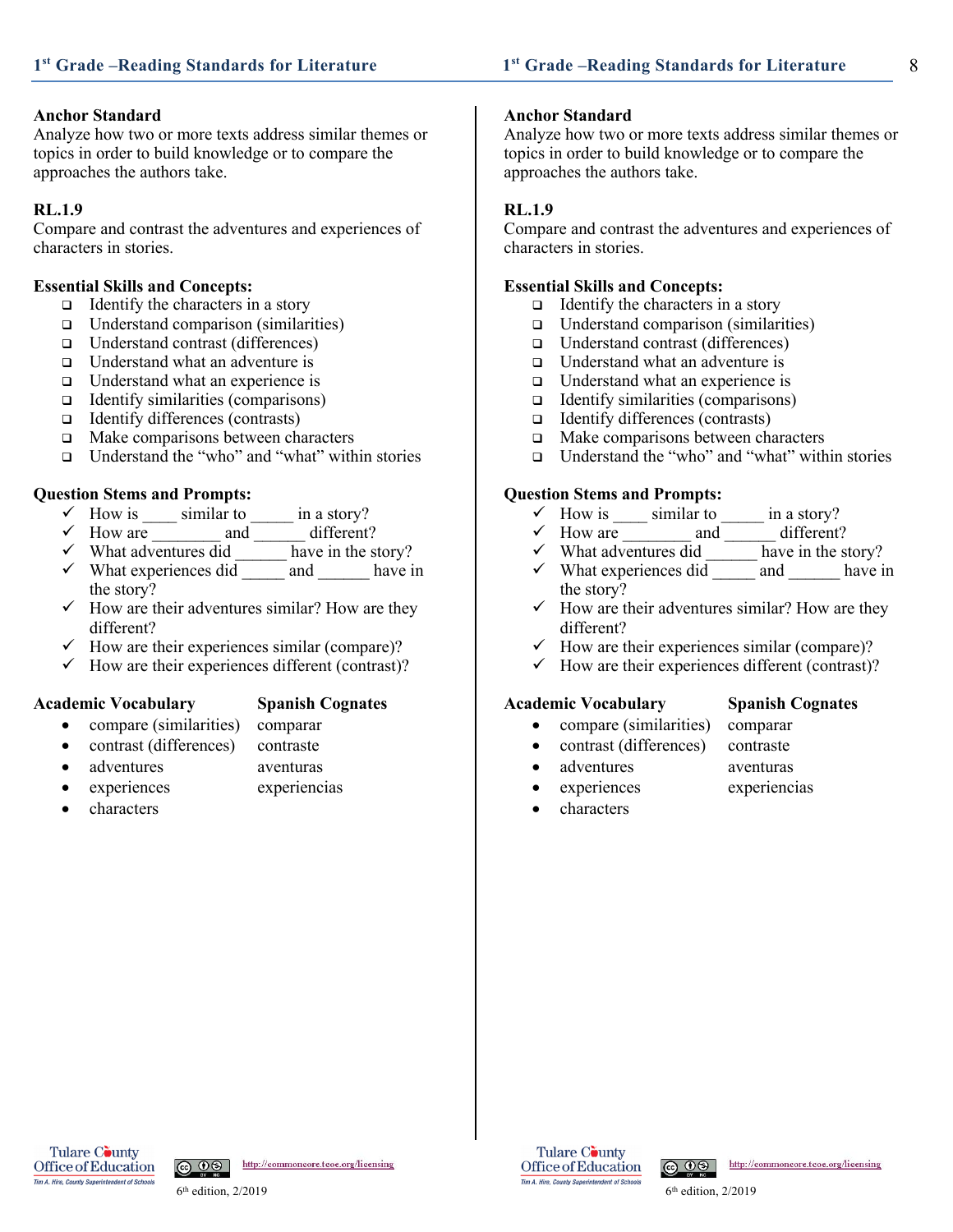**Anchor Standard**
Analyze how two or more texts address similar themes or topics in order to build knowledge or to compare the approaches the authors take.

**RL.1.9**
Compare and contrast the adventures and experiences of characters in stories.

**Essential Skills and Concepts:**

- ❑ Identify the characters in a story
- ❑ Understand comparison (similarities)
- ❑ Understand contrast (differences)
- ❑ Understand what an adventure is
- ❑ Understand what an experience is
- ❑ Identify similarities (comparisons)
- ❑ Identify differences (contrasts)
- ❑ Make comparisons between characters
- ❑ Understand the "who" and "what" within stories

**Question Stems and Prompts:**

- ✓ How is ____ similar to _____ in a story?
- ✓ How are ________ and ______ different?
- ✓ What adventures did ______ have in the story?
- ✓ What experiences did _____ and ______ have in the story?
- ✓ How are their adventures similar? How are they different?
- ✓ How are their experiences similar (compare)?
- ✓ How are their experiences different (contrast)?

| **Academic Vocabulary** | **Spanish Cognates** |
|---|---|
| • compare (similarities) | comparar |
| • contrast (differences) | contraste |
| • adventures | aventuras |
| • experiences | experiencias |
| • characters | |

**Anchor Standard**
Analyze how two or more texts address similar themes or topics in order to build knowledge or to compare the approaches the authors take.

**RL.1.9**
Compare and contrast the adventures and experiences of characters in stories.

**Essential Skills and Concepts:**

- ❑ Identify the characters in a story
- ❑ Understand comparison (similarities)
- ❑ Understand contrast (differences)
- ❑ Understand what an adventure is
- ❑ Understand what an experience is
- ❑ Identify similarities (comparisons)
- ❑ Identify differences (contrasts)
- ❑ Make comparisons between characters
- ❑ Understand the "who" and "what" within stories

**Question Stems and Prompts:**

- ✓ How is ____ similar to _____ in a story?
- ✓ How are ________ and ______ different?
- ✓ What adventures did ______ have in the story?
- ✓ What experiences did _____ and ______ have in the story?
- ✓ How are their adventures similar? How are they different?
- ✓ How are their experiences similar (compare)?
- ✓ How are their experiences different (contrast)?

| **Academic Vocabulary** | **Spanish Cognates** |
|---|---|
| • compare (similarities) | comparar |
| • contrast (differences) | contraste |
| • adventures | aventuras |
| • experiences | experiencias |
| • characters | |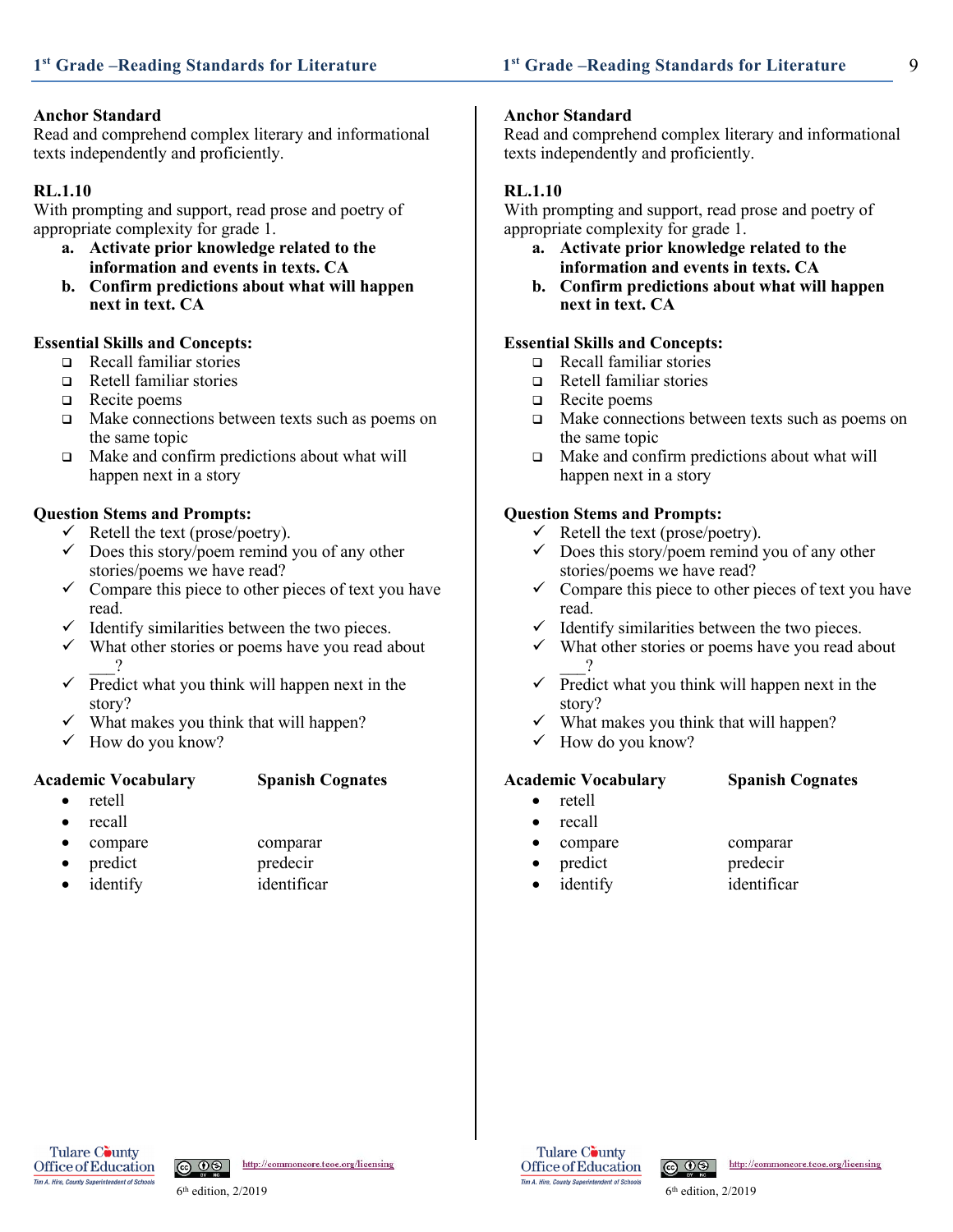## Anchor Standard
Read and comprehend complex literary and informational texts independently and proficiently.

**RL.1.10**
With prompting and support, read prose and poetry of appropriate complexity for grade 1.

a. **Activate prior knowledge related to the information and events in texts. CA**
b. **Confirm predictions about what will happen next in text. CA**

**Essential Skills and Concepts:**
- ❑ Recall familiar stories
- ❑ Retell familiar stories
- ❑ Recite poems
- ❑ Make connections between texts such as poems on the same topic
- ❑ Make and confirm predictions about what will happen next in a story

**Question Stems and Prompts:**
- ✓ Retell the text (prose/poetry).
- ✓ Does this story/poem remind you of any other stories/poems we have read?
- ✓ Compare this piece to other pieces of text you have read.
- ✓ Identify similarities between the two pieces.
- ✓ What other stories or poems have you read about ___?
- ✓ Predict what you think will happen next in the story?
- ✓ What makes you think that will happen?
- ✓ How do you know?

| Academic Vocabulary | Spanish Cognates |
|---|---|
| • retell | |
| • recall | |
| • compare | comparar |
| • predict | predecir |
| • identify | identificar |

## Anchor Standard
Read and comprehend complex literary and informational texts independently and proficiently.

**RL.1.10**
With prompting and support, read prose and poetry of appropriate complexity for grade 1.

a. **Activate prior knowledge related to the information and events in texts. CA**
b. **Confirm predictions about what will happen next in text. CA**

**Essential Skills and Concepts:**
- ❑ Recall familiar stories
- ❑ Retell familiar stories
- ❑ Recite poems
- ❑ Make connections between texts such as poems on the same topic
- ❑ Make and confirm predictions about what will happen next in a story

**Question Stems and Prompts:**
- ✓ Retell the text (prose/poetry).
- ✓ Does this story/poem remind you of any other stories/poems we have read?
- ✓ Compare this piece to other pieces of text you have read.
- ✓ Identify similarities between the two pieces.
- ✓ What other stories or poems have you read about ___?
- ✓ Predict what you think will happen next in the story?
- ✓ What makes you think that will happen?
- ✓ How do you know?

| Academic Vocabulary | Spanish Cognates |
|---|---|
| • retell | |
| • recall | |
| • compare | comparar |
| • predict | predecir |
| • identify | identificar |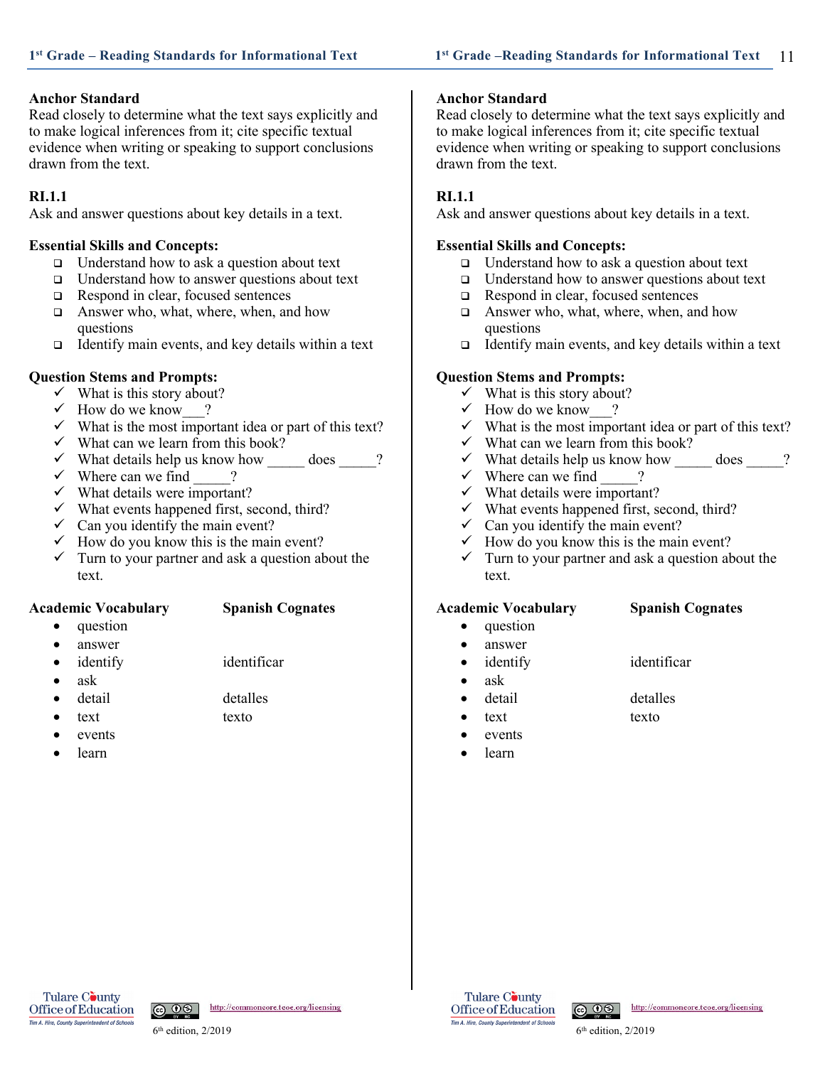**Anchor Standard**
Read closely to determine what the text says explicitly and to make logical inferences from it; cite specific textual evidence when writing or speaking to support conclusions drawn from the text.

**RI.1.1**
Ask and answer questions about key details in a text.

**Essential Skills and Concepts:**

- ❑ Understand how to ask a question about text
- ❑ Understand how to answer questions about text
- ❑ Respond in clear, focused sentences
- ❑ Answer who, what, where, when, and how questions
- ❑ Identify main events, and key details within a text

**Question Stems and Prompts:**

- ✓ What is this story about?
- ✓ How do we know___?
- ✓ What is the most important idea or part of this text?
- ✓ What can we learn from this book?
- ✓ What details help us know how _____ does _____?
- ✓ Where can we find _____?
- ✓ What details were important?
- ✓ What events happened first, second, third?
- ✓ Can you identify the main event?
- ✓ How do you know this is the main event?
- ✓ Turn to your partner and ask a question about the text.

| Academic Vocabulary | Spanish Cognates |
|---|---|
| • question | |
| • answer | |
| • identify | identificar |
| • ask | |
| • detail | detalles |
| • text | texto |
| • events | |
| • learn | |

**Anchor Standard**
Read closely to determine what the text says explicitly and to make logical inferences from it; cite specific textual evidence when writing or speaking to support conclusions drawn from the text.

**RI.1.1**
Ask and answer questions about key details in a text.

**Essential Skills and Concepts:**

- ❑ Understand how to ask a question about text
- ❑ Understand how to answer questions about text
- ❑ Respond in clear, focused sentences
- ❑ Answer who, what, where, when, and how questions
- ❑ Identify main events, and key details within a text

**Question Stems and Prompts:**

- ✓ What is this story about?
- ✓ How do we know___?
- ✓ What is the most important idea or part of this text?
- ✓ What can we learn from this book?
- ✓ What details help us know how _____ does _____?
- ✓ Where can we find _____?
- ✓ What details were important?
- ✓ What events happened first, second, third?
- ✓ Can you identify the main event?
- ✓ How do you know this is the main event?
- ✓ Turn to your partner and ask a question about the text.

| Academic Vocabulary | Spanish Cognates |
|---|---|
| • question | |
| • answer | |
| • identify | identificar |
| • ask | |
| • detail | detalles |
| • text | texto |
| • events | |
| • learn | |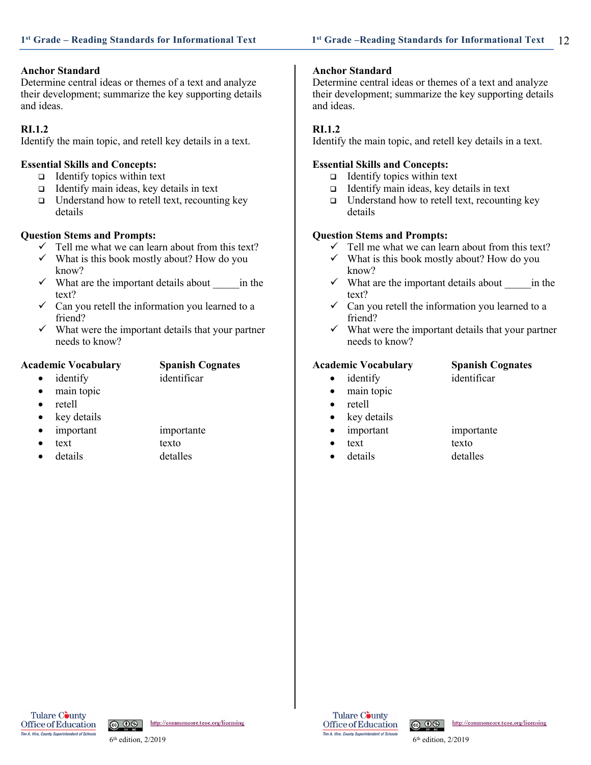## Anchor Standard

Determine central ideas or themes of a text and analyze their development; summarize the key supporting details and ideas.

## RI.1.2

Identify the main topic, and retell key details in a text.

### Essential Skills and Concepts:

- ❑ Identify topics within text
- ❑ Identify main ideas, key details in text
- ❑ Understand how to retell text, recounting key details

### Question Stems and Prompts:

- ✓ Tell me what we can learn about from this text?
- ✓ What is this book mostly about? How do you know?
- ✓ What are the important details about _____in the text?
- ✓ Can you retell the information you learned to a friend?
- ✓ What were the important details that your partner needs to know?

| Academic Vocabulary | Spanish Cognates |
|---|---|
| • identify | identificar |
| • main topic | |
| • retell | |
| • key details | |
| • important | importante |
| • text | texto |
| • details | detalles |

## Anchor Standard

Determine central ideas or themes of a text and analyze their development; summarize the key supporting details and ideas.

## RI.1.2

Identify the main topic, and retell key details in a text.

### Essential Skills and Concepts:

- ❑ Identify topics within text
- ❑ Identify main ideas, key details in text
- ❑ Understand how to retell text, recounting key details

### Question Stems and Prompts:

- ✓ Tell me what we can learn about from this text?
- ✓ What is this book mostly about? How do you know?
- ✓ What are the important details about _____in the text?
- ✓ Can you retell the information you learned to a friend?
- ✓ What were the important details that your partner needs to know?

| Academic Vocabulary | Spanish Cognates |
|---|---|
| • identify | identificar |
| • main topic | |
| • retell | |
| • key details | |
| • important | importante |
| • text | texto |
| • details | detalles |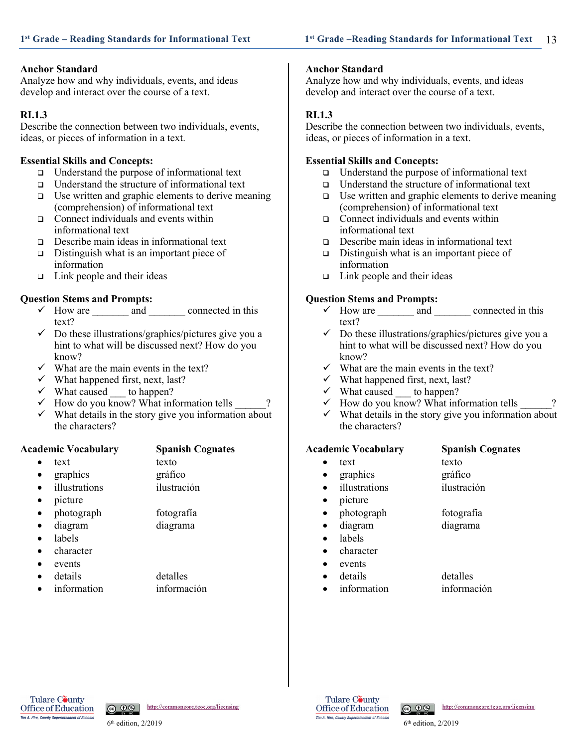**Anchor Standard**
Analyze how and why individuals, events, and ideas develop and interact over the course of a text.

**RI.1.3**
Describe the connection between two individuals, events, ideas, or pieces of information in a text.

**Essential Skills and Concepts:**

- Understand the purpose of informational text
- Understand the structure of informational text
- Use written and graphic elements to derive meaning (comprehension) of informational text
- Connect individuals and events within informational text
- Describe main ideas in informational text
- Distinguish what is an important piece of information
- Link people and their ideas

**Question Stems and Prompts:**

- ✓ How are _______ and _______ connected in this text?
- ✓ Do these illustrations/graphics/pictures give you a hint to what will be discussed next? How do you know?
- ✓ What are the main events in the text?
- ✓ What happened first, next, last?
- ✓ What caused ___ to happen?
- ✓ How do you know? What information tells ______?
- ✓ What details in the story give you information about the characters?

| Academic Vocabulary | Spanish Cognates |
|---|---|
| text | texto |
| graphics | gráfico |
| illustrations | ilustración |
| picture | |
| photograph | fotografía |
| diagram | diagrama |
| labels | |
| character | |
| events | |
| details | detalles |
| information | información |

**Anchor Standard**
Analyze how and why individuals, events, and ideas develop and interact over the course of a text.

**RI.1.3**
Describe the connection between two individuals, events, ideas, or pieces of information in a text.

**Essential Skills and Concepts:**

- Understand the purpose of informational text
- Understand the structure of informational text
- Use written and graphic elements to derive meaning (comprehension) of informational text
- Connect individuals and events within informational text
- Describe main ideas in informational text
- Distinguish what is an important piece of information
- Link people and their ideas

**Question Stems and Prompts:**

- ✓ How are _______ and _______ connected in this text?
- ✓ Do these illustrations/graphics/pictures give you a hint to what will be discussed next? How do you know?
- ✓ What are the main events in the text?
- ✓ What happened first, next, last?
- ✓ What caused ___ to happen?
- ✓ How do you know? What information tells ______?
- ✓ What details in the story give you information about the characters?

| Academic Vocabulary | Spanish Cognates |
|---|---|
| text | texto |
| graphics | gráfico |
| illustrations | ilustración |
| picture | |
| photograph | fotografía |
| diagram | diagrama |
| labels | |
| character | |
| events | |
| details | detalles |
| information | información |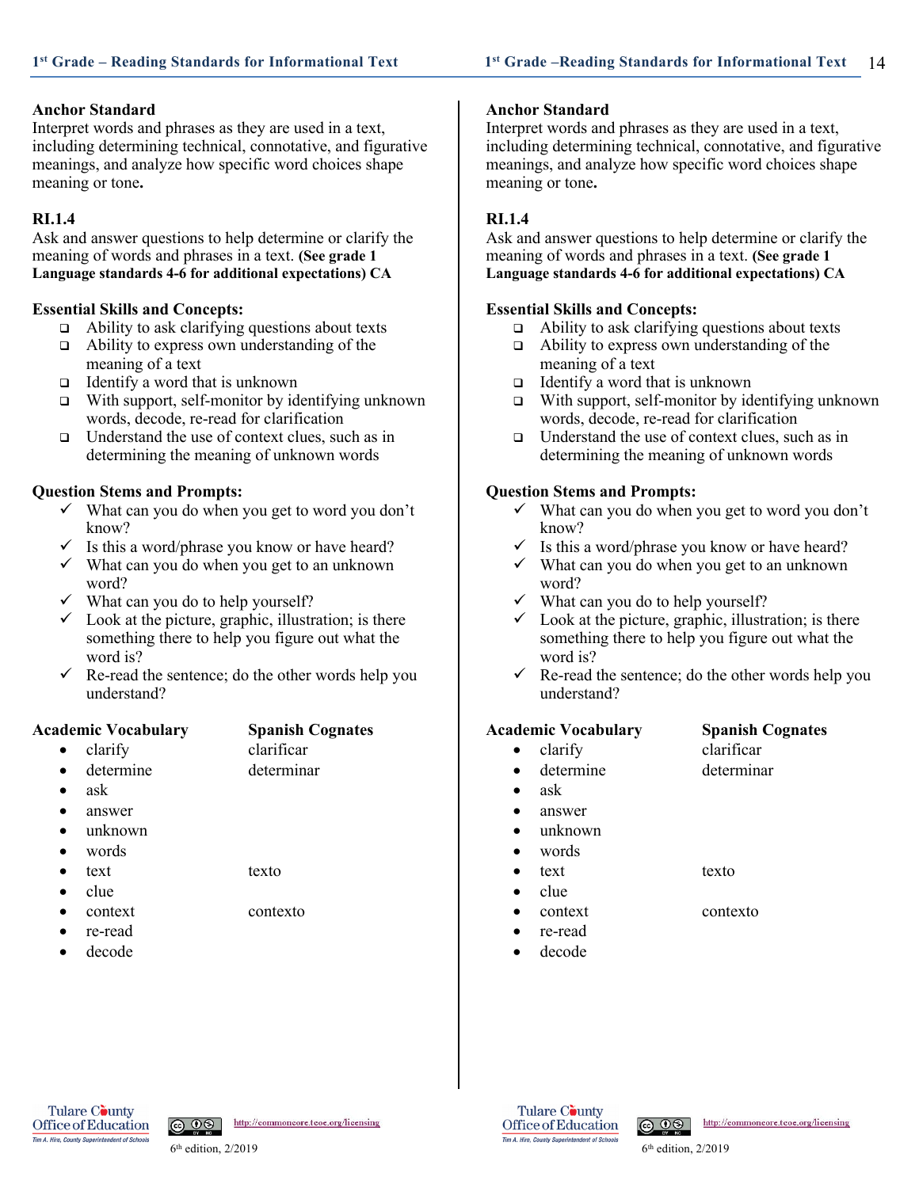## Anchor Standard

Interpret words and phrases as they are used in a text, including determining technical, connotative, and figurative meanings, and analyze how specific word choices shape meaning or tone**.**

## RI.1.4

Ask and answer questions to help determine or clarify the meaning of words and phrases in a text. **(See grade 1 Language standards 4-6 for additional expectations) CA**

### Essential Skills and Concepts:

- ❑ Ability to ask clarifying questions about texts
- ❑ Ability to express own understanding of the meaning of a text
- ❑ Identify a word that is unknown
- ❑ With support, self-monitor by identifying unknown words, decode, re-read for clarification
- ❑ Understand the use of context clues, such as in determining the meaning of unknown words

### Question Stems and Prompts:

- ✓ What can you do when you get to word you don't know?
- ✓ Is this a word/phrase you know or have heard?
- ✓ What can you do when you get to an unknown word?
- ✓ What can you do to help yourself?
- ✓ Look at the picture, graphic, illustration; is there something there to help you figure out what the word is?
- ✓ Re-read the sentence; do the other words help you understand?

| Academic Vocabulary | Spanish Cognates |
|---|---|
| clarify | clarificar |
| determine | determinar |
| ask | |
| answer | |
| unknown | |
| words | |
| text | texto |
| clue | |
| context | contexto |
| re-read | |
| decode | |

## Anchor Standard

Interpret words and phrases as they are used in a text, including determining technical, connotative, and figurative meanings, and analyze how specific word choices shape meaning or tone**.**

## RI.1.4

Ask and answer questions to help determine or clarify the meaning of words and phrases in a text. **(See grade 1 Language standards 4-6 for additional expectations) CA**

### Essential Skills and Concepts:

- ❑ Ability to ask clarifying questions about texts
- ❑ Ability to express own understanding of the meaning of a text
- ❑ Identify a word that is unknown
- ❑ With support, self-monitor by identifying unknown words, decode, re-read for clarification
- ❑ Understand the use of context clues, such as in determining the meaning of unknown words

### Question Stems and Prompts:

- ✓ What can you do when you get to word you don't know?
- ✓ Is this a word/phrase you know or have heard?
- ✓ What can you do when you get to an unknown word?
- ✓ What can you do to help yourself?
- ✓ Look at the picture, graphic, illustration; is there something there to help you figure out what the word is?
- ✓ Re-read the sentence; do the other words help you understand?

| Academic Vocabulary | Spanish Cognates |
|---|---|
| clarify | clarificar |
| determine | determinar |
| ask | |
| answer | |
| unknown | |
| words | |
| text | texto |
| clue | |
| context | contexto |
| re-read | |
| decode | |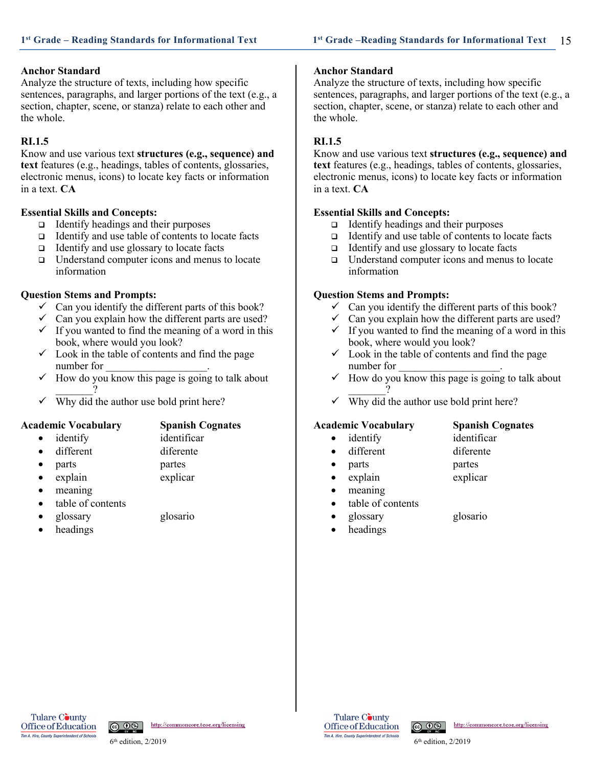**Anchor Standard**
Analyze the structure of texts, including how specific sentences, paragraphs, and larger portions of the text (e.g., a section, chapter, scene, or stanza) relate to each other and the whole.

**RI.1.5**
Know and use various text **structures (e.g., sequence) and text** features (e.g., headings, tables of contents, glossaries, electronic menus, icons) to locate key facts or information in a text. **CA**

**Essential Skills and Concepts:**

- ❑ Identify headings and their purposes
- ❑ Identify and use table of contents to locate facts
- ❑ Identify and use glossary to locate facts
- ❑ Understand computer icons and menus to locate information

**Question Stems and Prompts:**

- ✓ Can you identify the different parts of this book?
- ✓ Can you explain how the different parts are used?
- ✓ If you wanted to find the meaning of a word in this book, where would you look?
- ✓ Look in the table of contents and find the page number for ___________________.
- ✓ How do you know this page is going to talk about _______?
- ✓ Why did the author use bold print here?

| Academic Vocabulary | Spanish Cognates |
|---|---|
| • identify | identificar |
| • different | diferente |
| • parts | partes |
| • explain | explicar |
| • meaning | |
| • table of contents | |
| • glossary | glosario |
| • headings | |

**Anchor Standard**
Analyze the structure of texts, including how specific sentences, paragraphs, and larger portions of the text (e.g., a section, chapter, scene, or stanza) relate to each other and the whole.

**RI.1.5**
Know and use various text **structures (e.g., sequence) and text** features (e.g., headings, tables of contents, glossaries, electronic menus, icons) to locate key facts or information in a text. **CA**

**Essential Skills and Concepts:**

- ❑ Identify headings and their purposes
- ❑ Identify and use table of contents to locate facts
- ❑ Identify and use glossary to locate facts
- ❑ Understand computer icons and menus to locate information

**Question Stems and Prompts:**

- ✓ Can you identify the different parts of this book?
- ✓ Can you explain how the different parts are used?
- ✓ If you wanted to find the meaning of a word in this book, where would you look?
- ✓ Look in the table of contents and find the page number for ___________________.
- ✓ How do you know this page is going to talk about _______?
- ✓ Why did the author use bold print here?

| Academic Vocabulary | Spanish Cognates |
|---|---|
| • identify | identificar |
| • different | diferente |
| • parts | partes |
| • explain | explicar |
| • meaning | |
| • table of contents | |
| • glossary | glosario |
| • headings | |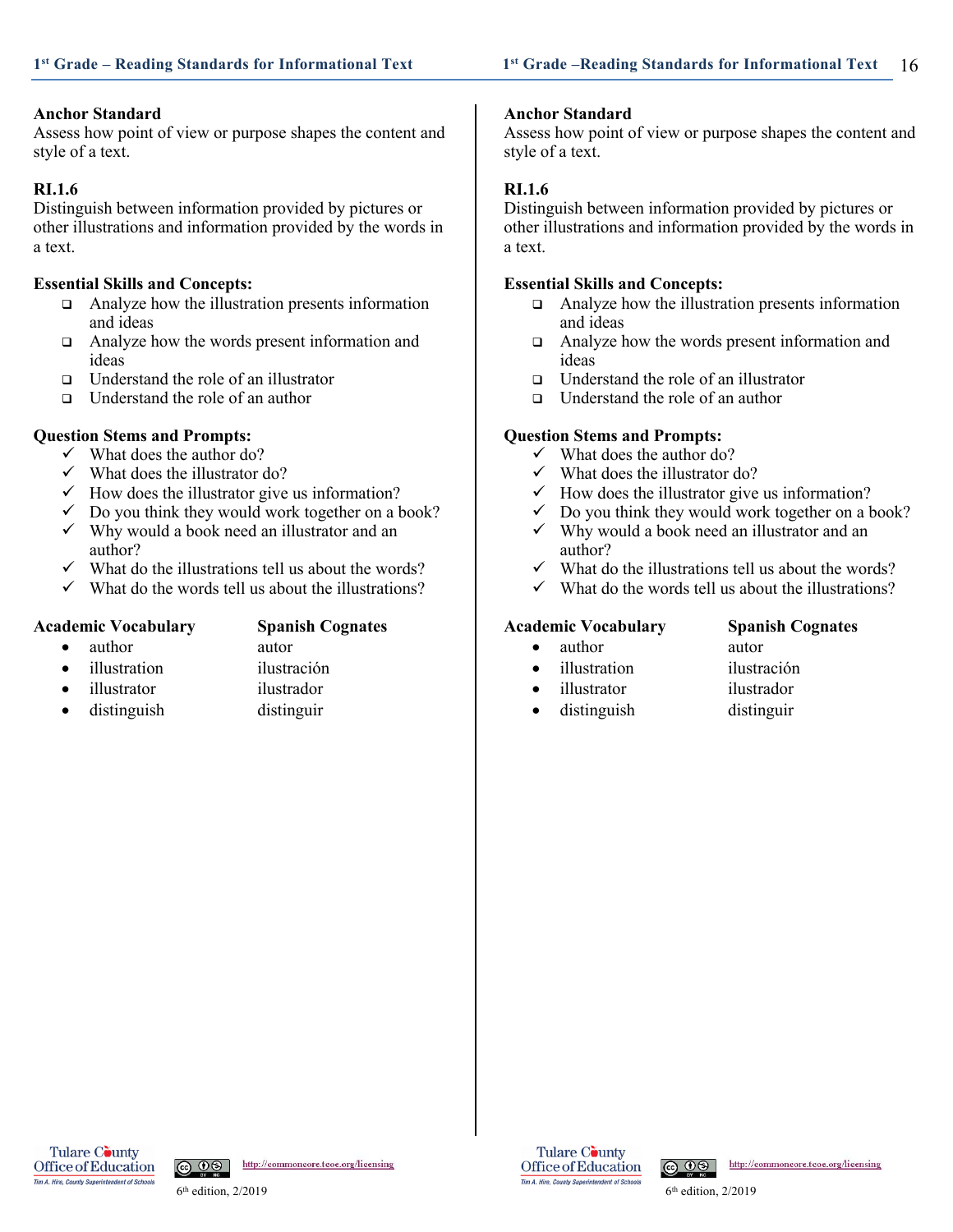**Anchor Standard**
Assess how point of view or purpose shapes the content and style of a text.

**RI.1.6**
Distinguish between information provided by pictures or other illustrations and information provided by the words in a text.

**Essential Skills and Concepts:**

- Analyze how the illustration presents information and ideas
- Analyze how the words present information and ideas
- Understand the role of an illustrator
- Understand the role of an author

**Question Stems and Prompts:**

- ✓ What does the author do?
- ✓ What does the illustrator do?
- ✓ How does the illustrator give us information?
- ✓ Do you think they would work together on a book?
- ✓ Why would a book need an illustrator and an author?
- ✓ What do the illustrations tell us about the words?
- ✓ What do the words tell us about the illustrations?

| Academic Vocabulary | Spanish Cognates |
| --- | --- |
| • author | autor |
| • illustration | ilustración |
| • illustrator | ilustrador |
| • distinguish | distinguir |

**Anchor Standard**
Assess how point of view or purpose shapes the content and style of a text.

**RI.1.6**
Distinguish between information provided by pictures or other illustrations and information provided by the words in a text.

**Essential Skills and Concepts:**

- Analyze how the illustration presents information and ideas
- Analyze how the words present information and ideas
- Understand the role of an illustrator
- Understand the role of an author

**Question Stems and Prompts:**

- ✓ What does the author do?
- ✓ What does the illustrator do?
- ✓ How does the illustrator give us information?
- ✓ Do you think they would work together on a book?
- ✓ Why would a book need an illustrator and an author?
- ✓ What do the illustrations tell us about the words?
- ✓ What do the words tell us about the illustrations?

| Academic Vocabulary | Spanish Cognates |
| --- | --- |
| • author | autor |
| • illustration | ilustración |
| • illustrator | ilustrador |
| • distinguish | distinguir |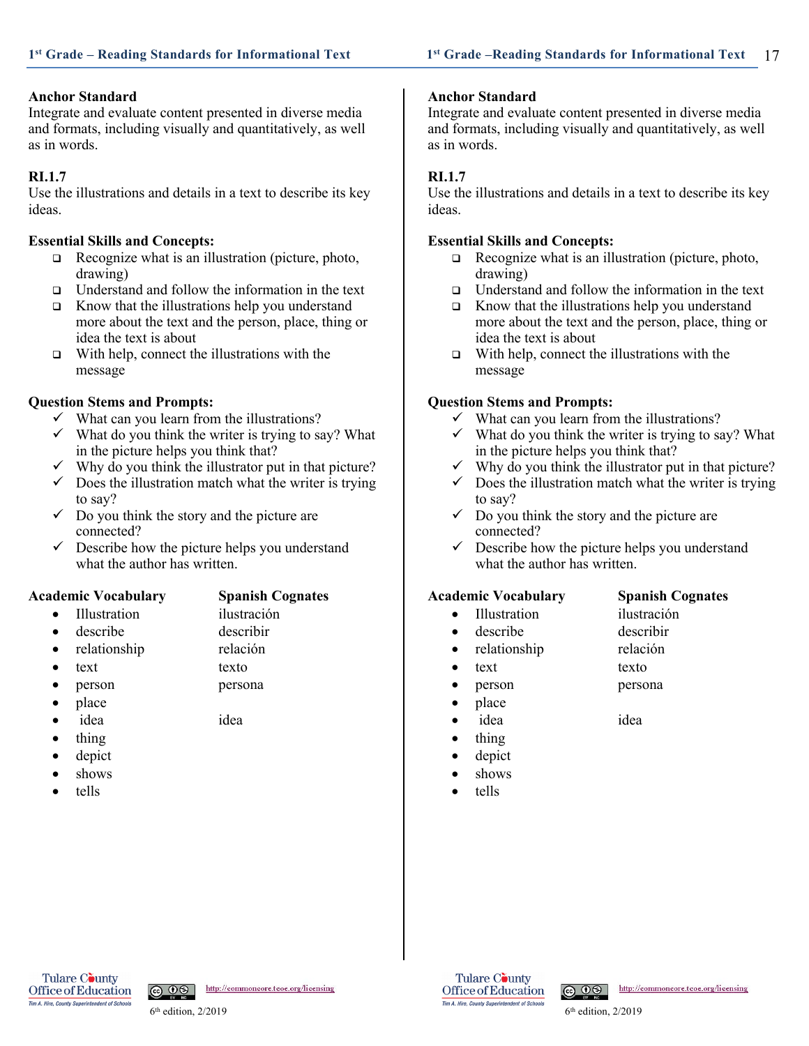## Anchor Standard

Integrate and evaluate content presented in diverse media and formats, including visually and quantitatively, as well as in words.

## RI.1.7

Use the illustrations and details in a text to describe its key ideas.

### Essential Skills and Concepts:

- ❑ Recognize what is an illustration (picture, photo, drawing)
- ❑ Understand and follow the information in the text
- ❑ Know that the illustrations help you understand more about the text and the person, place, thing or idea the text is about
- ❑ With help, connect the illustrations with the message

### Question Stems and Prompts:

- ✓ What can you learn from the illustrations?
- ✓ What do you think the writer is trying to say? What in the picture helps you think that?
- ✓ Why do you think the illustrator put in that picture?
- ✓ Does the illustration match what the writer is trying to say?
- ✓ Do you think the story and the picture are connected?
- ✓ Describe how the picture helps you understand what the author has written.

| Academic Vocabulary | Spanish Cognates |
| --- | --- |
| • Illustration | ilustración |
| • describe | describir |
| • relationship | relación |
| • text | texto |
| • person | persona |
| • place | |
| • idea | idea |
| • thing | |
| • depict | |
| • shows | |
| • tells | |

## Anchor Standard

Integrate and evaluate content presented in diverse media and formats, including visually and quantitatively, as well as in words.

## RI.1.7

Use the illustrations and details in a text to describe its key ideas.

### Essential Skills and Concepts:

- ❑ Recognize what is an illustration (picture, photo, drawing)
- ❑ Understand and follow the information in the text
- ❑ Know that the illustrations help you understand more about the text and the person, place, thing or idea the text is about
- ❑ With help, connect the illustrations with the message

### Question Stems and Prompts:

- ✓ What can you learn from the illustrations?
- ✓ What do you think the writer is trying to say? What in the picture helps you think that?
- ✓ Why do you think the illustrator put in that picture?
- ✓ Does the illustration match what the writer is trying to say?
- ✓ Do you think the story and the picture are connected?
- ✓ Describe how the picture helps you understand what the author has written.

| Academic Vocabulary | Spanish Cognates |
| --- | --- |
| • Illustration | ilustración |
| • describe | describir |
| • relationship | relación |
| • text | texto |
| • person | persona |
| • place | |
| • idea | idea |
| • thing | |
| • depict | |
| • shows | |
| • tells | |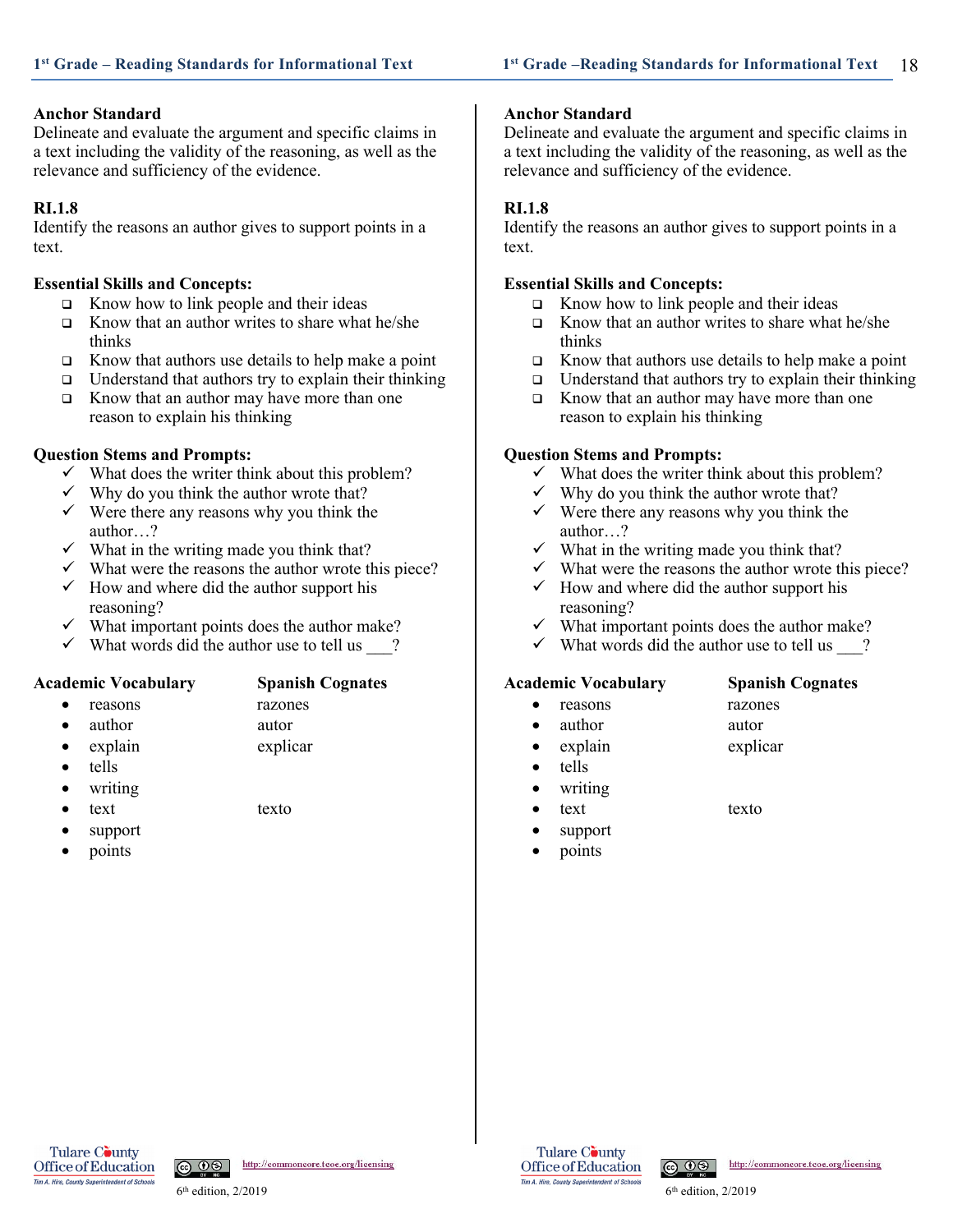**Anchor Standard**
Delineate and evaluate the argument and specific claims in a text including the validity of the reasoning, as well as the relevance and sufficiency of the evidence.

**RI.1.8**
Identify the reasons an author gives to support points in a text.

**Essential Skills and Concepts:**

- ❑ Know how to link people and their ideas
- ❑ Know that an author writes to share what he/she thinks
- ❑ Know that authors use details to help make a point
- ❑ Understand that authors try to explain their thinking
- ❑ Know that an author may have more than one reason to explain his thinking

**Question Stems and Prompts:**

- ✓ What does the writer think about this problem?
- ✓ Why do you think the author wrote that?
- ✓ Were there any reasons why you think the author…?
- ✓ What in the writing made you think that?
- ✓ What were the reasons the author wrote this piece?
- ✓ How and where did the author support his reasoning?
- ✓ What important points does the author make?
- ✓ What words did the author use to tell us ___?

| Academic Vocabulary | Spanish Cognates |
|---|---|
| • reasons | razones |
| • author | autor |
| • explain | explicar |
| • tells | |
| • writing | |
| • text | texto |
| • support | |
| • points | |

**Anchor Standard**
Delineate and evaluate the argument and specific claims in a text including the validity of the reasoning, as well as the relevance and sufficiency of the evidence.

**RI.1.8**
Identify the reasons an author gives to support points in a text.

**Essential Skills and Concepts:**

- ❑ Know how to link people and their ideas
- ❑ Know that an author writes to share what he/she thinks
- ❑ Know that authors use details to help make a point
- ❑ Understand that authors try to explain their thinking
- ❑ Know that an author may have more than one reason to explain his thinking

**Question Stems and Prompts:**

- ✓ What does the writer think about this problem?
- ✓ Why do you think the author wrote that?
- ✓ Were there any reasons why you think the author…?
- ✓ What in the writing made you think that?
- ✓ What were the reasons the author wrote this piece?
- ✓ How and where did the author support his reasoning?
- ✓ What important points does the author make?
- ✓ What words did the author use to tell us ___?

| Academic Vocabulary | Spanish Cognates |
|---|---|
| • reasons | razones |
| • author | autor |
| • explain | explicar |
| • tells | |
| • writing | |
| • text | texto |
| • support | |
| • points | |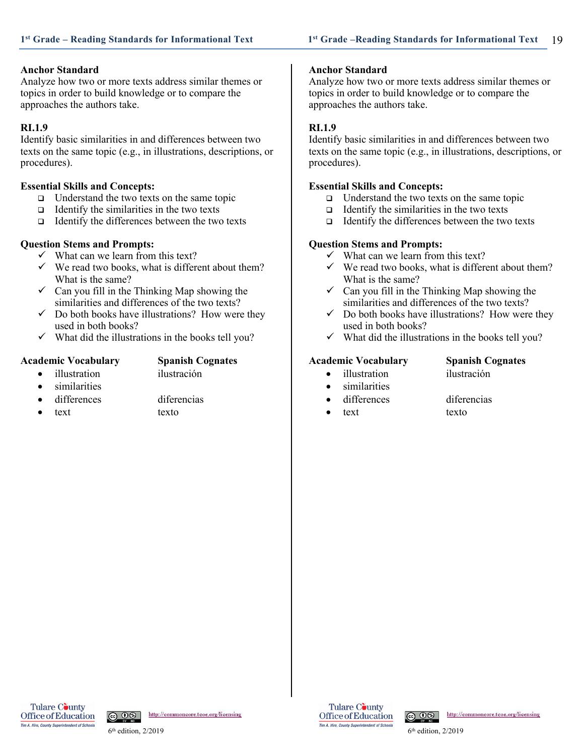**Anchor Standard**
Analyze how two or more texts address similar themes or topics in order to build knowledge or to compare the approaches the authors take.

**RI.1.9**
Identify basic similarities in and differences between two texts on the same topic (e.g., in illustrations, descriptions, or procedures).

**Essential Skills and Concepts:**

- Understand the two texts on the same topic
- Identify the similarities in the two texts
- Identify the differences between the two texts

**Question Stems and Prompts:**

- ✓ What can we learn from this text?
- ✓ We read two books, what is different about them? What is the same?
- ✓ Can you fill in the Thinking Map showing the similarities and differences of the two texts?
- ✓ Do both books have illustrations? How were they used in both books?
- ✓ What did the illustrations in the books tell you?

| Academic Vocabulary | Spanish Cognates |
| --- | --- |
| • illustration | ilustración |
| • similarities | |
| • differences | diferencias |
| • text | texto |

**Anchor Standard**
Analyze how two or more texts address similar themes or topics in order to build knowledge or to compare the approaches the authors take.

**RI.1.9**
Identify basic similarities in and differences between two texts on the same topic (e.g., in illustrations, descriptions, or procedures).

**Essential Skills and Concepts:**

- Understand the two texts on the same topic
- Identify the similarities in the two texts
- Identify the differences between the two texts

**Question Stems and Prompts:**

- ✓ What can we learn from this text?
- ✓ We read two books, what is different about them? What is the same?
- ✓ Can you fill in the Thinking Map showing the similarities and differences of the two texts?
- ✓ Do both books have illustrations? How were they used in both books?
- ✓ What did the illustrations in the books tell you?

| Academic Vocabulary | Spanish Cognates |
| --- | --- |
| • illustration | ilustración |
| • similarities | |
| • differences | diferencias |
| • text | texto |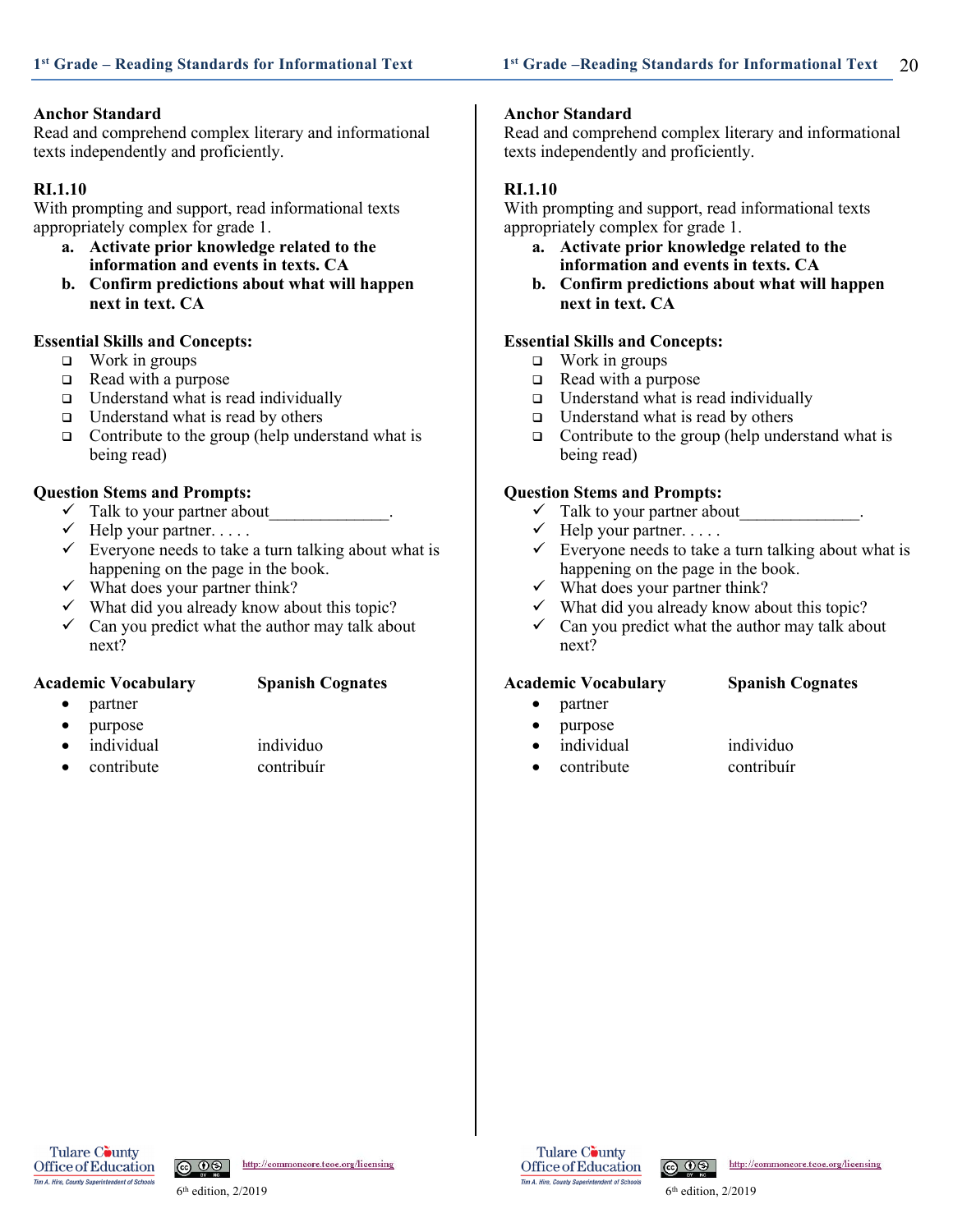## Anchor Standard

Read and comprehend complex literary and informational texts independently and proficiently.

**RI.1.10**

With prompting and support, read informational texts appropriately complex for grade 1.

- **a. Activate prior knowledge related to the information and events in texts. CA**
- **b. Confirm predictions about what will happen next in text. CA**

**Essential Skills and Concepts:**

- ❑ Work in groups
- ❑ Read with a purpose
- ❑ Understand what is read individually
- ❑ Understand what is read by others
- ❑ Contribute to the group (help understand what is being read)

**Question Stems and Prompts:**

- ✓ Talk to your partner about______________.
- ✓ Help your partner. . . . .
- ✓ Everyone needs to take a turn talking about what is happening on the page in the book.
- ✓ What does your partner think?
- ✓ What did you already know about this topic?
- ✓ Can you predict what the author may talk about next?

| Academic Vocabulary | Spanish Cognates |
|---|---|
| • partner | |
| • purpose | |
| • individual | individuo |
| • contribute | contribuír |

## Anchor Standard

Read and comprehend complex literary and informational texts independently and proficiently.

**RI.1.10**

With prompting and support, read informational texts appropriately complex for grade 1.

- **a. Activate prior knowledge related to the information and events in texts. CA**
- **b. Confirm predictions about what will happen next in text. CA**

**Essential Skills and Concepts:**

- ❑ Work in groups
- ❑ Read with a purpose
- ❑ Understand what is read individually
- ❑ Understand what is read by others
- ❑ Contribute to the group (help understand what is being read)

**Question Stems and Prompts:**

- ✓ Talk to your partner about______________.
- ✓ Help your partner. . . . .
- ✓ Everyone needs to take a turn talking about what is happening on the page in the book.
- ✓ What does your partner think?
- ✓ What did you already know about this topic?
- ✓ Can you predict what the author may talk about next?

| Academic Vocabulary | Spanish Cognates |
|---|---|
| • partner | |
| • purpose | |
| • individual | individuo |
| • contribute | contribuír |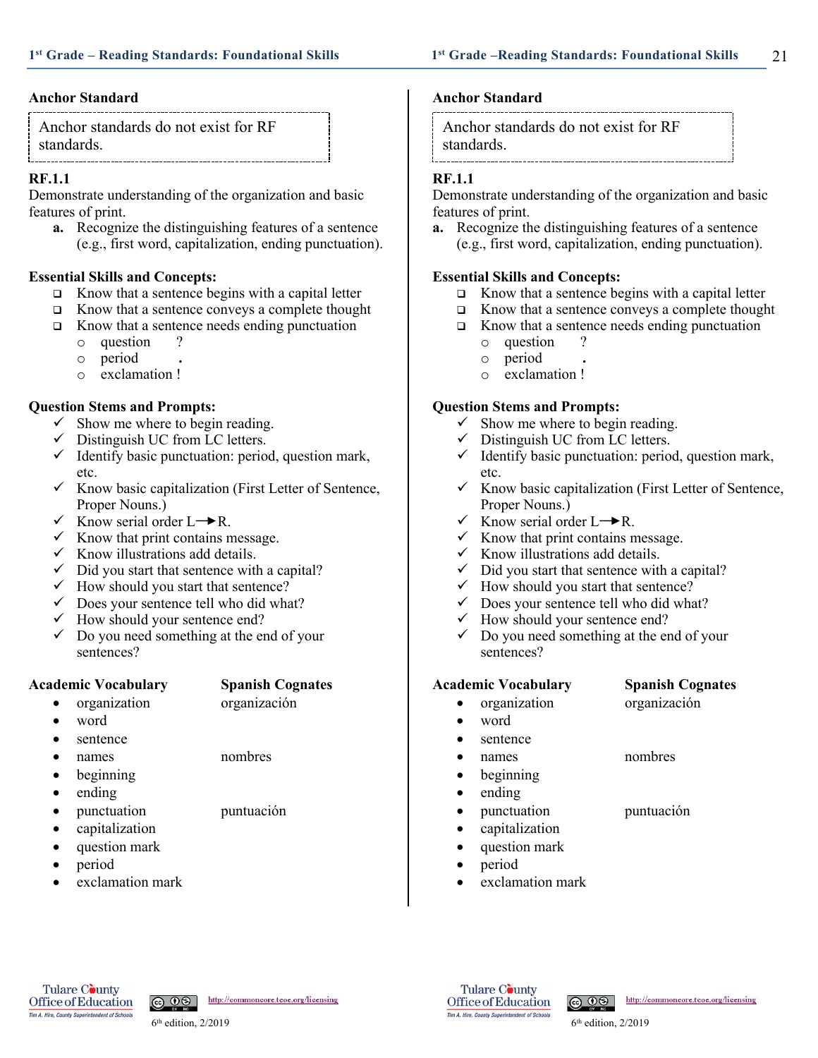**Anchor Standard**

Anchor standards do not exist for RF standards.

**RF.1.1**
Demonstrate understanding of the organization and basic features of print.

**a.** Recognize the distinguishing features of a sentence (e.g., first word, capitalization, ending punctuation).

**Essential Skills and Concepts:**

- ❑ Know that a sentence begins with a capital letter
- ❑ Know that a sentence conveys a complete thought
- ❑ Know that a sentence needs ending punctuation
  - o question ?
  - o period .
  - o exclamation !

**Question Stems and Prompts:**

- ✓ Show me where to begin reading.
- ✓ Distinguish UC from LC letters.
- ✓ Identify basic punctuation: period, question mark, etc.
- ✓ Know basic capitalization (First Letter of Sentence, Proper Nouns.)
- ✓ Know serial order L→R.
- ✓ Know that print contains message.
- ✓ Know illustrations add details.
- ✓ Did you start that sentence with a capital?
- ✓ How should you start that sentence?
- ✓ Does your sentence tell who did what?
- ✓ How should your sentence end?
- ✓ Do you need something at the end of your sentences?

| Academic Vocabulary | Spanish Cognates |
|---|---|
| organization | organización |
| word | |
| sentence | |
| names | nombres |
| beginning | |
| ending | |
| punctuation | puntuación |
| capitalization | |
| question mark | |
| period | |
| exclamation mark | |

**Anchor Standard**

Anchor standards do not exist for RF standards.

**RF.1.1**
Demonstrate understanding of the organization and basic features of print.

**a.** Recognize the distinguishing features of a sentence (e.g., first word, capitalization, ending punctuation).

**Essential Skills and Concepts:**

- ❑ Know that a sentence begins with a capital letter
- ❑ Know that a sentence conveys a complete thought
- ❑ Know that a sentence needs ending punctuation
  - o question ?
  - o period .
  - o exclamation !

**Question Stems and Prompts:**

- ✓ Show me where to begin reading.
- ✓ Distinguish UC from LC letters.
- ✓ Identify basic punctuation: period, question mark, etc.
- ✓ Know basic capitalization (First Letter of Sentence, Proper Nouns.)
- ✓ Know serial order L→R.
- ✓ Know that print contains message.
- ✓ Know illustrations add details.
- ✓ Did you start that sentence with a capital?
- ✓ How should you start that sentence?
- ✓ Does your sentence tell who did what?
- ✓ How should your sentence end?
- ✓ Do you need something at the end of your sentences?

| Academic Vocabulary | Spanish Cognates |
|---|---|
| organization | organización |
| word | |
| sentence | |
| names | nombres |
| beginning | |
| ending | |
| punctuation | puntuación |
| capitalization | |
| question mark | |
| period | |
| exclamation mark | |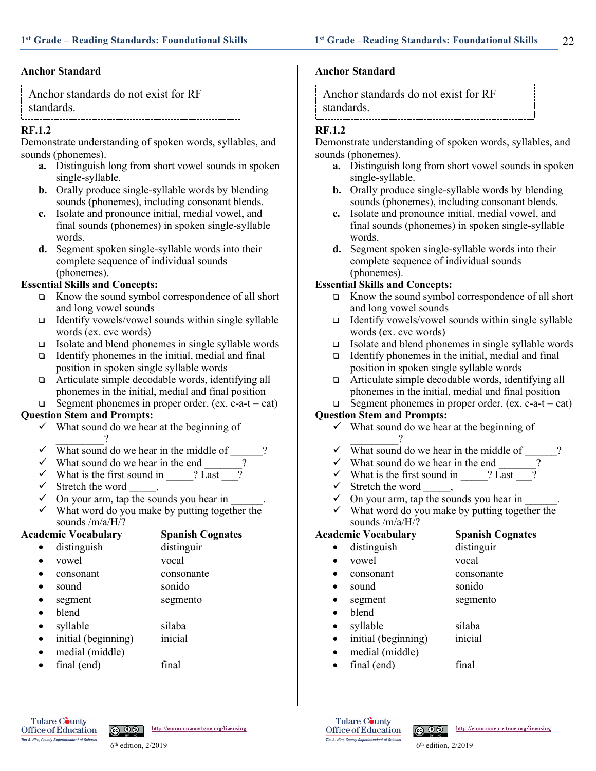## Anchor Standard

Anchor standards do not exist for RF standards.

**RF.1.2**
Demonstrate understanding of spoken words, syllables, and sounds (phonemes).

- **a.** Distinguish long from short vowel sounds in spoken single-syllable.
- **b.** Orally produce single-syllable words by blending sounds (phonemes), including consonant blends.
- **c.** Isolate and pronounce initial, medial vowel, and final sounds (phonemes) in spoken single-syllable words.
- **d.** Segment spoken single-syllable words into their complete sequence of individual sounds (phonemes).

**Essential Skills and Concepts:**

- ❑ Know the sound symbol correspondence of all short and long vowel sounds
- ❑ Identify vowels/vowel sounds within single syllable words (ex. cvc words)
- ❑ Isolate and blend phonemes in single syllable words
- ❑ Identify phonemes in the initial, medial and final position in spoken single syllable words
- ❑ Articulate simple decodable words, identifying all phonemes in the initial, medial and final position
- ❑ Segment phonemes in proper order. (ex. c-a-t = cat)

**Question Stem and Prompts:**

- ✓ What sound do we hear at the beginning of _________?
- ✓ What sound do we hear in the middle of ______?
- ✓ What sound do we hear in the end _______?
- ✓ What is the first sound in _____? Last ___?
- ✓ Stretch the word _____,
- ✓ On your arm, tap the sounds you hear in ______.
- ✓ What word do you make by putting together the sounds /m/a/H/?

| Academic Vocabulary | Spanish Cognates |
|---|---|
| distinguish | distinguir |
| vowel | vocal |
| consonant | consonante |
| sound | sonido |
| segment | segmento |
| blend | |
| syllable | sílaba |
| initial (beginning) | inicial |
| medial (middle) | |
| final (end) | final |

## Anchor Standard

Anchor standards do not exist for RF standards.

**RF.1.2**
Demonstrate understanding of spoken words, syllables, and sounds (phonemes).

- **a.** Distinguish long from short vowel sounds in spoken single-syllable.
- **b.** Orally produce single-syllable words by blending sounds (phonemes), including consonant blends.
- **c.** Isolate and pronounce initial, medial vowel, and final sounds (phonemes) in spoken single-syllable words.
- **d.** Segment spoken single-syllable words into their complete sequence of individual sounds (phonemes).

**Essential Skills and Concepts:**

- ❑ Know the sound symbol correspondence of all short and long vowel sounds
- ❑ Identify vowels/vowel sounds within single syllable words (ex. cvc words)
- ❑ Isolate and blend phonemes in single syllable words
- ❑ Identify phonemes in the initial, medial and final position in spoken single syllable words
- ❑ Articulate simple decodable words, identifying all phonemes in the initial, medial and final position
- ❑ Segment phonemes in proper order. (ex. c-a-t = cat)

**Question Stem and Prompts:**

- ✓ What sound do we hear at the beginning of _________?
- ✓ What sound do we hear in the middle of ______?
- ✓ What sound do we hear in the end _______?
- ✓ What is the first sound in _____? Last ___?
- ✓ Stretch the word _____,
- ✓ On your arm, tap the sounds you hear in ______.
- ✓ What word do you make by putting together the sounds /m/a/H/?

| Academic Vocabulary | Spanish Cognates |
|---|---|
| distinguish | distinguir |
| vowel | vocal |
| consonant | consonante |
| sound | sonido |
| segment | segmento |
| blend | |
| syllable | sílaba |
| initial (beginning) | inicial |
| medial (middle) | |
| final (end) | final |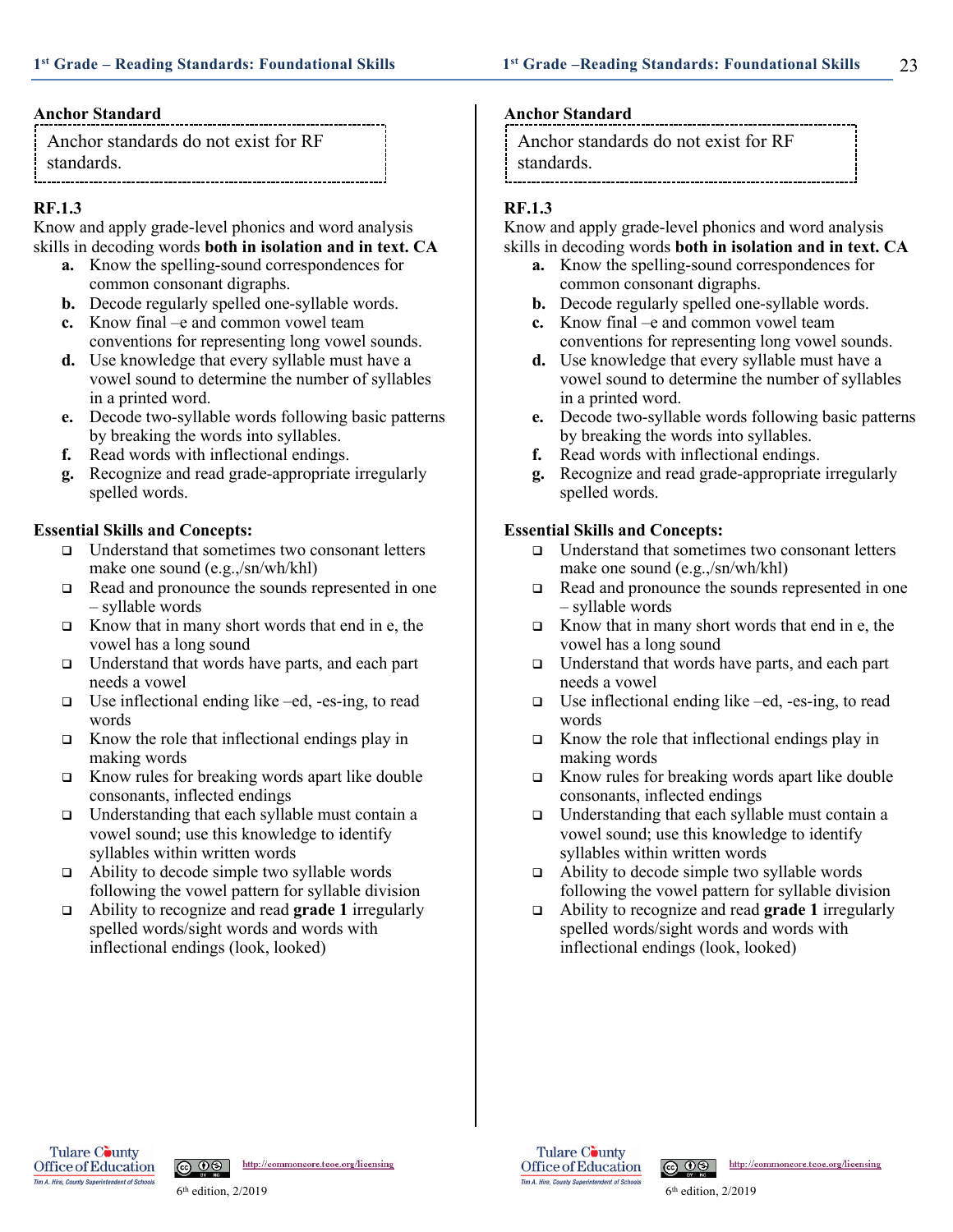### Anchor Standard

Anchor standards do not exist for RF standards.

### RF.1.3

Know and apply grade-level phonics and word analysis skills in decoding words **both in isolation and in text. CA**

- **a.** Know the spelling-sound correspondences for common consonant digraphs.
- **b.** Decode regularly spelled one-syllable words.
- **c.** Know final –e and common vowel team conventions for representing long vowel sounds.
- **d.** Use knowledge that every syllable must have a vowel sound to determine the number of syllables in a printed word.
- **e.** Decode two-syllable words following basic patterns by breaking the words into syllables.
- **f.** Read words with inflectional endings.
- **g.** Recognize and read grade-appropriate irregularly spelled words.

### Essential Skills and Concepts:

- ❑ Understand that sometimes two consonant letters make one sound (e.g.,/sn/wh/khl)
- ❑ Read and pronounce the sounds represented in one – syllable words
- ❑ Know that in many short words that end in e, the vowel has a long sound
- ❑ Understand that words have parts, and each part needs a vowel
- ❑ Use inflectional ending like –ed, -es-ing, to read words
- ❑ Know the role that inflectional endings play in making words
- ❑ Know rules for breaking words apart like double consonants, inflected endings
- ❑ Understanding that each syllable must contain a vowel sound; use this knowledge to identify syllables within written words
- ❑ Ability to decode simple two syllable words following the vowel pattern for syllable division
- ❑ Ability to recognize and read **grade 1** irregularly spelled words/sight words and words with inflectional endings (look, looked)

### Anchor Standard

Anchor standards do not exist for RF standards.

### RF.1.3

Know and apply grade-level phonics and word analysis skills in decoding words **both in isolation and in text. CA**

- **a.** Know the spelling-sound correspondences for common consonant digraphs.
- **b.** Decode regularly spelled one-syllable words.
- **c.** Know final –e and common vowel team conventions for representing long vowel sounds.
- **d.** Use knowledge that every syllable must have a vowel sound to determine the number of syllables in a printed word.
- **e.** Decode two-syllable words following basic patterns by breaking the words into syllables.
- **f.** Read words with inflectional endings.
- **g.** Recognize and read grade-appropriate irregularly spelled words.

### Essential Skills and Concepts:

- ❑ Understand that sometimes two consonant letters make one sound (e.g.,/sn/wh/khl)
- ❑ Read and pronounce the sounds represented in one – syllable words
- ❑ Know that in many short words that end in e, the vowel has a long sound
- ❑ Understand that words have parts, and each part needs a vowel
- ❑ Use inflectional ending like –ed, -es-ing, to read words
- ❑ Know the role that inflectional endings play in making words
- ❑ Know rules for breaking words apart like double consonants, inflected endings
- ❑ Understanding that each syllable must contain a vowel sound; use this knowledge to identify syllables within written words
- ❑ Ability to decode simple two syllable words following the vowel pattern for syllable division
- ❑ Ability to recognize and read **grade 1** irregularly spelled words/sight words and words with inflectional endings (look, looked)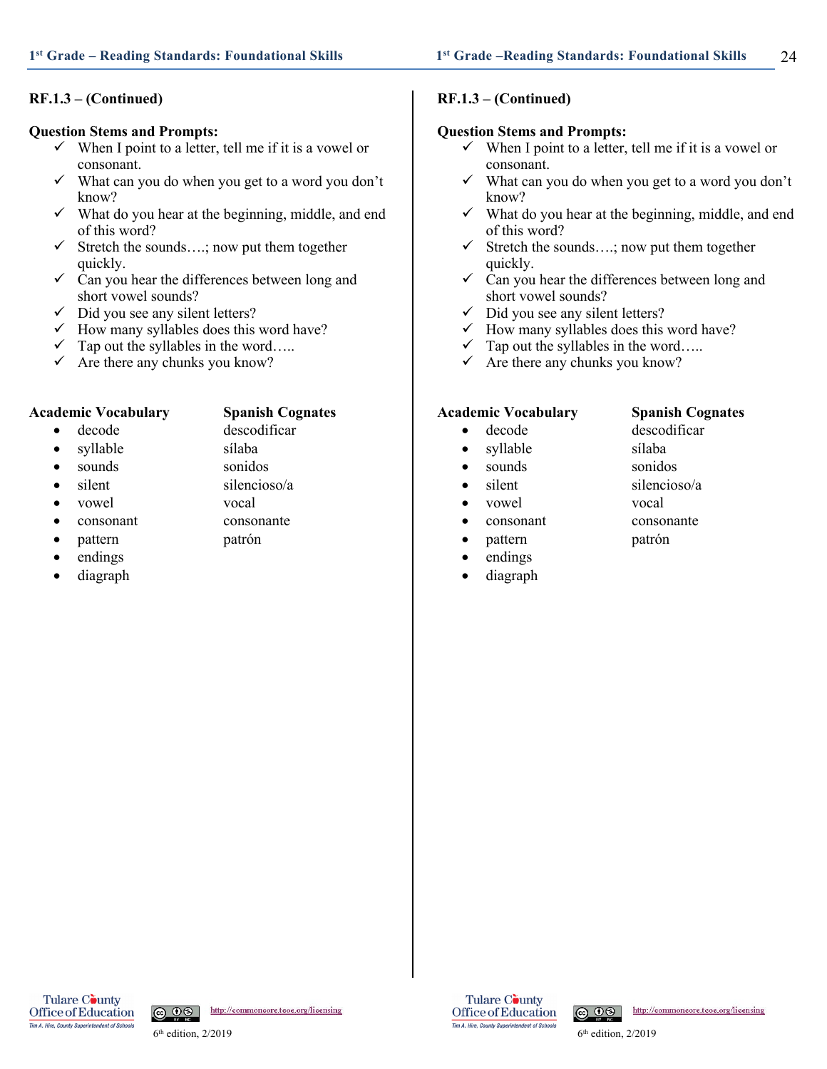**RF.1.3 – (Continued)**

**Question Stems and Prompts:**

- ✓ When I point to a letter, tell me if it is a vowel or consonant.
- ✓ What can you do when you get to a word you don't know?
- ✓ What do you hear at the beginning, middle, and end of this word?
- ✓ Stretch the sounds….; now put them together quickly.
- ✓ Can you hear the differences between long and short vowel sounds?
- ✓ Did you see any silent letters?
- ✓ How many syllables does this word have?
- ✓ Tap out the syllables in the word…..
- ✓ Are there any chunks you know?

| Academic Vocabulary | Spanish Cognates |
|---|---|
| • decode | descodificar |
| • syllable | sílaba |
| • sounds | sonidos |
| • silent | silencioso/a |
| • vowel | vocal |
| • consonant | consonante |
| • pattern | patrón |
| • endings | |
| • diagraph | |

**RF.1.3 – (Continued)**

**Question Stems and Prompts:**

- ✓ When I point to a letter, tell me if it is a vowel or consonant.
- ✓ What can you do when you get to a word you don't know?
- ✓ What do you hear at the beginning, middle, and end of this word?
- ✓ Stretch the sounds….; now put them together quickly.
- ✓ Can you hear the differences between long and short vowel sounds?
- ✓ Did you see any silent letters?
- ✓ How many syllables does this word have?
- ✓ Tap out the syllables in the word…..
- ✓ Are there any chunks you know?

| Academic Vocabulary | Spanish Cognates |
|---|---|
| • decode | descodificar |
| • syllable | sílaba |
| • sounds | sonidos |
| • silent | silencioso/a |
| • vowel | vocal |
| • consonant | consonante |
| • pattern | patrón |
| • endings | |
| • diagraph | |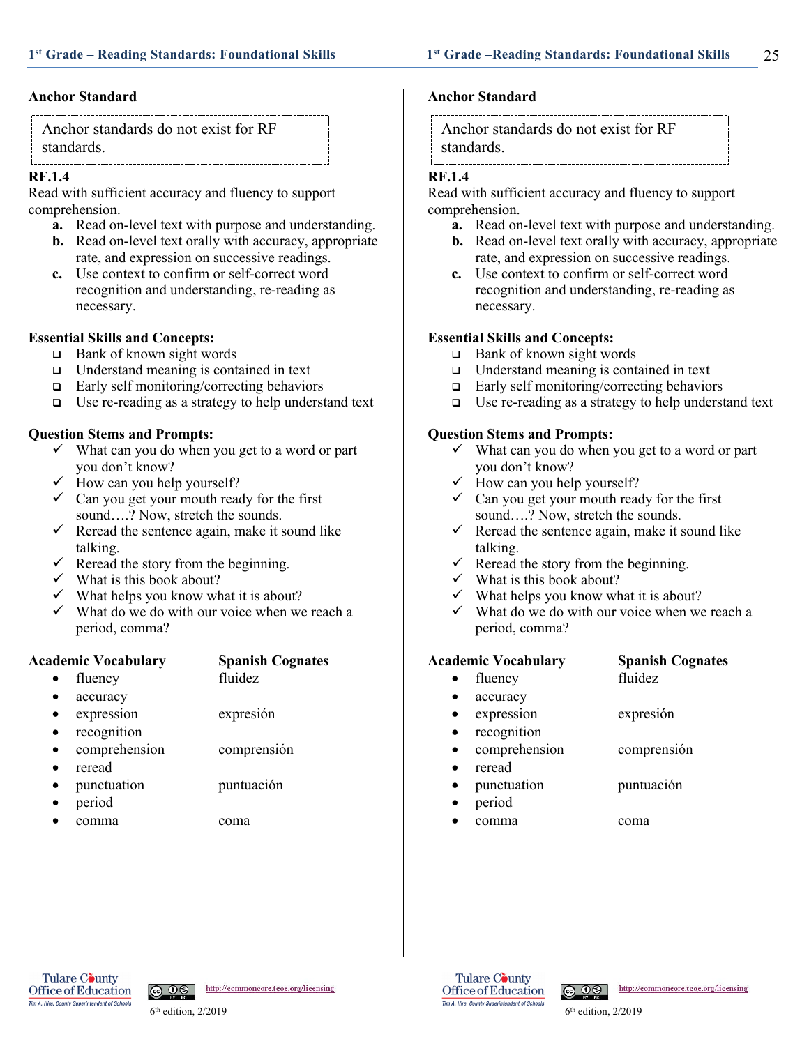## Anchor Standard

Anchor standards do not exist for RF standards.

**RF.1.4**
Read with sufficient accuracy and fluency to support comprehension.

- **a.** Read on-level text with purpose and understanding.
- **b.** Read on-level text orally with accuracy, appropriate rate, and expression on successive readings.
- **c.** Use context to confirm or self-correct word recognition and understanding, re-reading as necessary.

### Essential Skills and Concepts:

- ❑ Bank of known sight words
- ❑ Understand meaning is contained in text
- ❑ Early self monitoring/correcting behaviors
- ❑ Use re-reading as a strategy to help understand text

### Question Stems and Prompts:

- ✓ What can you do when you get to a word or part you don't know?
- ✓ How can you help yourself?
- ✓ Can you get your mouth ready for the first sound….? Now, stretch the sounds.
- ✓ Reread the sentence again, make it sound like talking.
- ✓ Reread the story from the beginning.
- ✓ What is this book about?
- ✓ What helps you know what it is about?
- ✓ What do we do with our voice when we reach a period, comma?

| Academic Vocabulary | Spanish Cognates |
|---|---|
| • fluency | fluidez |
| • accuracy | |
| • expression | expresión |
| • recognition | |
| • comprehension | comprensión |
| • reread | |
| • punctuation | puntuación |
| • period | |
| • comma | coma |

## Anchor Standard

Anchor standards do not exist for RF standards.

**RF.1.4**
Read with sufficient accuracy and fluency to support comprehension.

- **a.** Read on-level text with purpose and understanding.
- **b.** Read on-level text orally with accuracy, appropriate rate, and expression on successive readings.
- **c.** Use context to confirm or self-correct word recognition and understanding, re-reading as necessary.

### Essential Skills and Concepts:

- ❑ Bank of known sight words
- ❑ Understand meaning is contained in text
- ❑ Early self monitoring/correcting behaviors
- ❑ Use re-reading as a strategy to help understand text

### Question Stems and Prompts:

- ✓ What can you do when you get to a word or part you don't know?
- ✓ How can you help yourself?
- ✓ Can you get your mouth ready for the first sound….? Now, stretch the sounds.
- ✓ Reread the sentence again, make it sound like talking.
- ✓ Reread the story from the beginning.
- ✓ What is this book about?
- ✓ What helps you know what it is about?
- ✓ What do we do with our voice when we reach a period, comma?

| Academic Vocabulary | Spanish Cognates |
|---|---|
| • fluency | fluidez |
| • accuracy | |
| • expression | expresión |
| • recognition | |
| • comprehension | comprensión |
| • reread | |
| • punctuation | puntuación |
| • period | |
| • comma | coma |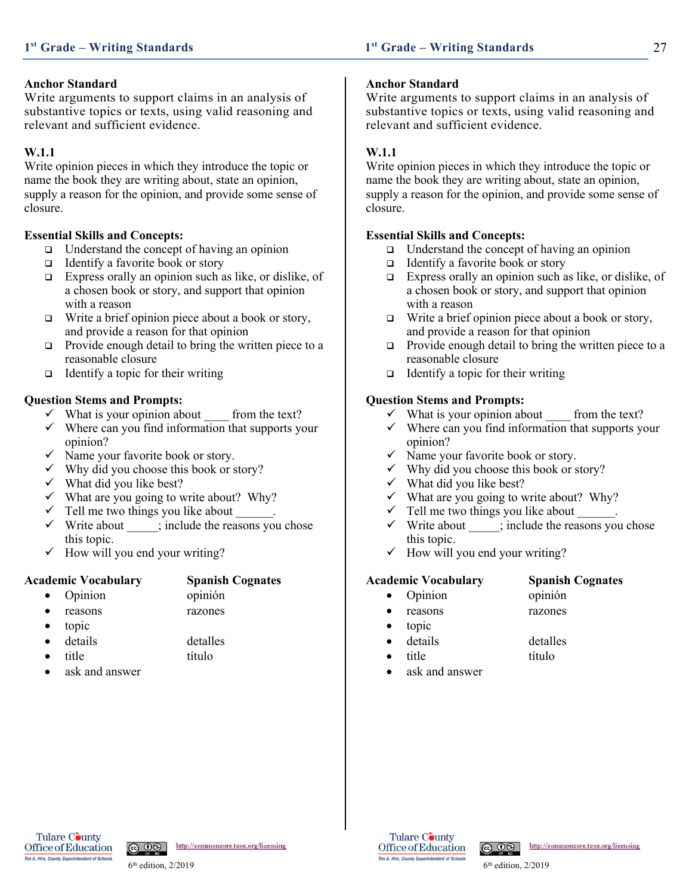**Anchor Standard**
Write arguments to support claims in an analysis of substantive topics or texts, using valid reasoning and relevant and sufficient evidence.

**W.1.1**
Write opinion pieces in which they introduce the topic or name the book they are writing about, state an opinion, supply a reason for the opinion, and provide some sense of closure.

**Essential Skills and Concepts:**

- ❑ Understand the concept of having an opinion
- ❑ Identify a favorite book or story
- ❑ Express orally an opinion such as like, or dislike, of a chosen book or story, and support that opinion with a reason
- ❑ Write a brief opinion piece about a book or story, and provide a reason for that opinion
- ❑ Provide enough detail to bring the written piece to a reasonable closure
- ❑ Identify a topic for their writing

**Question Stems and Prompts:**

- ✓ What is your opinion about ____ from the text?
- ✓ Where can you find information that supports your opinion?
- ✓ Name your favorite book or story.
- ✓ Why did you choose this book or story?
- ✓ What did you like best?
- ✓ What are you going to write about? Why?
- ✓ Tell me two things you like about ______.
- ✓ Write about _____; include the reasons you chose this topic.
- ✓ How will you end your writing?

| Academic Vocabulary | Spanish Cognates |
|---|---|
| • Opinion | opinión |
| • reasons | razones |
| • topic | |
| • details | detalles |
| • title | título |
| • ask and answer | |

**Anchor Standard**
Write arguments to support claims in an analysis of substantive topics or texts, using valid reasoning and relevant and sufficient evidence.

**W.1.1**
Write opinion pieces in which they introduce the topic or name the book they are writing about, state an opinion, supply a reason for the opinion, and provide some sense of closure.

**Essential Skills and Concepts:**

- ❑ Understand the concept of having an opinion
- ❑ Identify a favorite book or story
- ❑ Express orally an opinion such as like, or dislike, of a chosen book or story, and support that opinion with a reason
- ❑ Write a brief opinion piece about a book or story, and provide a reason for that opinion
- ❑ Provide enough detail to bring the written piece to a reasonable closure
- ❑ Identify a topic for their writing

**Question Stems and Prompts:**

- ✓ What is your opinion about ____ from the text?
- ✓ Where can you find information that supports your opinion?
- ✓ Name your favorite book or story.
- ✓ Why did you choose this book or story?
- ✓ What did you like best?
- ✓ What are you going to write about? Why?
- ✓ Tell me two things you like about ______.
- ✓ Write about _____; include the reasons you chose this topic.
- ✓ How will you end your writing?

| Academic Vocabulary | Spanish Cognates |
|---|---|
| • Opinion | opinión |
| • reasons | razones |
| • topic | |
| • details | detalles |
| • title | título |
| • ask and answer | |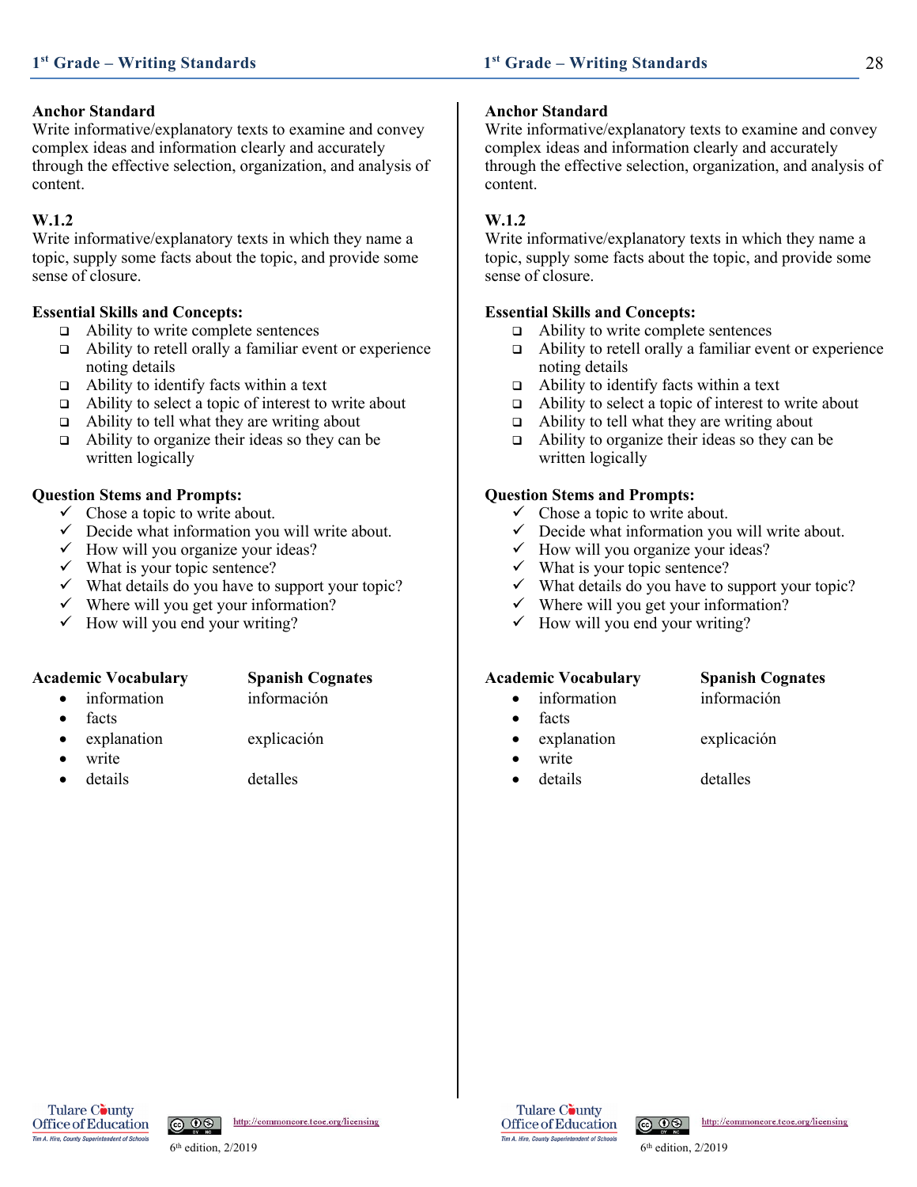### Anchor Standard

Write informative/explanatory texts to examine and convey complex ideas and information clearly and accurately through the effective selection, organization, and analysis of content.

### W.1.2

Write informative/explanatory texts in which they name a topic, supply some facts about the topic, and provide some sense of closure.

### Essential Skills and Concepts:

- Ability to write complete sentences
- Ability to retell orally a familiar event or experience noting details
- Ability to identify facts within a text
- Ability to select a topic of interest to write about
- Ability to tell what they are writing about
- Ability to organize their ideas so they can be written logically

### Question Stems and Prompts:

- ✓ Chose a topic to write about.
- ✓ Decide what information you will write about.
- ✓ How will you organize your ideas?
- ✓ What is your topic sentence?
- ✓ What details do you have to support your topic?
- ✓ Where will you get your information?
- ✓ How will you end your writing?

| Academic Vocabulary | Spanish Cognates |
|---|---|
| • information | información |
| • facts | |
| • explanation | explicación |
| • write | |
| • details | detalles |

### Anchor Standard

Write informative/explanatory texts to examine and convey complex ideas and information clearly and accurately through the effective selection, organization, and analysis of content.

### W.1.2

Write informative/explanatory texts in which they name a topic, supply some facts about the topic, and provide some sense of closure.

### Essential Skills and Concepts:

- Ability to write complete sentences
- Ability to retell orally a familiar event or experience noting details
- Ability to identify facts within a text
- Ability to select a topic of interest to write about
- Ability to tell what they are writing about
- Ability to organize their ideas so they can be written logically

### Question Stems and Prompts:

- ✓ Chose a topic to write about.
- ✓ Decide what information you will write about.
- ✓ How will you organize your ideas?
- ✓ What is your topic sentence?
- ✓ What details do you have to support your topic?
- ✓ Where will you get your information?
- ✓ How will you end your writing?

| Academic Vocabulary | Spanish Cognates |
|---|---|
| • information | información |
| • facts | |
| • explanation | explicación |
| • write | |
| • details | detalles |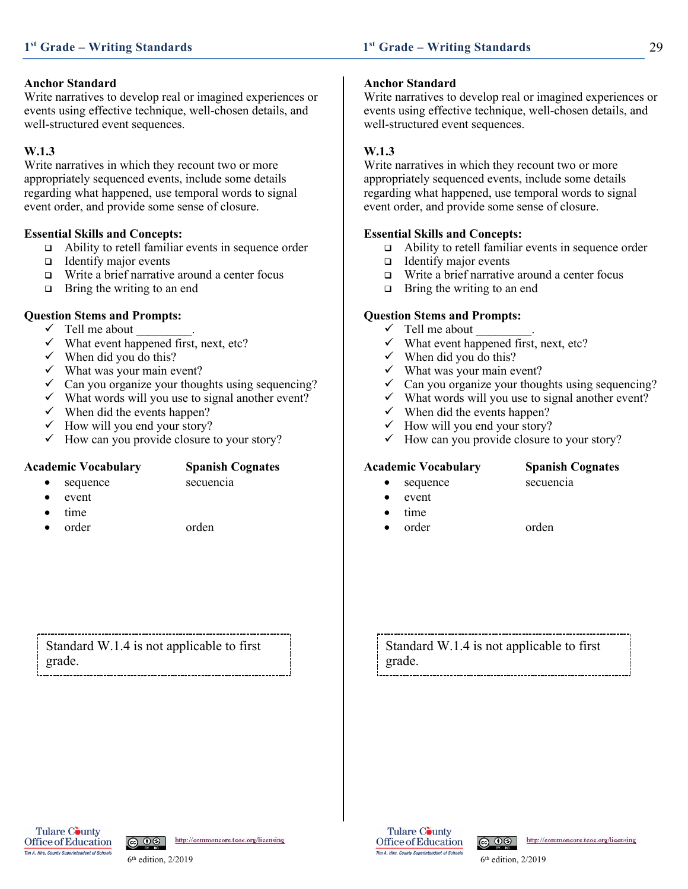**Anchor Standard**
Write narratives to develop real or imagined experiences or events using effective technique, well-chosen details, and well-structured event sequences.

**W.1.3**
Write narratives in which they recount two or more appropriately sequenced events, include some details regarding what happened, use temporal words to signal event order, and provide some sense of closure.

**Essential Skills and Concepts:**

- ❑ Ability to retell familiar events in sequence order
- ❑ Identify major events
- ❑ Write a brief narrative around a center focus
- ❑ Bring the writing to an end

**Question Stems and Prompts:**

- ✓ Tell me about _________.
- ✓ What event happened first, next, etc?
- ✓ When did you do this?
- ✓ What was your main event?
- ✓ Can you organize your thoughts using sequencing?
- ✓ What words will you use to signal another event?
- ✓ When did the events happen?
- ✓ How will you end your story?
- ✓ How can you provide closure to your story?

| Academic Vocabulary | Spanish Cognates |
|---|---|
| • sequence | secuencia |
| • event | |
| • time | |
| • order | orden |

Standard W.1.4 is not applicable to first grade.

**Anchor Standard**
Write narratives to develop real or imagined experiences or events using effective technique, well-chosen details, and well-structured event sequences.

**W.1.3**
Write narratives in which they recount two or more appropriately sequenced events, include some details regarding what happened, use temporal words to signal event order, and provide some sense of closure.

**Essential Skills and Concepts:**

- ❑ Ability to retell familiar events in sequence order
- ❑ Identify major events
- ❑ Write a brief narrative around a center focus
- ❑ Bring the writing to an end

**Question Stems and Prompts:**

- ✓ Tell me about _________.
- ✓ What event happened first, next, etc?
- ✓ When did you do this?
- ✓ What was your main event?
- ✓ Can you organize your thoughts using sequencing?
- ✓ What words will you use to signal another event?
- ✓ When did the events happen?
- ✓ How will you end your story?
- ✓ How can you provide closure to your story?

| Academic Vocabulary | Spanish Cognates |
|---|---|
| • sequence | secuencia |
| • event | |
| • time | |
| • order | orden |

Standard W.1.4 is not applicable to first grade.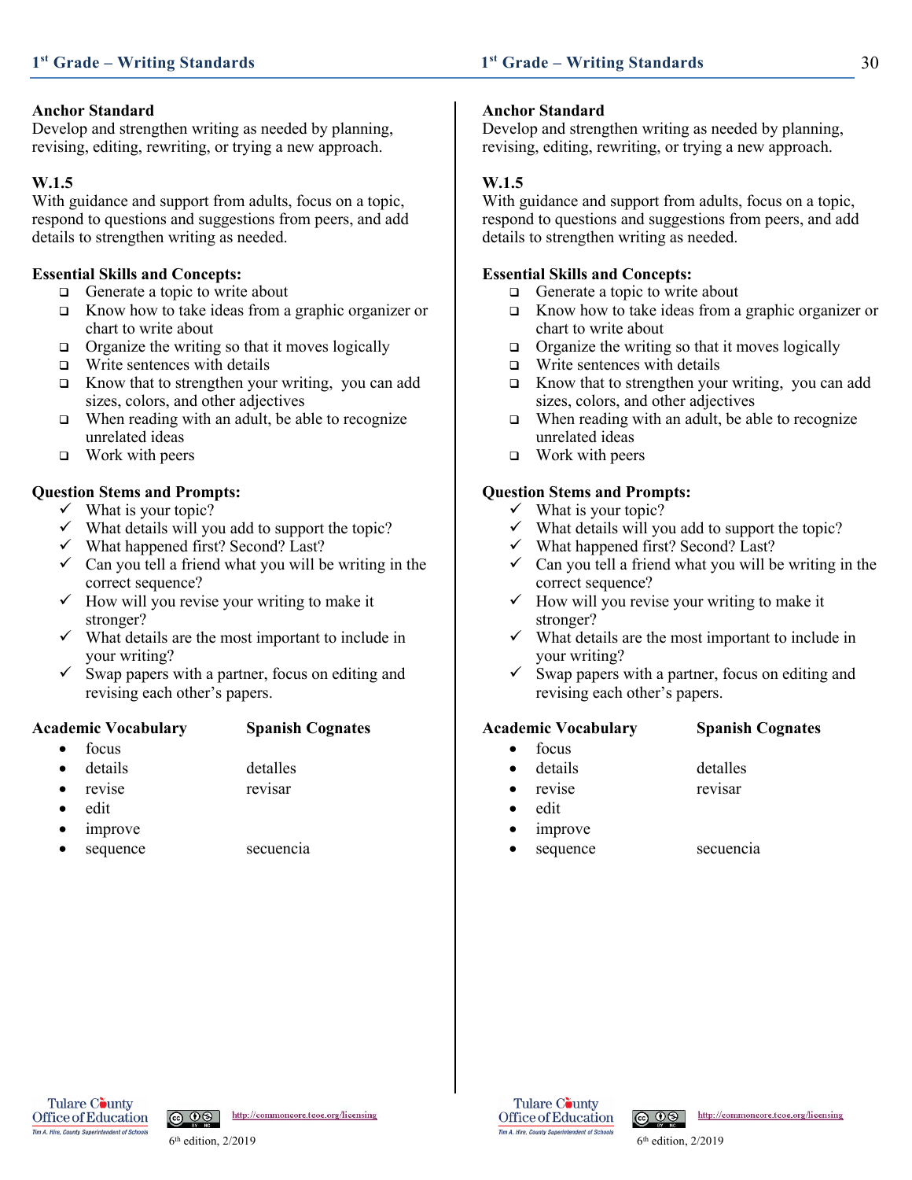## Anchor Standard

Develop and strengthen writing as needed by planning, revising, editing, rewriting, or trying a new approach.

### W.1.5

With guidance and support from adults, focus on a topic, respond to questions and suggestions from peers, and add details to strengthen writing as needed.

**Essential Skills and Concepts:**

- Generate a topic to write about
- Know how to take ideas from a graphic organizer or chart to write about
- Organize the writing so that it moves logically
- Write sentences with details
- Know that to strengthen your writing, you can add sizes, colors, and other adjectives
- When reading with an adult, be able to recognize unrelated ideas
- Work with peers

**Question Stems and Prompts:**

- ✓ What is your topic?
- ✓ What details will you add to support the topic?
- ✓ What happened first? Second? Last?
- ✓ Can you tell a friend what you will be writing in the correct sequence?
- ✓ How will you revise your writing to make it stronger?
- ✓ What details are the most important to include in your writing?
- ✓ Swap papers with a partner, focus on editing and revising each other's papers.

| Academic Vocabulary | Spanish Cognates |
|---|---|
| focus | |
| details | detalles |
| revise | revisar |
| edit | |
| improve | |
| sequence | secuencia |

## Anchor Standard

Develop and strengthen writing as needed by planning, revising, editing, rewriting, or trying a new approach.

### W.1.5

With guidance and support from adults, focus on a topic, respond to questions and suggestions from peers, and add details to strengthen writing as needed.

**Essential Skills and Concepts:**

- Generate a topic to write about
- Know how to take ideas from a graphic organizer or chart to write about
- Organize the writing so that it moves logically
- Write sentences with details
- Know that to strengthen your writing, you can add sizes, colors, and other adjectives
- When reading with an adult, be able to recognize unrelated ideas
- Work with peers

**Question Stems and Prompts:**

- ✓ What is your topic?
- ✓ What details will you add to support the topic?
- ✓ What happened first? Second? Last?
- ✓ Can you tell a friend what you will be writing in the correct sequence?
- ✓ How will you revise your writing to make it stronger?
- ✓ What details are the most important to include in your writing?
- ✓ Swap papers with a partner, focus on editing and revising each other's papers.

| Academic Vocabulary | Spanish Cognates |
|---|---|
| focus | |
| details | detalles |
| revise | revisar |
| edit | |
| improve | |
| sequence | secuencia |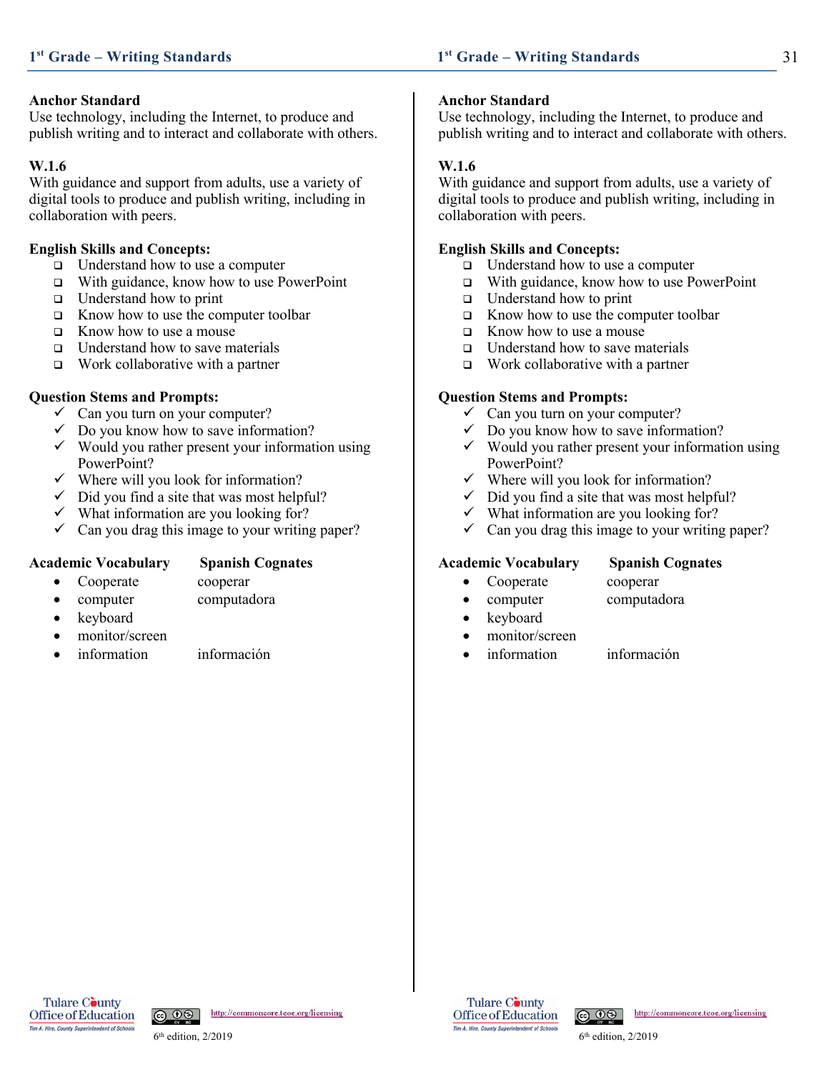**Anchor Standard**
Use technology, including the Internet, to produce and publish writing and to interact and collaborate with others.

**W.1.6**
With guidance and support from adults, use a variety of digital tools to produce and publish writing, including in collaboration with peers.

**English Skills and Concepts:**

- ❑ Understand how to use a computer
- ❑ With guidance, know how to use PowerPoint
- ❑ Understand how to print
- ❑ Know how to use the computer toolbar
- ❑ Know how to use a mouse
- ❑ Understand how to save materials
- ❑ Work collaborative with a partner

**Question Stems and Prompts:**

- ✓ Can you turn on your computer?
- ✓ Do you know how to save information?
- ✓ Would you rather present your information using PowerPoint?
- ✓ Where will you look for information?
- ✓ Did you find a site that was most helpful?
- ✓ What information are you looking for?
- ✓ Can you drag this image to your writing paper?

| Academic Vocabulary | Spanish Cognates |
|---|---|
| • Cooperate | cooperar |
| • computer | computadora |
| • keyboard | |
| • monitor/screen | |
| • information | información |

**Anchor Standard**
Use technology, including the Internet, to produce and publish writing and to interact and collaborate with others.

**W.1.6**
With guidance and support from adults, use a variety of digital tools to produce and publish writing, including in collaboration with peers.

**English Skills and Concepts:**

- ❑ Understand how to use a computer
- ❑ With guidance, know how to use PowerPoint
- ❑ Understand how to print
- ❑ Know how to use the computer toolbar
- ❑ Know how to use a mouse
- ❑ Understand how to save materials
- ❑ Work collaborative with a partner

**Question Stems and Prompts:**

- ✓ Can you turn on your computer?
- ✓ Do you know how to save information?
- ✓ Would you rather present your information using PowerPoint?
- ✓ Where will you look for information?
- ✓ Did you find a site that was most helpful?
- ✓ What information are you looking for?
- ✓ Can you drag this image to your writing paper?

| Academic Vocabulary | Spanish Cognates |
|---|---|
| • Cooperate | cooperar |
| • computer | computadora |
| • keyboard | |
| • monitor/screen | |
| • information | información |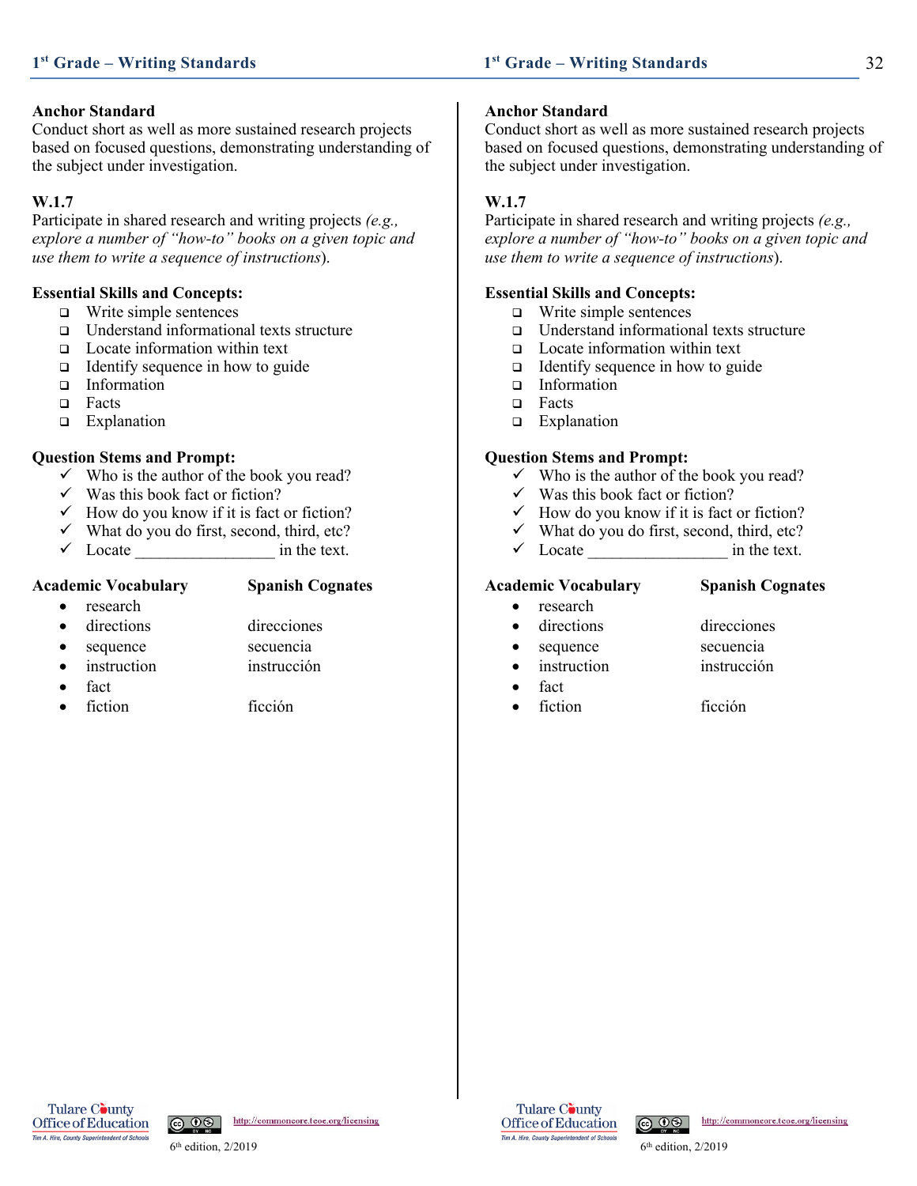**Anchor Standard**
Conduct short as well as more sustained research projects based on focused questions, demonstrating understanding of the subject under investigation.

**W.1.7**
Participate in shared research and writing projects *(e.g., explore a number of "how-to" books on a given topic and use them to write a sequence of instructions*).

**Essential Skills and Concepts:**

- ❑ Write simple sentences
- ❑ Understand informational texts structure
- ❑ Locate information within text
- ❑ Identify sequence in how to guide
- ❑ Information
- ❑ Facts
- ❑ Explanation

**Question Stems and Prompt:**

- ✓ Who is the author of the book you read?
- ✓ Was this book fact or fiction?
- ✓ How do you know if it is fact or fiction?
- ✓ What do you do first, second, third, etc?
- ✓ Locate _________________ in the text.

| Academic Vocabulary | Spanish Cognates |
| --- | --- |
| • research | |
| • directions | direcciones |
| • sequence | secuencia |
| • instruction | instrucción |
| • fact | |
| • fiction | ficción |

**Anchor Standard**
Conduct short as well as more sustained research projects based on focused questions, demonstrating understanding of the subject under investigation.

**W.1.7**
Participate in shared research and writing projects *(e.g., explore a number of "how-to" books on a given topic and use them to write a sequence of instructions*).

**Essential Skills and Concepts:**

- ❑ Write simple sentences
- ❑ Understand informational texts structure
- ❑ Locate information within text
- ❑ Identify sequence in how to guide
- ❑ Information
- ❑ Facts
- ❑ Explanation

**Question Stems and Prompt:**

- ✓ Who is the author of the book you read?
- ✓ Was this book fact or fiction?
- ✓ How do you know if it is fact or fiction?
- ✓ What do you do first, second, third, etc?
- ✓ Locate _________________ in the text.

| Academic Vocabulary | Spanish Cognates |
| --- | --- |
| • research | |
| • directions | direcciones |
| • sequence | secuencia |
| • instruction | instrucción |
| • fact | |
| • fiction | ficción |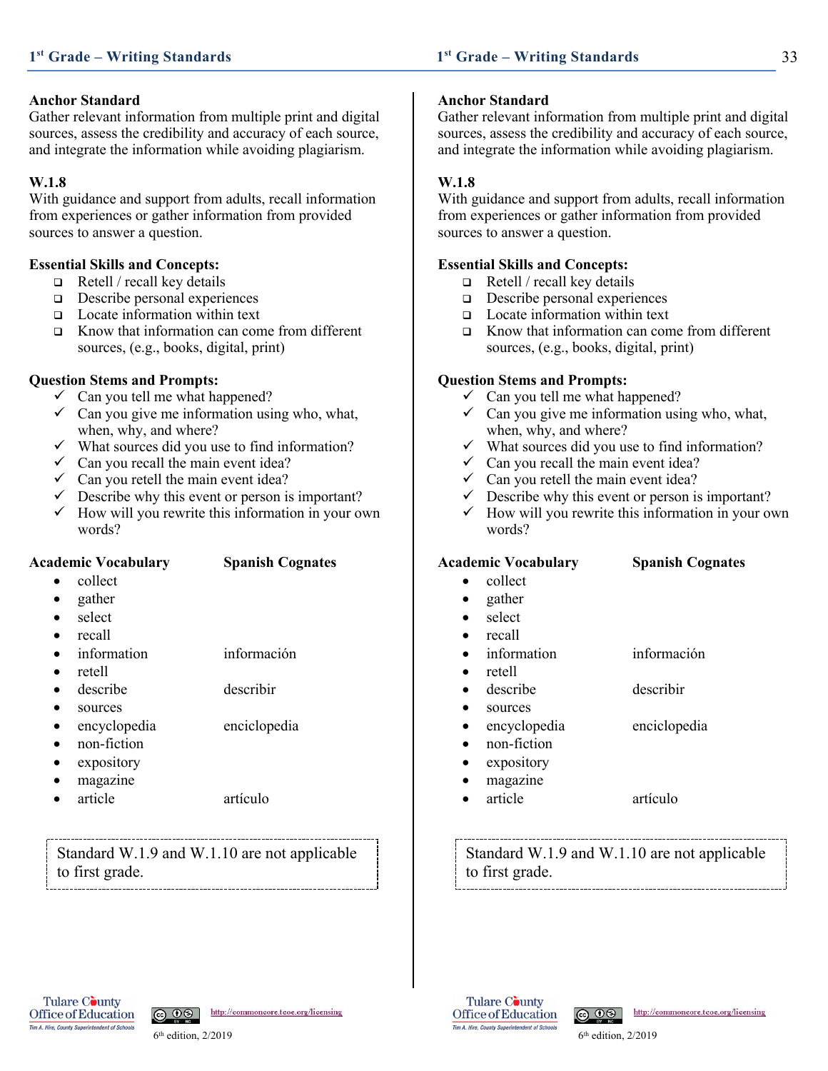## Anchor Standard

Gather relevant information from multiple print and digital sources, assess the credibility and accuracy of each source, and integrate the information while avoiding plagiarism.

## W.1.8

With guidance and support from adults, recall information from experiences or gather information from provided sources to answer a question.

### Essential Skills and Concepts:

- ❑ Retell / recall key details
- ❑ Describe personal experiences
- ❑ Locate information within text
- ❑ Know that information can come from different sources, (e.g., books, digital, print)

### Question Stems and Prompts:

- ✓ Can you tell me what happened?
- ✓ Can you give me information using who, what, when, why, and where?
- ✓ What sources did you use to find information?
- ✓ Can you recall the main event idea?
- ✓ Can you retell the main event idea?
- ✓ Describe why this event or person is important?
- ✓ How will you rewrite this information in your own words?

| Academic Vocabulary | Spanish Cognates |
|---|---|
| • collect | |
| • gather | |
| • select | |
| • recall | |
| • information | información |
| • retell | |
| • describe | describir |
| • sources | |
| • encyclopedia | enciclopedia |
| • non-fiction | |
| • expository | |
| • magazine | |
| • article | artículo |

Standard W.1.9 and W.1.10 are not applicable to first grade.

## Anchor Standard

Gather relevant information from multiple print and digital sources, assess the credibility and accuracy of each source, and integrate the information while avoiding plagiarism.

## W.1.8

With guidance and support from adults, recall information from experiences or gather information from provided sources to answer a question.

### Essential Skills and Concepts:

- ❑ Retell / recall key details
- ❑ Describe personal experiences
- ❑ Locate information within text
- ❑ Know that information can come from different sources, (e.g., books, digital, print)

### Question Stems and Prompts:

- ✓ Can you tell me what happened?
- ✓ Can you give me information using who, what, when, why, and where?
- ✓ What sources did you use to find information?
- ✓ Can you recall the main event idea?
- ✓ Can you retell the main event idea?
- ✓ Describe why this event or person is important?
- ✓ How will you rewrite this information in your own words?

| Academic Vocabulary | Spanish Cognates |
|---|---|
| • collect | |
| • gather | |
| • select | |
| • recall | |
| • information | información |
| • retell | |
| • describe | describir |
| • sources | |
| • encyclopedia | enciclopedia |
| • non-fiction | |
| • expository | |
| • magazine | |
| • article | artículo |

Standard W.1.9 and W.1.10 are not applicable to first grade.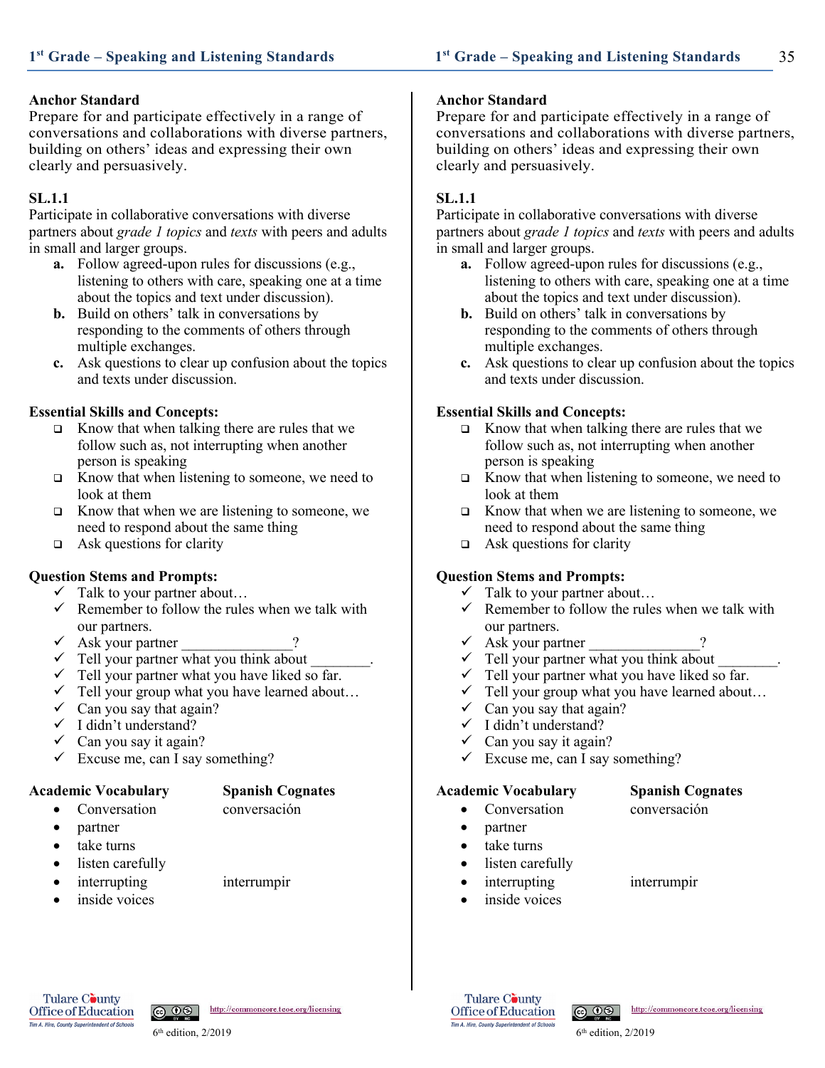**Anchor Standard**
Prepare for and participate effectively in a range of conversations and collaborations with diverse partners, building on others' ideas and expressing their own clearly and persuasively.

**SL.1.1**
Participate in collaborative conversations with diverse partners about *grade 1 topics* and *texts* with peers and adults in small and larger groups.

- **a.** Follow agreed-upon rules for discussions (e.g., listening to others with care, speaking one at a time about the topics and text under discussion).
- **b.** Build on others' talk in conversations by responding to the comments of others through multiple exchanges.
- **c.** Ask questions to clear up confusion about the topics and texts under discussion.

**Essential Skills and Concepts:**

- ❑ Know that when talking there are rules that we follow such as, not interrupting when another person is speaking
- ❑ Know that when listening to someone, we need to look at them
- ❑ Know that when we are listening to someone, we need to respond about the same thing
- ❑ Ask questions for clarity

**Question Stems and Prompts:**

- ✓ Talk to your partner about…
- ✓ Remember to follow the rules when we talk with our partners.
- ✓ Ask your partner _______________?
- ✓ Tell your partner what you think about ________.
- ✓ Tell your partner what you have liked so far.
- ✓ Tell your group what you have learned about…
- ✓ Can you say that again?
- ✓ I didn't understand?
- ✓ Can you say it again?
- ✓ Excuse me, can I say something?

| Academic Vocabulary | Spanish Cognates |
|---|---|
| • Conversation | conversación |
| • partner | |
| • take turns | |
| • listen carefully | |
| • interrupting | interrumpir |
| • inside voices | |

**Anchor Standard**
Prepare for and participate effectively in a range of conversations and collaborations with diverse partners, building on others' ideas and expressing their own clearly and persuasively.

**SL.1.1**
Participate in collaborative conversations with diverse partners about *grade 1 topics* and *texts* with peers and adults in small and larger groups.

- **a.** Follow agreed-upon rules for discussions (e.g., listening to others with care, speaking one at a time about the topics and text under discussion).
- **b.** Build on others' talk in conversations by responding to the comments of others through multiple exchanges.
- **c.** Ask questions to clear up confusion about the topics and texts under discussion.

**Essential Skills and Concepts:**

- ❑ Know that when talking there are rules that we follow such as, not interrupting when another person is speaking
- ❑ Know that when listening to someone, we need to look at them
- ❑ Know that when we are listening to someone, we need to respond about the same thing
- ❑ Ask questions for clarity

**Question Stems and Prompts:**

- ✓ Talk to your partner about…
- ✓ Remember to follow the rules when we talk with our partners.
- ✓ Ask your partner _______________?
- ✓ Tell your partner what you think about ________.
- ✓ Tell your partner what you have liked so far.
- ✓ Tell your group what you have learned about…
- ✓ Can you say that again?
- ✓ I didn't understand?
- ✓ Can you say it again?
- ✓ Excuse me, can I say something?

| Academic Vocabulary | Spanish Cognates |
|---|---|
| • Conversation | conversación |
| • partner | |
| • take turns | |
| • listen carefully | |
| • interrupting | interrumpir |
| • inside voices | |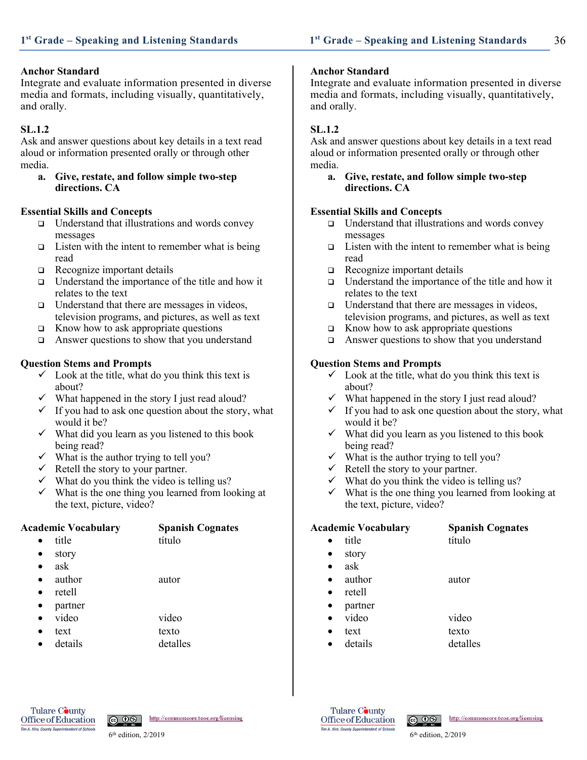**Anchor Standard**
Integrate and evaluate information presented in diverse media and formats, including visually, quantitatively, and orally.

**SL.1.2**
Ask and answer questions about key details in a text read aloud or information presented orally or through other media.

- **a. Give, restate, and follow simple two-step directions. CA**

**Essential Skills and Concepts**

- ❑ Understand that illustrations and words convey messages
- ❑ Listen with the intent to remember what is being read
- ❑ Recognize important details
- ❑ Understand the importance of the title and how it relates to the text
- ❑ Understand that there are messages in videos, television programs, and pictures, as well as text
- ❑ Know how to ask appropriate questions
- ❑ Answer questions to show that you understand

**Question Stems and Prompts**

- ✓ Look at the title, what do you think this text is about?
- ✓ What happened in the story I just read aloud?
- ✓ If you had to ask one question about the story, what would it be?
- ✓ What did you learn as you listened to this book being read?
- ✓ What is the author trying to tell you?
- ✓ Retell the story to your partner.
- ✓ What do you think the video is telling us?
- ✓ What is the one thing you learned from looking at the text, picture, video?

| Academic Vocabulary | Spanish Cognates |
|---|---|
| • title | título |
| • story | |
| • ask | |
| • author | autor |
| • retell | |
| • partner | |
| • video | video |
| • text | texto |
| • details | detalles |

**Anchor Standard**
Integrate and evaluate information presented in diverse media and formats, including visually, quantitatively, and orally.

**SL.1.2**
Ask and answer questions about key details in a text read aloud or information presented orally or through other media.

- **a. Give, restate, and follow simple two-step directions. CA**

**Essential Skills and Concepts**

- ❑ Understand that illustrations and words convey messages
- ❑ Listen with the intent to remember what is being read
- ❑ Recognize important details
- ❑ Understand the importance of the title and how it relates to the text
- ❑ Understand that there are messages in videos, television programs, and pictures, as well as text
- ❑ Know how to ask appropriate questions
- ❑ Answer questions to show that you understand

**Question Stems and Prompts**

- ✓ Look at the title, what do you think this text is about?
- ✓ What happened in the story I just read aloud?
- ✓ If you had to ask one question about the story, what would it be?
- ✓ What did you learn as you listened to this book being read?
- ✓ What is the author trying to tell you?
- ✓ Retell the story to your partner.
- ✓ What do you think the video is telling us?
- ✓ What is the one thing you learned from looking at the text, picture, video?

| Academic Vocabulary | Spanish Cognates |
|---|---|
| • title | título |
| • story | |
| • ask | |
| • author | autor |
| • retell | |
| • partner | |
| • video | video |
| • text | texto |
| • details | detalles |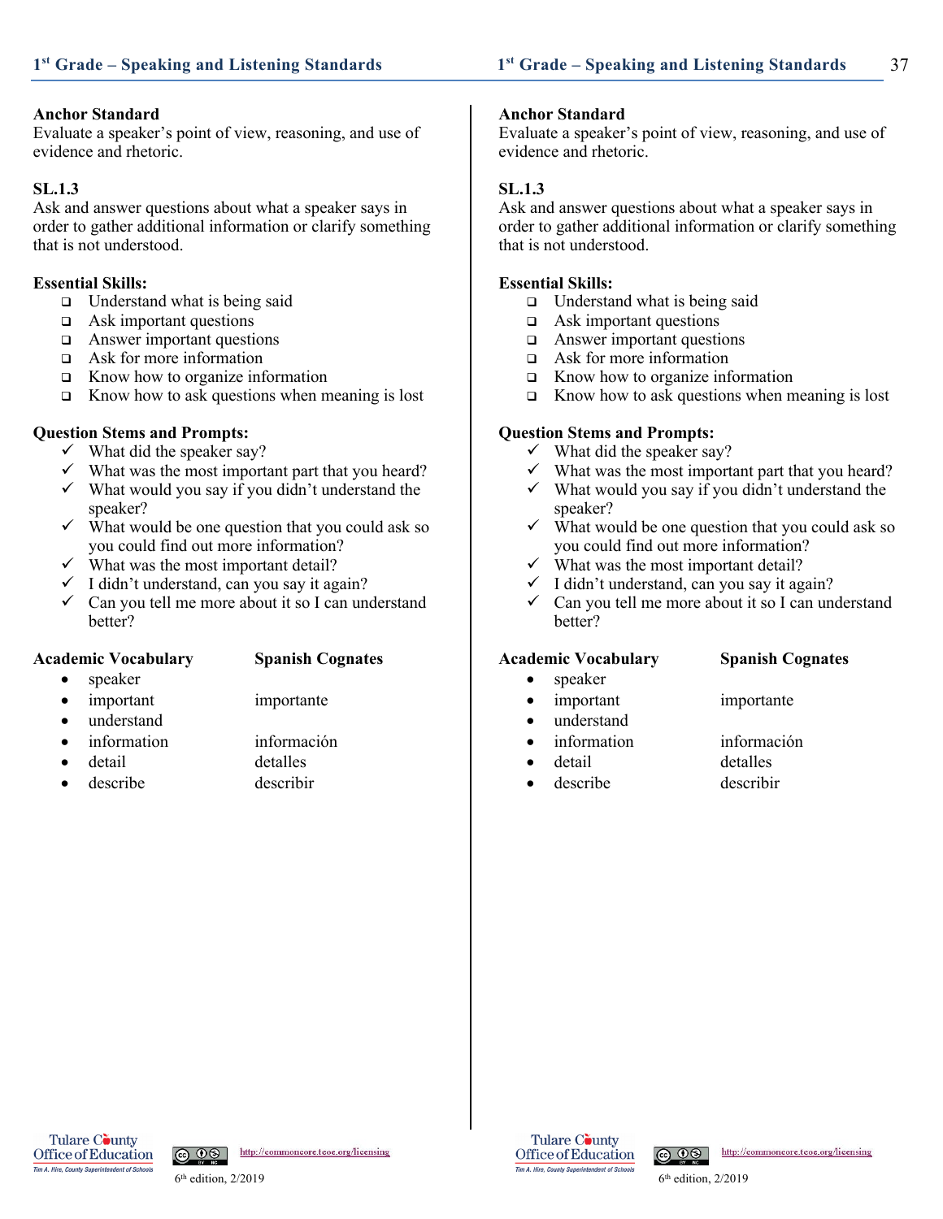**Anchor Standard**
Evaluate a speaker's point of view, reasoning, and use of evidence and rhetoric.

**SL.1.3**
Ask and answer questions about what a speaker says in order to gather additional information or clarify something that is not understood.

**Essential Skills:**

- ❑ Understand what is being said
- ❑ Ask important questions
- ❑ Answer important questions
- ❑ Ask for more information
- ❑ Know how to organize information
- ❑ Know how to ask questions when meaning is lost

**Question Stems and Prompts:**

- ✓ What did the speaker say?
- ✓ What was the most important part that you heard?
- ✓ What would you say if you didn't understand the speaker?
- ✓ What would be one question that you could ask so you could find out more information?
- ✓ What was the most important detail?
- ✓ I didn't understand, can you say it again?
- ✓ Can you tell me more about it so I can understand better?

| Academic Vocabulary | Spanish Cognates |
|---|---|
| • speaker | |
| • important | importante |
| • understand | |
| • information | información |
| • detail | detalles |
| • describe | describir |

**Anchor Standard**
Evaluate a speaker's point of view, reasoning, and use of evidence and rhetoric.

**SL.1.3**
Ask and answer questions about what a speaker says in order to gather additional information or clarify something that is not understood.

**Essential Skills:**

- ❑ Understand what is being said
- ❑ Ask important questions
- ❑ Answer important questions
- ❑ Ask for more information
- ❑ Know how to organize information
- ❑ Know how to ask questions when meaning is lost

**Question Stems and Prompts:**

- ✓ What did the speaker say?
- ✓ What was the most important part that you heard?
- ✓ What would you say if you didn't understand the speaker?
- ✓ What would be one question that you could ask so you could find out more information?
- ✓ What was the most important detail?
- ✓ I didn't understand, can you say it again?
- ✓ Can you tell me more about it so I can understand better?

| Academic Vocabulary | Spanish Cognates |
|---|---|
| • speaker | |
| • important | importante |
| • understand | |
| • information | información |
| • detail | detalles |
| • describe | describir |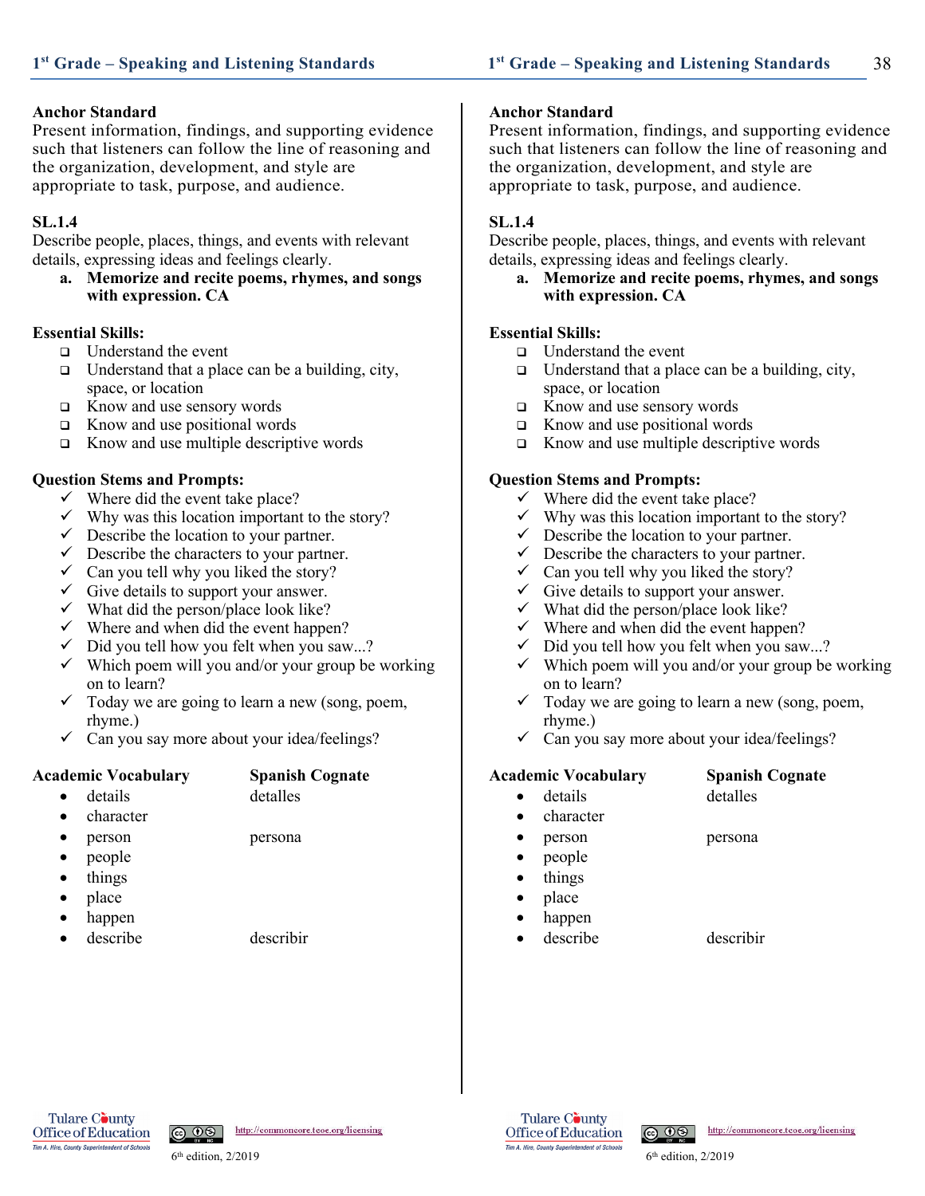**Anchor Standard**
Present information, findings, and supporting evidence such that listeners can follow the line of reasoning and the organization, development, and style are appropriate to task, purpose, and audience.

**SL.1.4**
Describe people, places, things, and events with relevant details, expressing ideas and feelings clearly.

a. **Memorize and recite poems, rhymes, and songs with expression. CA**

**Essential Skills:**

- ❑ Understand the event
- ❑ Understand that a place can be a building, city, space, or location
- ❑ Know and use sensory words
- ❑ Know and use positional words
- ❑ Know and use multiple descriptive words

**Question Stems and Prompts:**

- ✓ Where did the event take place?
- ✓ Why was this location important to the story?
- ✓ Describe the location to your partner.
- ✓ Describe the characters to your partner.
- ✓ Can you tell why you liked the story?
- ✓ Give details to support your answer.
- ✓ What did the person/place look like?
- ✓ Where and when did the event happen?
- ✓ Did you tell how you felt when you saw...?
- ✓ Which poem will you and/or your group be working on to learn?
- ✓ Today we are going to learn a new (song, poem, rhyme.)
- ✓ Can you say more about your idea/feelings?

| Academic Vocabulary | Spanish Cognate |
|---|---|
| details | detalles |
| character | |
| person | persona |
| people | |
| things | |
| place | |
| happen | |
| describe | describir |

**Anchor Standard**
Present information, findings, and supporting evidence such that listeners can follow the line of reasoning and the organization, development, and style are appropriate to task, purpose, and audience.

**SL.1.4**
Describe people, places, things, and events with relevant details, expressing ideas and feelings clearly.

a. **Memorize and recite poems, rhymes, and songs with expression. CA**

**Essential Skills:**

- ❑ Understand the event
- ❑ Understand that a place can be a building, city, space, or location
- ❑ Know and use sensory words
- ❑ Know and use positional words
- ❑ Know and use multiple descriptive words

**Question Stems and Prompts:**

- ✓ Where did the event take place?
- ✓ Why was this location important to the story?
- ✓ Describe the location to your partner.
- ✓ Describe the characters to your partner.
- ✓ Can you tell why you liked the story?
- ✓ Give details to support your answer.
- ✓ What did the person/place look like?
- ✓ Where and when did the event happen?
- ✓ Did you tell how you felt when you saw...?
- ✓ Which poem will you and/or your group be working on to learn?
- ✓ Today we are going to learn a new (song, poem, rhyme.)
- ✓ Can you say more about your idea/feelings?

| Academic Vocabulary | Spanish Cognate |
|---|---|
| details | detalles |
| character | |
| person | persona |
| people | |
| things | |
| place | |
| happen | |
| describe | describir |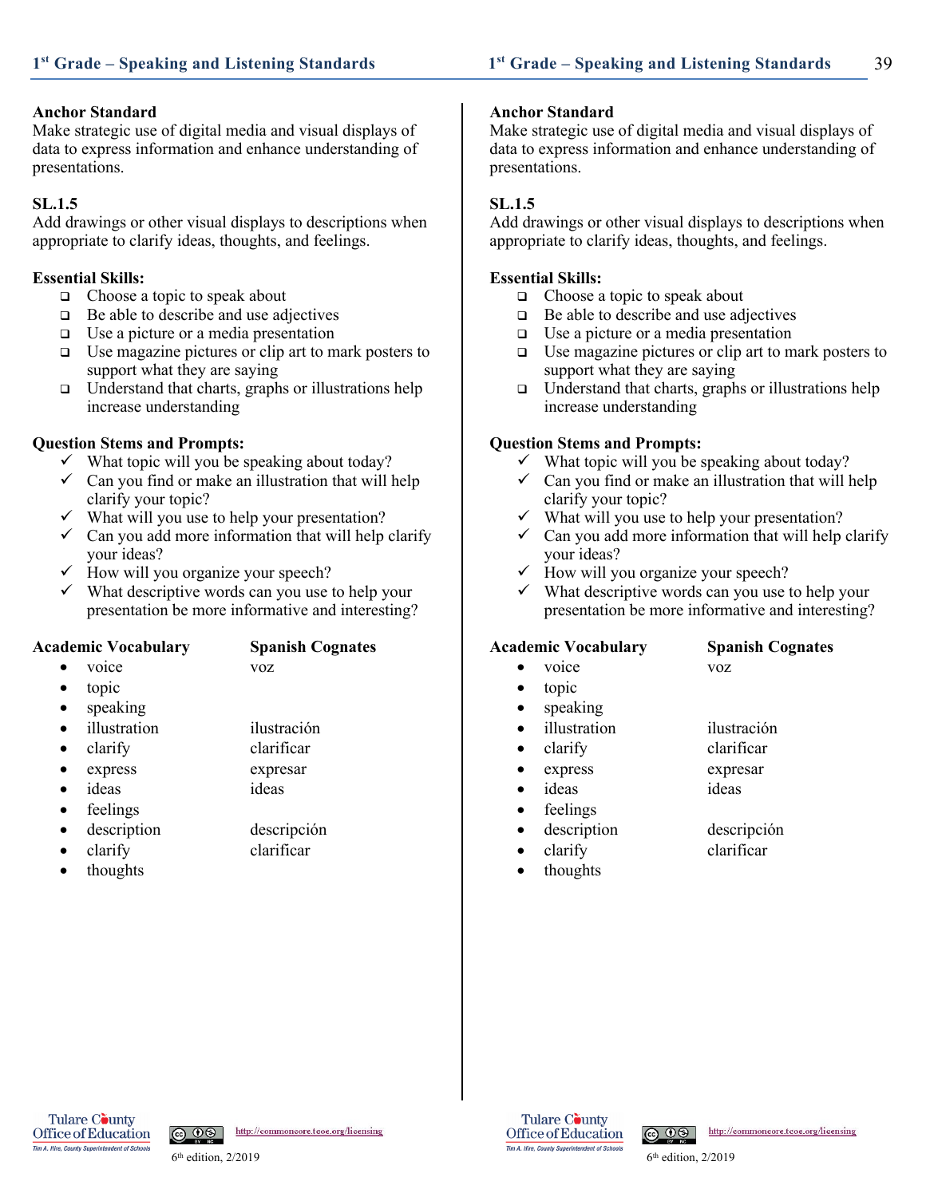## Anchor Standard

Make strategic use of digital media and visual displays of data to express information and enhance understanding of presentations.

## SL.1.5

Add drawings or other visual displays to descriptions when appropriate to clarify ideas, thoughts, and feelings.

### Essential Skills:

- ❑ Choose a topic to speak about
- ❑ Be able to describe and use adjectives
- ❑ Use a picture or a media presentation
- ❑ Use magazine pictures or clip art to mark posters to support what they are saying
- ❑ Understand that charts, graphs or illustrations help increase understanding

### Question Stems and Prompts:

- ✓ What topic will you be speaking about today?
- ✓ Can you find or make an illustration that will help clarify your topic?
- ✓ What will you use to help your presentation?
- ✓ Can you add more information that will help clarify your ideas?
- ✓ How will you organize your speech?
- ✓ What descriptive words can you use to help your presentation be more informative and interesting?

| Academic Vocabulary | Spanish Cognates |
|---|---|
| voice | voz |
| topic | |
| speaking | |
| illustration | ilustración |
| clarify | clarificar |
| express | expresar |
| ideas | ideas |
| feelings | |
| description | descripción |
| clarify | clarificar |
| thoughts | |

## Anchor Standard

Make strategic use of digital media and visual displays of data to express information and enhance understanding of presentations.

## SL.1.5

Add drawings or other visual displays to descriptions when appropriate to clarify ideas, thoughts, and feelings.

### Essential Skills:

- ❑ Choose a topic to speak about
- ❑ Be able to describe and use adjectives
- ❑ Use a picture or a media presentation
- ❑ Use magazine pictures or clip art to mark posters to support what they are saying
- ❑ Understand that charts, graphs or illustrations help increase understanding

### Question Stems and Prompts:

- ✓ What topic will you be speaking about today?
- ✓ Can you find or make an illustration that will help clarify your topic?
- ✓ What will you use to help your presentation?
- ✓ Can you add more information that will help clarify your ideas?
- ✓ How will you organize your speech?
- ✓ What descriptive words can you use to help your presentation be more informative and interesting?

| Academic Vocabulary | Spanish Cognates |
|---|---|
| voice | voz |
| topic | |
| speaking | |
| illustration | ilustración |
| clarify | clarificar |
| express | expresar |
| ideas | ideas |
| feelings | |
| description | descripción |
| clarify | clarificar |
| thoughts | |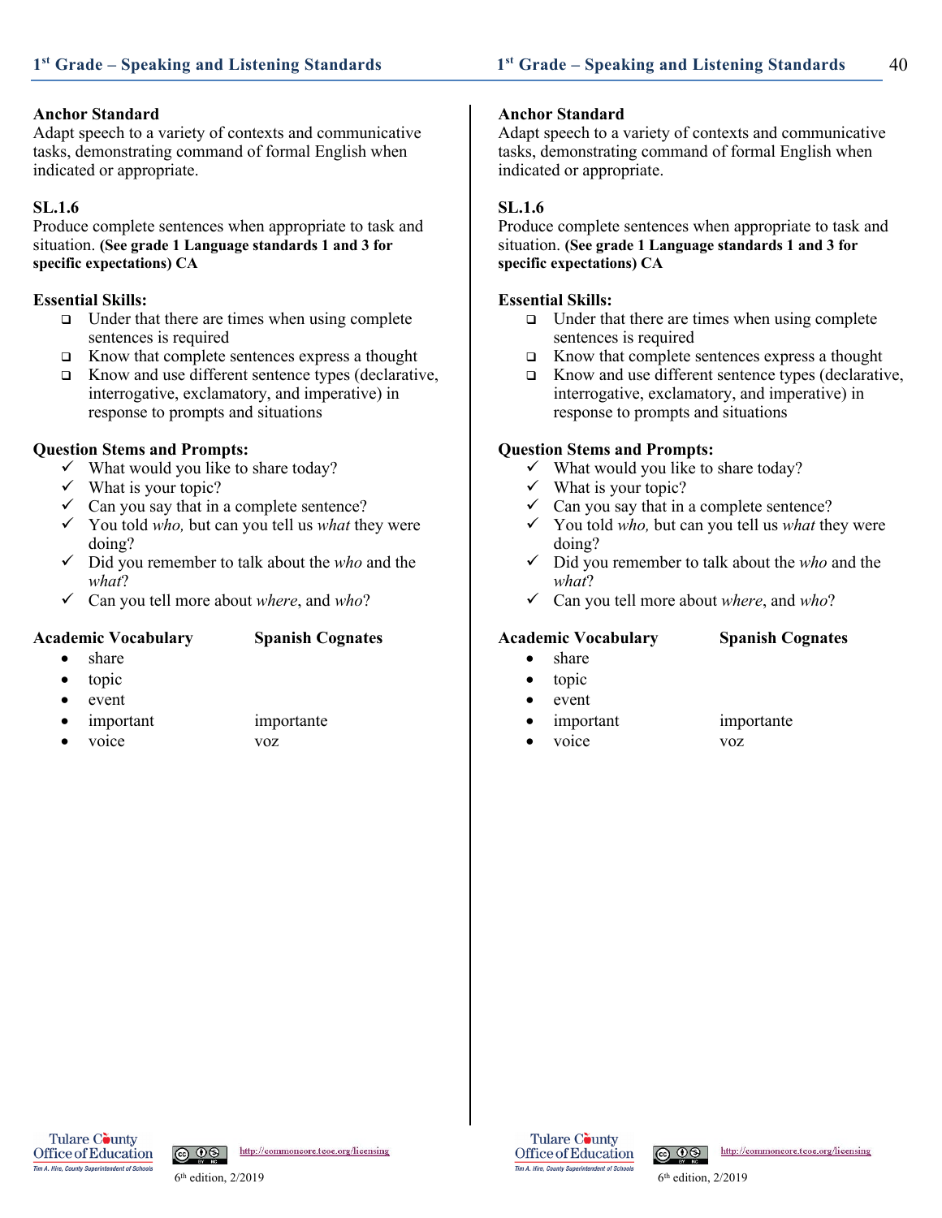**Anchor Standard**
Adapt speech to a variety of contexts and communicative tasks, demonstrating command of formal English when indicated or appropriate.

**SL.1.6**
Produce complete sentences when appropriate to task and situation. **(See grade 1 Language standards 1 and 3 for specific expectations) CA**

**Essential Skills:**

- ❑ Under that there are times when using complete sentences is required
- ❑ Know that complete sentences express a thought
- ❑ Know and use different sentence types (declarative, interrogative, exclamatory, and imperative) in response to prompts and situations

**Question Stems and Prompts:**

- ✓ What would you like to share today?
- ✓ What is your topic?
- ✓ Can you say that in a complete sentence?
- ✓ You told *who,* but can you tell us *what* they were doing?
- ✓ Did you remember to talk about the *who* and the *what*?
- ✓ Can you tell more about *where*, and *who*?

| Academic Vocabulary | Spanish Cognates |
|---|---|
| • share | |
| • topic | |
| • event | |
| • important | importante |
| • voice | voz |

**Anchor Standard**
Adapt speech to a variety of contexts and communicative tasks, demonstrating command of formal English when indicated or appropriate.

**SL.1.6**
Produce complete sentences when appropriate to task and situation. **(See grade 1 Language standards 1 and 3 for specific expectations) CA**

**Essential Skills:**

- ❑ Under that there are times when using complete sentences is required
- ❑ Know that complete sentences express a thought
- ❑ Know and use different sentence types (declarative, interrogative, exclamatory, and imperative) in response to prompts and situations

**Question Stems and Prompts:**

- ✓ What would you like to share today?
- ✓ What is your topic?
- ✓ Can you say that in a complete sentence?
- ✓ You told *who,* but can you tell us *what* they were doing?
- ✓ Did you remember to talk about the *who* and the *what*?
- ✓ Can you tell more about *where*, and *who*?

| Academic Vocabulary | Spanish Cognates |
|---|---|
| • share | |
| • topic | |
| • event | |
| • important | importante |
| • voice | voz |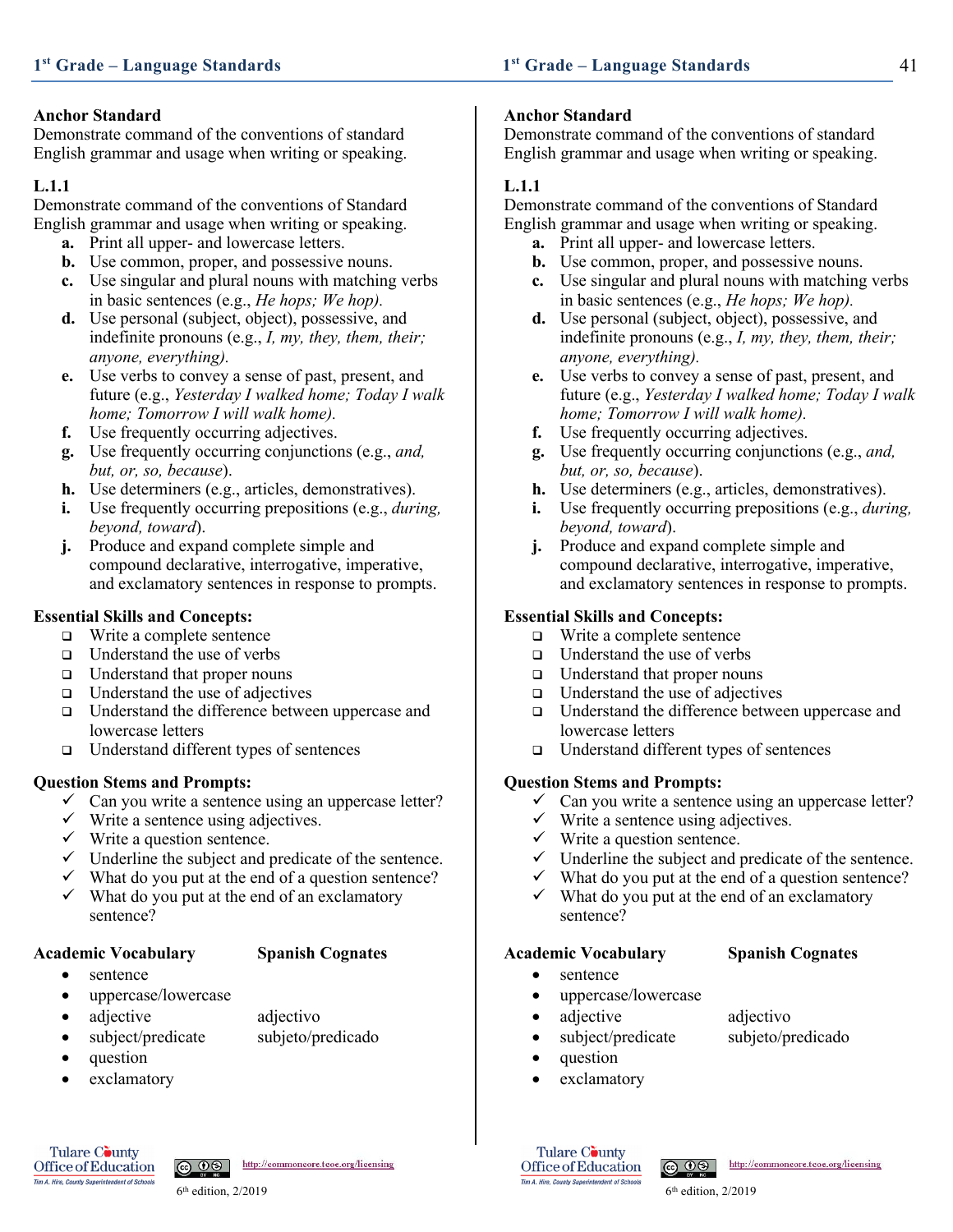## Anchor Standard

Demonstrate command of the conventions of standard English grammar and usage when writing or speaking.

## L.1.1

Demonstrate command of the conventions of Standard English grammar and usage when writing or speaking.

- **a.** Print all upper- and lowercase letters.
- **b.** Use common, proper, and possessive nouns.
- **c.** Use singular and plural nouns with matching verbs in basic sentences (e.g., *He hops; We hop).*
- **d.** Use personal (subject, object), possessive, and indefinite pronouns (e.g., *I, my, they, them, their; anyone, everything).*
- **e.** Use verbs to convey a sense of past, present, and future (e.g., *Yesterday I walked home; Today I walk home; Tomorrow I will walk home).*
- **f.** Use frequently occurring adjectives.
- **g.** Use frequently occurring conjunctions (e.g., *and, but, or, so, because*).
- **h.** Use determiners (e.g., articles, demonstratives).
- **i.** Use frequently occurring prepositions (e.g., *during, beyond, toward*).
- **j.** Produce and expand complete simple and compound declarative, interrogative, imperative, and exclamatory sentences in response to prompts.

## Essential Skills and Concepts:

- ❑ Write a complete sentence
- ❑ Understand the use of verbs
- ❑ Understand that proper nouns
- ❑ Understand the use of adjectives
- ❑ Understand the difference between uppercase and lowercase letters
- ❑ Understand different types of sentences

## Question Stems and Prompts:

- ✓ Can you write a sentence using an uppercase letter?
- ✓ Write a sentence using adjectives.
- ✓ Write a question sentence.
- ✓ Underline the subject and predicate of the sentence.
- ✓ What do you put at the end of a question sentence?
- ✓ What do you put at the end of an exclamatory sentence?

| Academic Vocabulary | Spanish Cognates |
|---|---|
| sentence | |
| uppercase/lowercase | |
| adjective | adjectivo |
| subject/predicate | subjeto/predicado |
| question | |
| exclamatory | |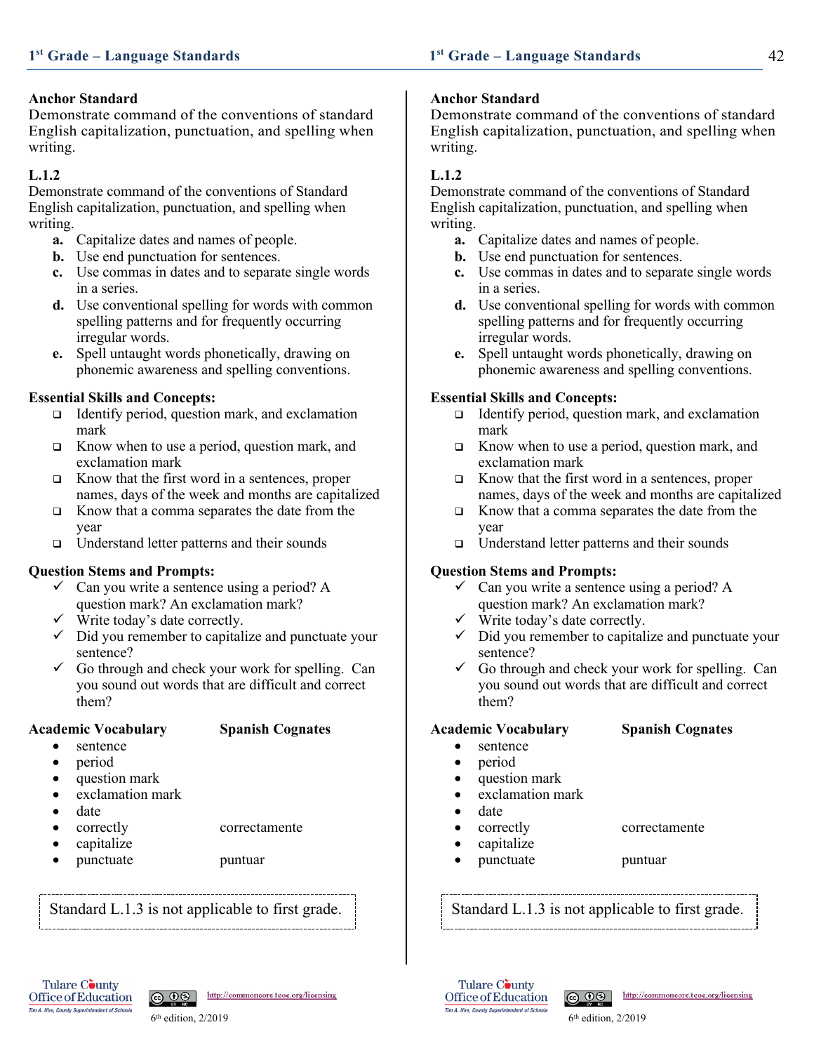**Anchor Standard**
Demonstrate command of the conventions of standard English capitalization, punctuation, and spelling when writing.

**L.1.2**
Demonstrate command of the conventions of Standard English capitalization, punctuation, and spelling when writing.

- **a.** Capitalize dates and names of people.
- **b.** Use end punctuation for sentences.
- **c.** Use commas in dates and to separate single words in a series.
- **d.** Use conventional spelling for words with common spelling patterns and for frequently occurring irregular words.
- **e.** Spell untaught words phonetically, drawing on phonemic awareness and spelling conventions.

**Essential Skills and Concepts:**

- ❑ Identify period, question mark, and exclamation mark
- ❑ Know when to use a period, question mark, and exclamation mark
- ❑ Know that the first word in a sentences, proper names, days of the week and months are capitalized
- ❑ Know that a comma separates the date from the year
- ❑ Understand letter patterns and their sounds

**Question Stems and Prompts:**

- ✓ Can you write a sentence using a period? A question mark? An exclamation mark?
- ✓ Write today's date correctly.
- ✓ Did you remember to capitalize and punctuate your sentence?
- ✓ Go through and check your work for spelling. Can you sound out words that are difficult and correct them?

| Academic Vocabulary | Spanish Cognates |
|---|---|
| • sentence | |
| • period | |
| • question mark | |
| • exclamation mark | |
| • date | |
| • correctly | correctamente |
| • capitalize | |
| • punctuate | puntuar |

Standard L.1.3 is not applicable to first grade.

**Anchor Standard**
Demonstrate command of the conventions of standard English capitalization, punctuation, and spelling when writing.

**L.1.2**
Demonstrate command of the conventions of Standard English capitalization, punctuation, and spelling when writing.

- **a.** Capitalize dates and names of people.
- **b.** Use end punctuation for sentences.
- **c.** Use commas in dates and to separate single words in a series.
- **d.** Use conventional spelling for words with common spelling patterns and for frequently occurring irregular words.
- **e.** Spell untaught words phonetically, drawing on phonemic awareness and spelling conventions.

**Essential Skills and Concepts:**

- ❑ Identify period, question mark, and exclamation mark
- ❑ Know when to use a period, question mark, and exclamation mark
- ❑ Know that the first word in a sentences, proper names, days of the week and months are capitalized
- ❑ Know that a comma separates the date from the year
- ❑ Understand letter patterns and their sounds

**Question Stems and Prompts:**

- ✓ Can you write a sentence using a period? A question mark? An exclamation mark?
- ✓ Write today's date correctly.
- ✓ Did you remember to capitalize and punctuate your sentence?
- ✓ Go through and check your work for spelling. Can you sound out words that are difficult and correct them?

| Academic Vocabulary | Spanish Cognates |
|---|---|
| • sentence | |
| • period | |
| • question mark | |
| • exclamation mark | |
| • date | |
| • correctly | correctamente |
| • capitalize | |
| • punctuate | puntuar |

Standard L.1.3 is not applicable to first grade.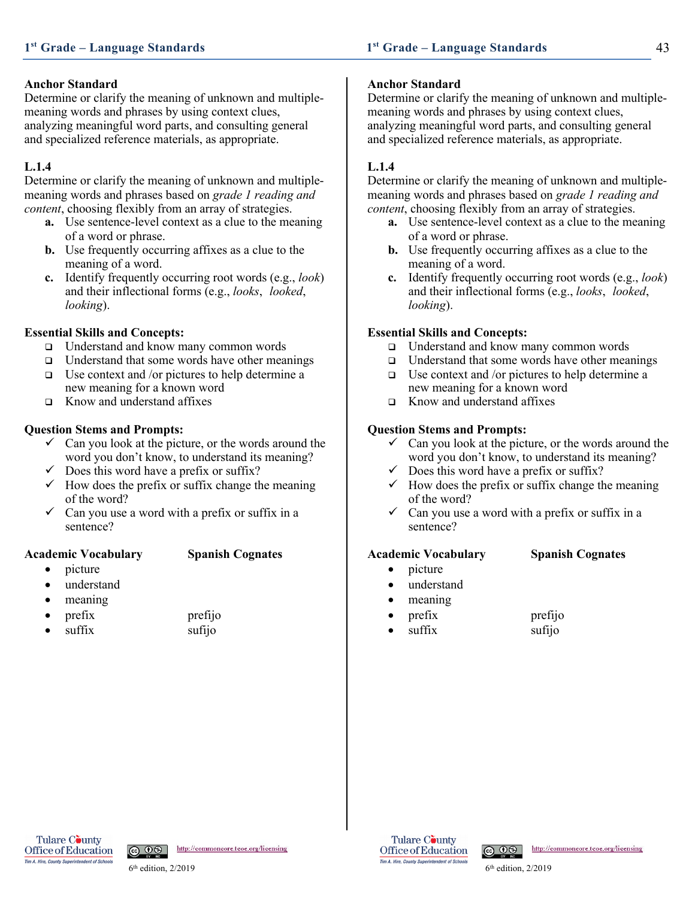**Anchor Standard**
Determine or clarify the meaning of unknown and multiple-meaning words and phrases by using context clues, analyzing meaningful word parts, and consulting general and specialized reference materials, as appropriate.

**L.1.4**
Determine or clarify the meaning of unknown and multiple-meaning words and phrases based on *grade 1 reading and content*, choosing flexibly from an array of strategies.

- **a.** Use sentence-level context as a clue to the meaning of a word or phrase.
- **b.** Use frequently occurring affixes as a clue to the meaning of a word.
- **c.** Identify frequently occurring root words (e.g., *look*) and their inflectional forms (e.g., *looks*, *looked*, *looking*).

**Essential Skills and Concepts:**

- ❑ Understand and know many common words
- ❑ Understand that some words have other meanings
- ❑ Use context and /or pictures to help determine a new meaning for a known word
- ❑ Know and understand affixes

**Question Stems and Prompts:**

- ✓ Can you look at the picture, or the words around the word you don't know, to understand its meaning?
- ✓ Does this word have a prefix or suffix?
- ✓ How does the prefix or suffix change the meaning of the word?
- ✓ Can you use a word with a prefix or suffix in a sentence?

| Academic Vocabulary | Spanish Cognates |
|---|---|
| • picture | |
| • understand | |
| • meaning | |
| • prefix | prefijo |
| • suffix | sufijo |

**Anchor Standard**
Determine or clarify the meaning of unknown and multiple-meaning words and phrases by using context clues, analyzing meaningful word parts, and consulting general and specialized reference materials, as appropriate.

**L.1.4**
Determine or clarify the meaning of unknown and multiple-meaning words and phrases based on *grade 1 reading and content*, choosing flexibly from an array of strategies.

- **a.** Use sentence-level context as a clue to the meaning of a word or phrase.
- **b.** Use frequently occurring affixes as a clue to the meaning of a word.
- **c.** Identify frequently occurring root words (e.g., *look*) and their inflectional forms (e.g., *looks*, *looked*, *looking*).

**Essential Skills and Concepts:**

- ❑ Understand and know many common words
- ❑ Understand that some words have other meanings
- ❑ Use context and /or pictures to help determine a new meaning for a known word
- ❑ Know and understand affixes

**Question Stems and Prompts:**

- ✓ Can you look at the picture, or the words around the word you don't know, to understand its meaning?
- ✓ Does this word have a prefix or suffix?
- ✓ How does the prefix or suffix change the meaning of the word?
- ✓ Can you use a word with a prefix or suffix in a sentence?

| Academic Vocabulary | Spanish Cognates |
|---|---|
| • picture | |
| • understand | |
| • meaning | |
| • prefix | prefijo |
| • suffix | sufijo |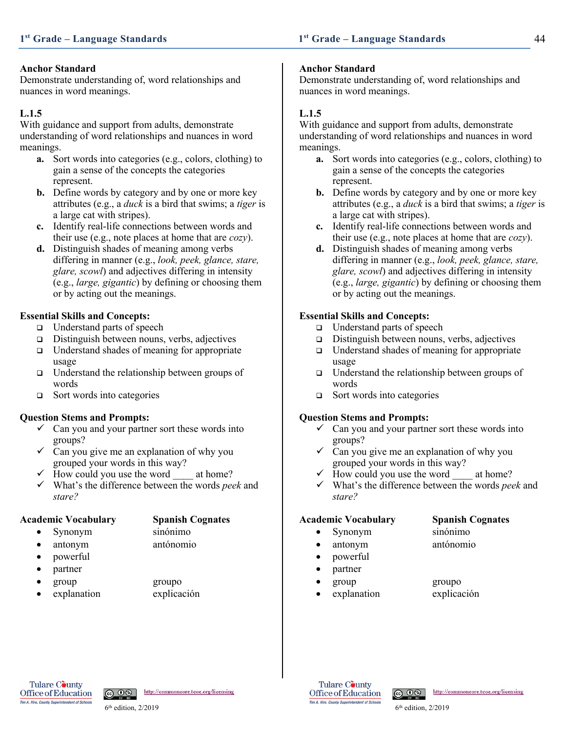**Anchor Standard**
Demonstrate understanding of, word relationships and nuances in word meanings.

**L.1.5**
With guidance and support from adults, demonstrate understanding of word relationships and nuances in word meanings.

- **a.** Sort words into categories (e.g., colors, clothing) to gain a sense of the concepts the categories represent.
- **b.** Define words by category and by one or more key attributes (e.g., a *duck* is a bird that swims; a *tiger* is a large cat with stripes).
- **c.** Identify real-life connections between words and their use (e.g., note places at home that are *cozy*).
- **d.** Distinguish shades of meaning among verbs differing in manner (e.g., *look, peek, glance, stare, glare, scowl*) and adjectives differing in intensity (e.g., *large, gigantic*) by defining or choosing them or by acting out the meanings.

**Essential Skills and Concepts:**

- ❑ Understand parts of speech
- ❑ Distinguish between nouns, verbs, adjectives
- ❑ Understand shades of meaning for appropriate usage
- ❑ Understand the relationship between groups of words
- ❑ Sort words into categories

**Question Stems and Prompts:**

- ✓ Can you and your partner sort these words into groups?
- ✓ Can you give me an explanation of why you grouped your words in this way?
- ✓ How could you use the word ____ at home?
- ✓ What's the difference between the words *peek* and *stare?*

| Academic Vocabulary | Spanish Cognates |
| --- | --- |
| • Synonym | sinónimo |
| • antonym | antónomio |
| • powerful | |
| • partner | |
| • group | groupo |
| • explanation | explicación |

**Anchor Standard**
Demonstrate understanding of, word relationships and nuances in word meanings.

**L.1.5**
With guidance and support from adults, demonstrate understanding of word relationships and nuances in word meanings.

- **a.** Sort words into categories (e.g., colors, clothing) to gain a sense of the concepts the categories represent.
- **b.** Define words by category and by one or more key attributes (e.g., a *duck* is a bird that swims; a *tiger* is a large cat with stripes).
- **c.** Identify real-life connections between words and their use (e.g., note places at home that are *cozy*).
- **d.** Distinguish shades of meaning among verbs differing in manner (e.g., *look, peek, glance, stare, glare, scowl*) and adjectives differing in intensity (e.g., *large, gigantic*) by defining or choosing them or by acting out the meanings.

**Essential Skills and Concepts:**

- ❑ Understand parts of speech
- ❑ Distinguish between nouns, verbs, adjectives
- ❑ Understand shades of meaning for appropriate usage
- ❑ Understand the relationship between groups of words
- ❑ Sort words into categories

**Question Stems and Prompts:**

- ✓ Can you and your partner sort these words into groups?
- ✓ Can you give me an explanation of why you grouped your words in this way?
- ✓ How could you use the word ____ at home?
- ✓ What's the difference between the words *peek* and *stare?*

| Academic Vocabulary | Spanish Cognates |
| --- | --- |
| • Synonym | sinónimo |
| • antonym | antónomio |
| • powerful | |
| • partner | |
| • group | groupo |
| • explanation | explicación |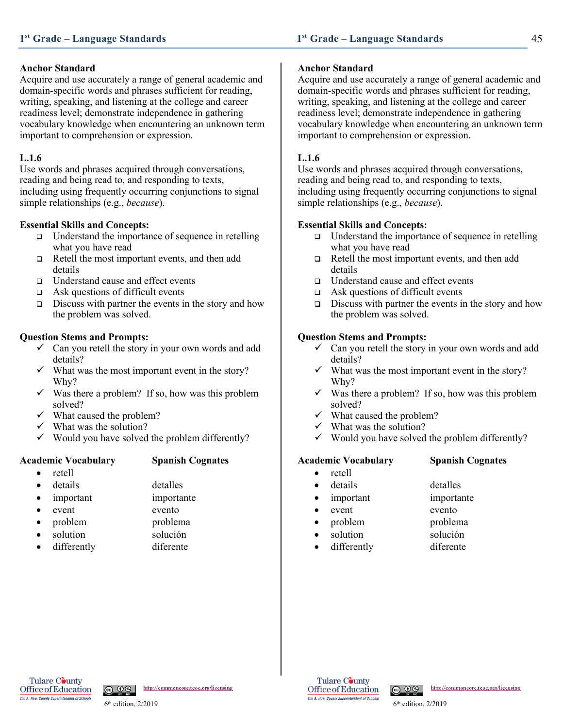## Anchor Standard

Acquire and use accurately a range of general academic and domain-specific words and phrases sufficient for reading, writing, speaking, and listening at the college and career readiness level; demonstrate independence in gathering vocabulary knowledge when encountering an unknown term important to comprehension or expression.

## L.1.6

Use words and phrases acquired through conversations, reading and being read to, and responding to texts, including using frequently occurring conjunctions to signal simple relationships (e.g., *because*).

**Essential Skills and Concepts:**

- ❑ Understand the importance of sequence in retelling what you have read
- ❑ Retell the most important events, and then add details
- ❑ Understand cause and effect events
- ❑ Ask questions of difficult events
- ❑ Discuss with partner the events in the story and how the problem was solved.

**Question Stems and Prompts:**

- ✓ Can you retell the story in your own words and add details?
- ✓ What was the most important event in the story? Why?
- ✓ Was there a problem? If so, how was this problem solved?
- ✓ What caused the problem?
- ✓ What was the solution?
- ✓ Would you have solved the problem differently?

| Academic Vocabulary | Spanish Cognates |
| --- | --- |
| retell | |
| details | detalles |
| important | importante |
| event | evento |
| problem | problema |
| solution | solución |
| differently | diferente |

## Anchor Standard

Acquire and use accurately a range of general academic and domain-specific words and phrases sufficient for reading, writing, speaking, and listening at the college and career readiness level; demonstrate independence in gathering vocabulary knowledge when encountering an unknown term important to comprehension or expression.

## L.1.6

Use words and phrases acquired through conversations, reading and being read to, and responding to texts, including using frequently occurring conjunctions to signal simple relationships (e.g., *because*).

**Essential Skills and Concepts:**

- ❑ Understand the importance of sequence in retelling what you have read
- ❑ Retell the most important events, and then add details
- ❑ Understand cause and effect events
- ❑ Ask questions of difficult events
- ❑ Discuss with partner the events in the story and how the problem was solved.

**Question Stems and Prompts:**

- ✓ Can you retell the story in your own words and add details?
- ✓ What was the most important event in the story? Why?
- ✓ Was there a problem? If so, how was this problem solved?
- ✓ What caused the problem?
- ✓ What was the solution?
- ✓ Would you have solved the problem differently?

| Academic Vocabulary | Spanish Cognates |
| --- | --- |
| retell | |
| details | detalles |
| important | importante |
| event | evento |
| problem | problema |
| solution | solución |
| differently | diferente |